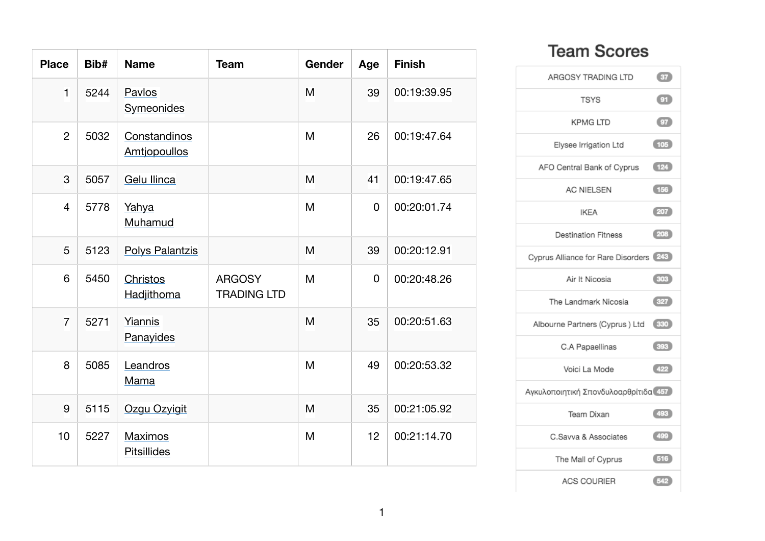| Place | Bib# | Name | Team | Gender | Age | Finish |
|---|---|---|---|---|---|---|
| 1 | 5244 | Pavlos Symeonides | | M | 39 | 00:19:39.95 |
| 2 | 5032 | Constandinos Amtjopoullos | | M | 26 | 00:19:47.64 |
| 3 | 5057 | Gelu Ilinca | | M | 41 | 00:19:47.65 |
| 4 | 5778 | Yahya Muhamud | | M | 0 | 00:20:01.74 |
| 5 | 5123 | Polys Palantzis | | M | 39 | 00:20:12.91 |
| 6 | 5450 | Christos Hadjithoma | ARGOSY TRADING LTD | M | 0 | 00:20:48.26 |
| 7 | 5271 | Yiannis Panayides | | M | 35 | 00:20:51.63 |
| 8 | 5085 | Leandros Mama | | M | 49 | 00:20:53.32 |
| 9 | 5115 | Ozgu Ozyigit | | M | 35 | 00:21:05.92 |
| 10 | 5227 | Maximos Pitsillides | | M | 12 | 00:21:14.70 |

## Team Scores

| Team | Score |
|---|---|
| ARGOSY TRADING LTD | 37 |
| TSYS | 91 |
| KPMG LTD | 97 |
| Elysee Irrigation Ltd | 105 |
| AFO Central Bank of Cyprus | 124 |
| AC NIELSEN | 156 |
| IKEA | 207 |
| Destination Fitness | 208 |
| Cyprus Alliance for Rare Disorders | 243 |
| Air It Nicosia | 303 |
| The Landmark Nicosia | 327 |
| Albourne Partners (Cyprus ) Ltd | 330 |
| C.A Papaellinas | 393 |
| Voici La Mode | 422 |
| Αγκυλοποιητική Σπονδυλοαρθρίτιδα | 457 |
| Team Dixan | 493 |
| C.Savva & Associates | 499 |
| The Mall of Cyprus | 516 |
| ACS COURIER | 542 |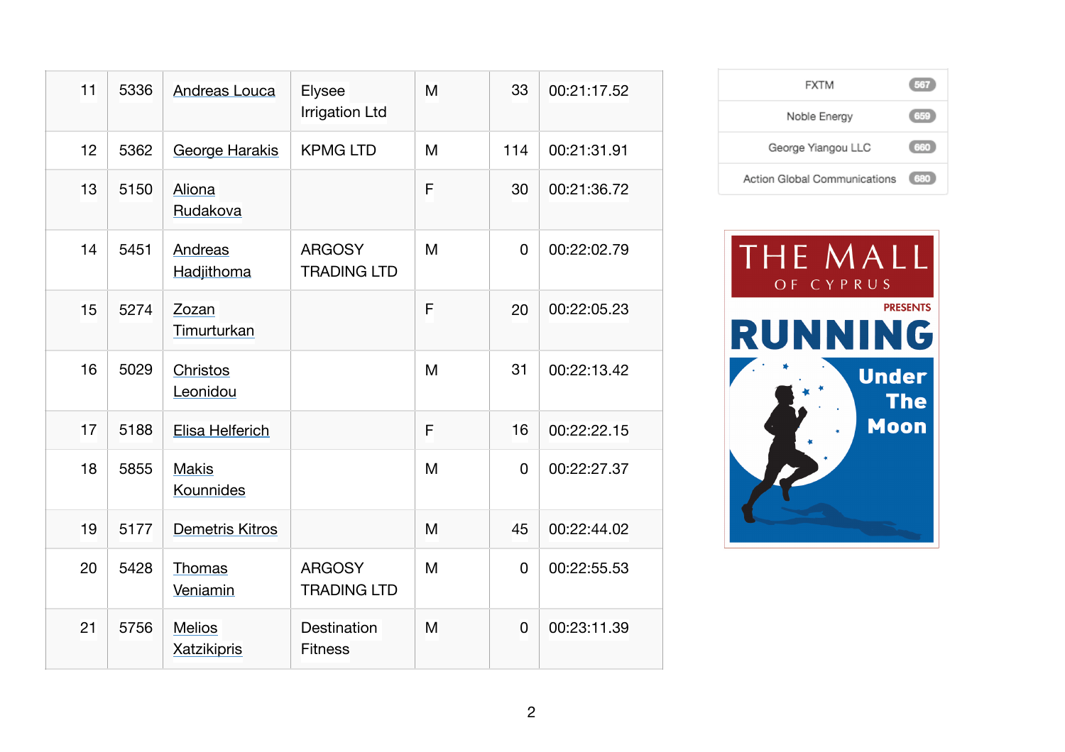| 11 | 5336 | Andreas Louca | Elysee Irrigation Ltd | M | 33 | 00:21:17.52 |
|---|---|---|---|---|---|---|
| 12 | 5362 | George Harakis | KPMG LTD | M | 114 | 00:21:31.91 |
| 13 | 5150 | Aliona Rudakova | | F | 30 | 00:21:36.72 |
| 14 | 5451 | Andreas Hadjithoma | ARGOSY TRADING LTD | M | 0 | 00:22:02.79 |
| 15 | 5274 | Zozan Timurturkan | | F | 20 | 00:22:05.23 |
| 16 | 5029 | Christos Leonidou | | M | 31 | 00:22:13.42 |
| 17 | 5188 | Elisa Helferich | | F | 16 | 00:22:22.15 |
| 18 | 5855 | Makis Kounnides | | M | 0 | 00:22:27.37 |
| 19 | 5177 | Demetris Kitros | | M | 45 | 00:22:44.02 |
| 20 | 5428 | Thomas Veniamin | ARGOSY TRADING LTD | M | 0 | 00:22:55.53 |
| 21 | 5756 | Melios Xatzikipris | Destination Fitness | M | 0 | 00:23:11.39 |

| | |
|---|---|
| FXTM | 567 |
| Noble Energy | 659 |
| George Yiangou LLC | 660 |
| Action Global Communications | 680 |

THE MALL OF CYPRUS PRESENTS RUNNING Under The Moon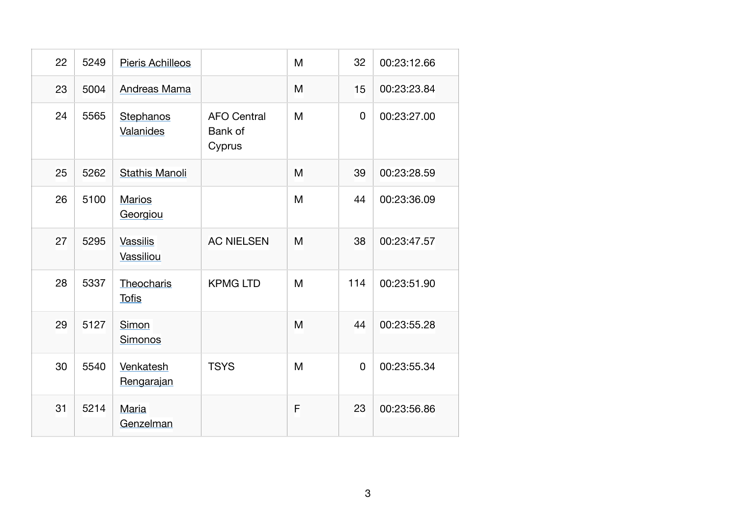| | | | | | | |
|---|---|---|---|---|---|---|
| 22 | 5249 | Pieris Achilleos | | M | 32 | 00:23:12.66 |
| 23 | 5004 | Andreas Mama | | M | 15 | 00:23:23.84 |
| 24 | 5565 | Stephanos Valanides | AFO Central Bank of Cyprus | M | 0 | 00:23:27.00 |
| 25 | 5262 | Stathis Manoli | | M | 39 | 00:23:28.59 |
| 26 | 5100 | Marios Georgiou | | M | 44 | 00:23:36.09 |
| 27 | 5295 | Vassilis Vassiliou | AC NIELSEN | M | 38 | 00:23:47.57 |
| 28 | 5337 | Theocharis Tofis | KPMG LTD | M | 114 | 00:23:51.90 |
| 29 | 5127 | Simon Simonos | | M | 44 | 00:23:55.28 |
| 30 | 5540 | Venkatesh Rengarajan | TSYS | M | 0 | 00:23:55.34 |
| 31 | 5214 | Maria Genzelman | | F | 23 | 00:23:56.86 |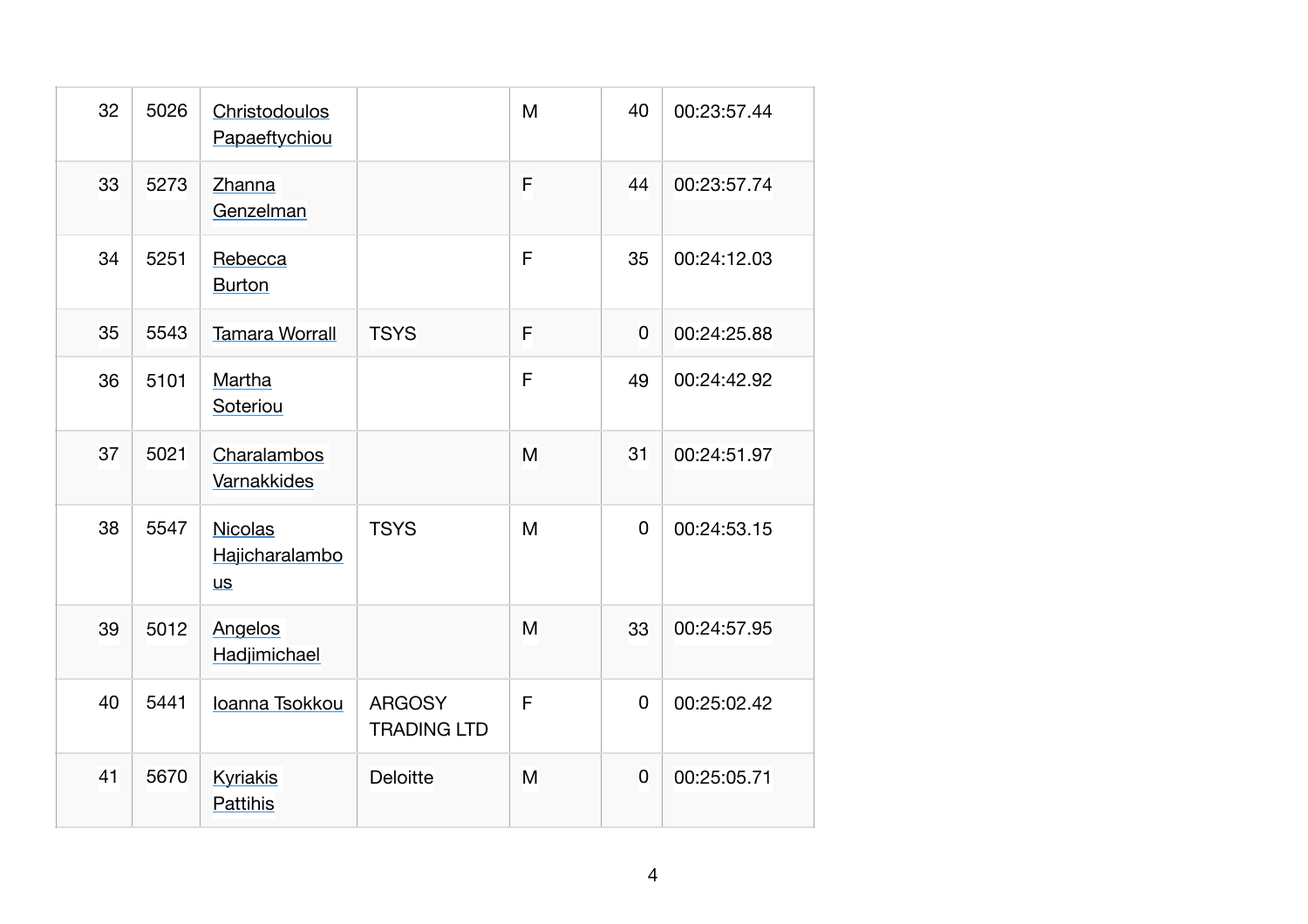| | | | | | | |
|---|---|---|---|---|---|---|
| 32 | 5026 | Christodoulos Papaeftychiou | | M | 40 | 00:23:57.44 |
| 33 | 5273 | Zhanna Genzelman | | F | 44 | 00:23:57.74 |
| 34 | 5251 | Rebecca Burton | | F | 35 | 00:24:12.03 |
| 35 | 5543 | Tamara Worrall | TSYS | F | 0 | 00:24:25.88 |
| 36 | 5101 | Martha Soteriou | | F | 49 | 00:24:42.92 |
| 37 | 5021 | Charalambos Varnakkides | | M | 31 | 00:24:51.97 |
| 38 | 5547 | Nicolas Hajicharalambous | TSYS | M | 0 | 00:24:53.15 |
| 39 | 5012 | Angelos Hadjimichael | | M | 33 | 00:24:57.95 |
| 40 | 5441 | Ioanna Tsokkou | ARGOSY TRADING LTD | F | 0 | 00:25:02.42 |
| 41 | 5670 | Kyriakis Pattihis | Deloitte | M | 0 | 00:25:05.71 |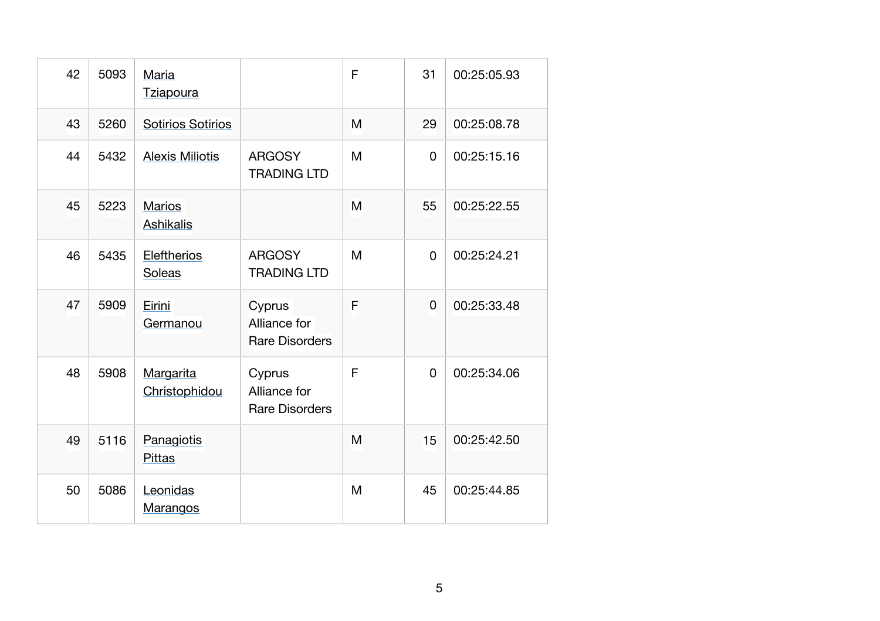| 42 | 5093 | Maria Tziapoura | | F | 31 | 00:25:05.93 |
|---|---|---|---|---|---|---|
| 43 | 5260 | Sotirios Sotirios | | M | 29 | 00:25:08.78 |
| 44 | 5432 | Alexis Miliotis | ARGOSY TRADING LTD | M | 0 | 00:25:15.16 |
| 45 | 5223 | Marios Ashikalis | | M | 55 | 00:25:22.55 |
| 46 | 5435 | Eleftherios Soleas | ARGOSY TRADING LTD | M | 0 | 00:25:24.21 |
| 47 | 5909 | Eirini Germanou | Cyprus Alliance for Rare Disorders | F | 0 | 00:25:33.48 |
| 48 | 5908 | Margarita Christophidou | Cyprus Alliance for Rare Disorders | F | 0 | 00:25:34.06 |
| 49 | 5116 | Panagiotis Pittas | | M | 15 | 00:25:42.50 |
| 50 | 5086 | Leonidas Marangos | | M | 45 | 00:25:44.85 |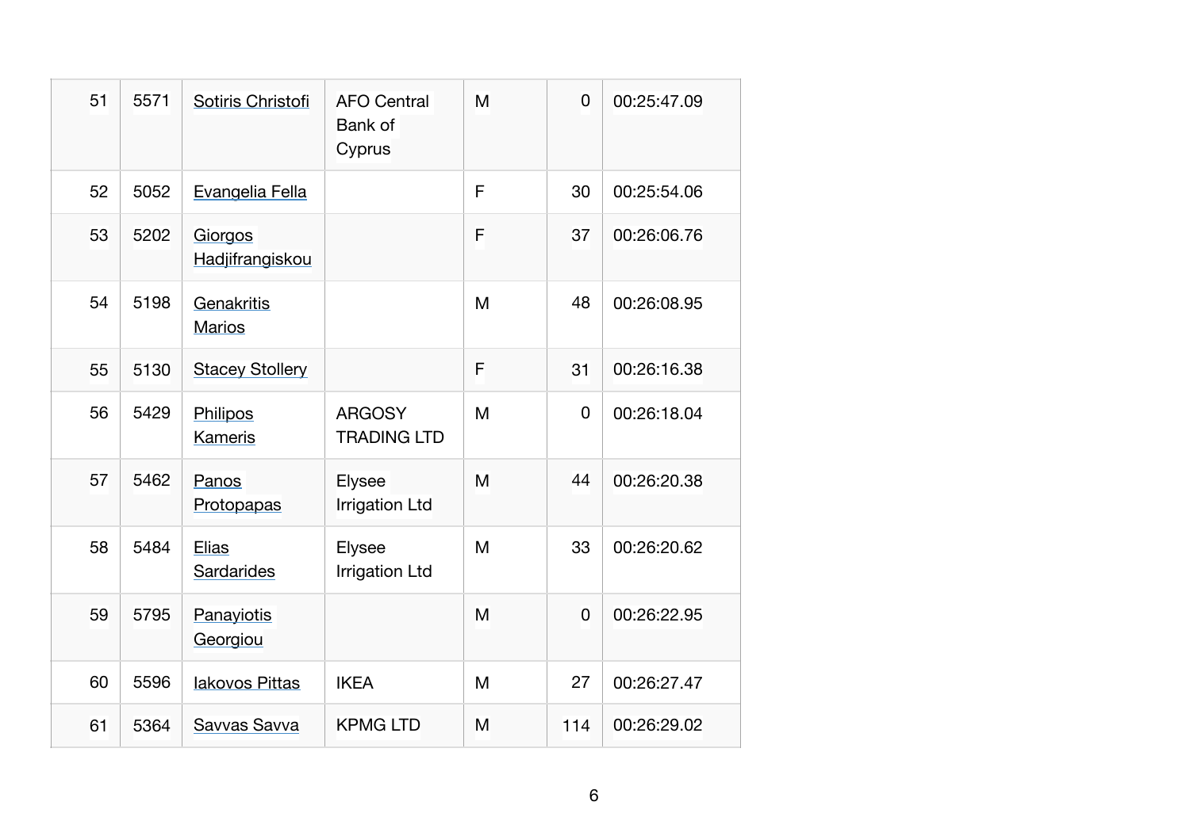| 51 | 5571 | Sotiris Christofi | AFO Central Bank of Cyprus | M | 0 | 00:25:47.09 |
|---|---|---|---|---|---|---|
| 52 | 5052 | Evangelia Fella | | F | 30 | 00:25:54.06 |
| 53 | 5202 | Giorgos Hadjifrangiskou | | F | 37 | 00:26:06.76 |
| 54 | 5198 | Genakritis Marios | | M | 48 | 00:26:08.95 |
| 55 | 5130 | Stacey Stollery | | F | 31 | 00:26:16.38 |
| 56 | 5429 | Philipos Kameris | ARGOSY TRADING LTD | M | 0 | 00:26:18.04 |
| 57 | 5462 | Panos Protopapas | Elysee Irrigation Ltd | M | 44 | 00:26:20.38 |
| 58 | 5484 | Elias Sardarides | Elysee Irrigation Ltd | M | 33 | 00:26:20.62 |
| 59 | 5795 | Panayiotis Georgiou | | M | 0 | 00:26:22.95 |
| 60 | 5596 | Iakovos Pittas | IKEA | M | 27 | 00:26:27.47 |
| 61 | 5364 | Savvas Savva | KPMG LTD | M | 114 | 00:26:29.02 |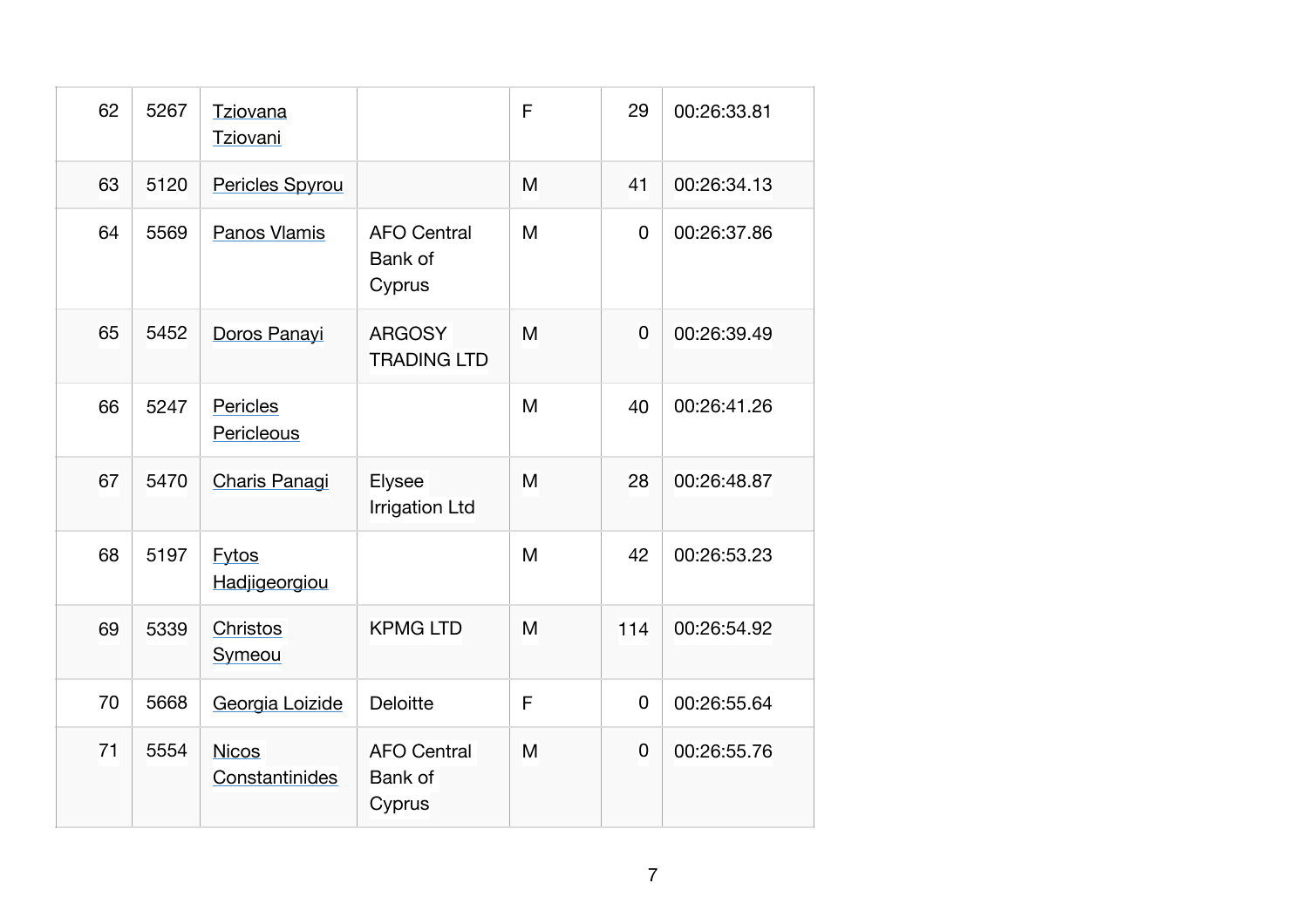| | | | | | | |
|---|---|---|---|---|---|---|
| 62 | 5267 | Tziovana Tziovani | | F | 29 | 00:26:33.81 |
| 63 | 5120 | Pericles Spyrou | | M | 41 | 00:26:34.13 |
| 64 | 5569 | Panos Vlamis | AFO Central Bank of Cyprus | M | 0 | 00:26:37.86 |
| 65 | 5452 | Doros Panayi | ARGOSY TRADING LTD | M | 0 | 00:26:39.49 |
| 66 | 5247 | Pericles Pericleous | | M | 40 | 00:26:41.26 |
| 67 | 5470 | Charis Panagi | Elysee Irrigation Ltd | M | 28 | 00:26:48.87 |
| 68 | 5197 | Fytos Hadjigeorgiou | | M | 42 | 00:26:53.23 |
| 69 | 5339 | Christos Symeou | KPMG LTD | M | 114 | 00:26:54.92 |
| 70 | 5668 | Georgia Loizide | Deloitte | F | 0 | 00:26:55.64 |
| 71 | 5554 | Nicos Constantinides | AFO Central Bank of Cyprus | M | 0 | 00:26:55.76 |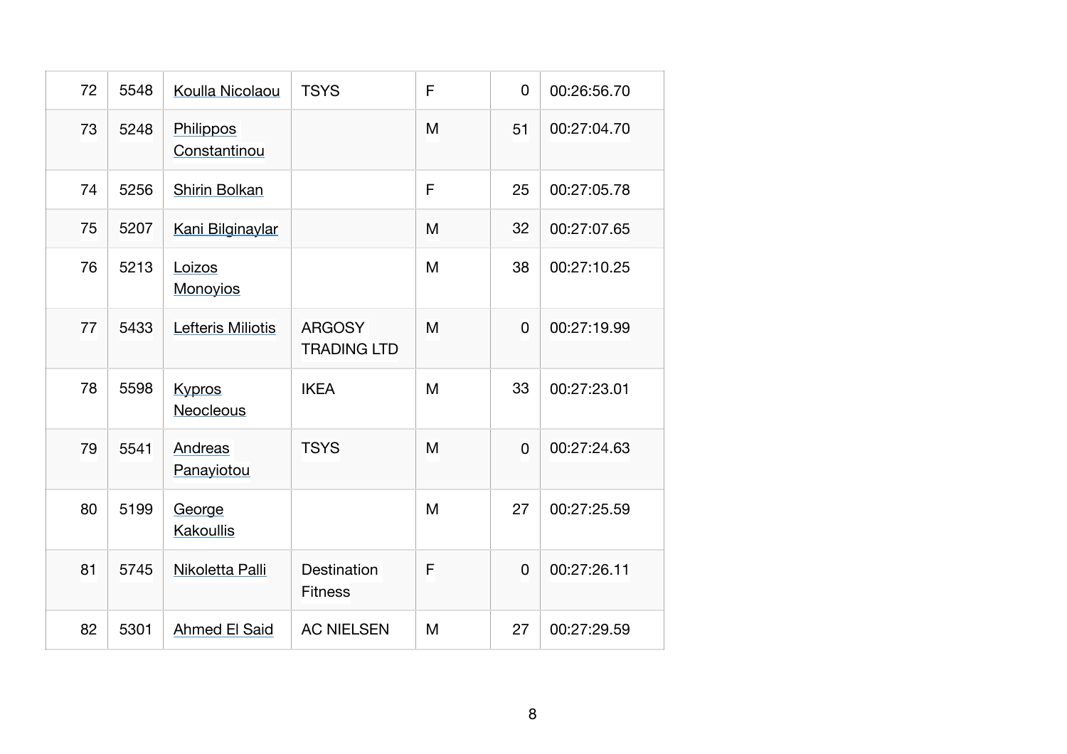| | | | | | | |
|---|---|---|---|---|---|---|
| 72 | 5548 | Koulla Nicolaou | TSYS | F | 0 | 00:26:56.70 |
| 73 | 5248 | Philippos Constantinou | | M | 51 | 00:27:04.70 |
| 74 | 5256 | Shirin Bolkan | | F | 25 | 00:27:05.78 |
| 75 | 5207 | Kani Bilginaylar | | M | 32 | 00:27:07.65 |
| 76 | 5213 | Loizos Monoyios | | M | 38 | 00:27:10.25 |
| 77 | 5433 | Lefteris Miliotis | ARGOSY TRADING LTD | M | 0 | 00:27:19.99 |
| 78 | 5598 | Kypros Neocleous | IKEA | M | 33 | 00:27:23.01 |
| 79 | 5541 | Andreas Panayiotou | TSYS | M | 0 | 00:27:24.63 |
| 80 | 5199 | George Kakoullis | | M | 27 | 00:27:25.59 |
| 81 | 5745 | Nikoletta Palli | Destination Fitness | F | 0 | 00:27:26.11 |
| 82 | 5301 | Ahmed El Said | AC NIELSEN | M | 27 | 00:27:29.59 |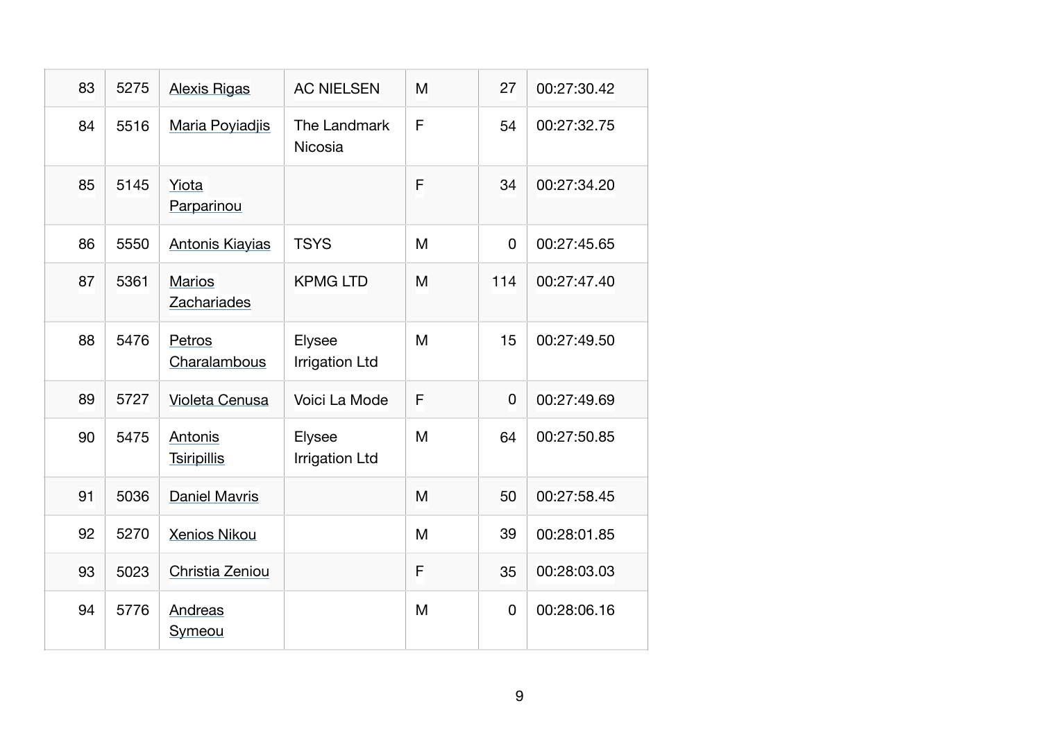| | | | | | | |
|---|---|---|---|---|---|---|
| 83 | 5275 | Alexis Rigas | AC NIELSEN | M | 27 | 00:27:30.42 |
| 84 | 5516 | Maria Poyiadjis | The Landmark Nicosia | F | 54 | 00:27:32.75 |
| 85 | 5145 | Yiota Parparinou | | F | 34 | 00:27:34.20 |
| 86 | 5550 | Antonis Kiayias | TSYS | M | 0 | 00:27:45.65 |
| 87 | 5361 | Marios Zachariades | KPMG LTD | M | 114 | 00:27:47.40 |
| 88 | 5476 | Petros Charalambous | Elysee Irrigation Ltd | M | 15 | 00:27:49.50 |
| 89 | 5727 | Violeta Cenusa | Voici La Mode | F | 0 | 00:27:49.69 |
| 90 | 5475 | Antonis Tsiripillis | Elysee Irrigation Ltd | M | 64 | 00:27:50.85 |
| 91 | 5036 | Daniel Mavris | | M | 50 | 00:27:58.45 |
| 92 | 5270 | Xenios Nikou | | M | 39 | 00:28:01.85 |
| 93 | 5023 | Christia Zeniou | | F | 35 | 00:28:03.03 |
| 94 | 5776 | Andreas Symeou | | M | 0 | 00:28:06.16 |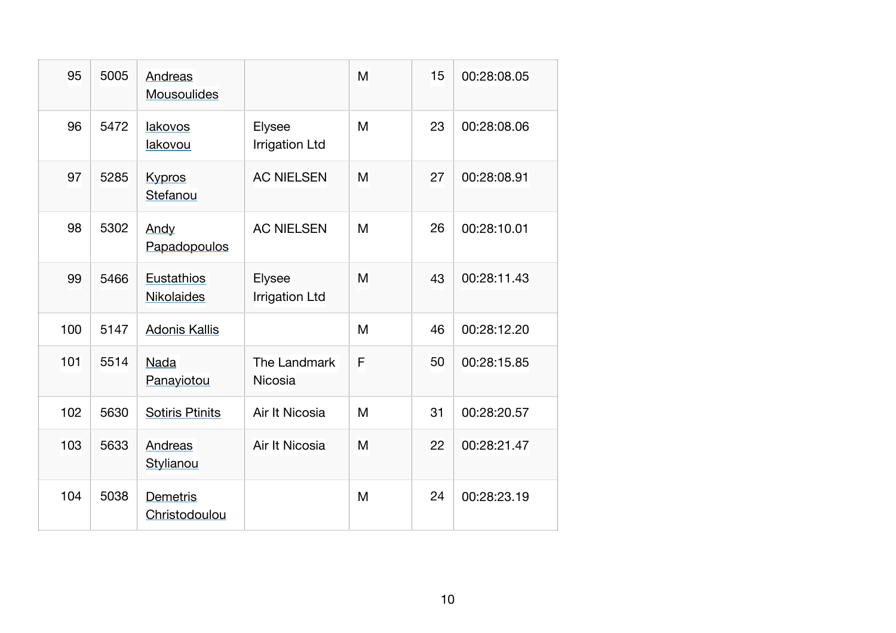| | | | | | | |
|---|---|---|---|---|---|---|
| 95 | 5005 | Andreas Mousoulides | | M | 15 | 00:28:08.05 |
| 96 | 5472 | Iakovos Iakovou | Elysee Irrigation Ltd | M | 23 | 00:28:08.06 |
| 97 | 5285 | Kypros Stefanou | AC NIELSEN | M | 27 | 00:28:08.91 |
| 98 | 5302 | Andy Papadopoulos | AC NIELSEN | M | 26 | 00:28:10.01 |
| 99 | 5466 | Eustathios Nikolaides | Elysee Irrigation Ltd | M | 43 | 00:28:11.43 |
| 100 | 5147 | Adonis Kallis | | M | 46 | 00:28:12.20 |
| 101 | 5514 | Nada Panayiotou | The Landmark Nicosia | F | 50 | 00:28:15.85 |
| 102 | 5630 | Sotiris Ptinits | Air It Nicosia | M | 31 | 00:28:20.57 |
| 103 | 5633 | Andreas Stylianou | Air It Nicosia | M | 22 | 00:28:21.47 |
| 104 | 5038 | Demetris Christodoulou | | M | 24 | 00:28:23.19 |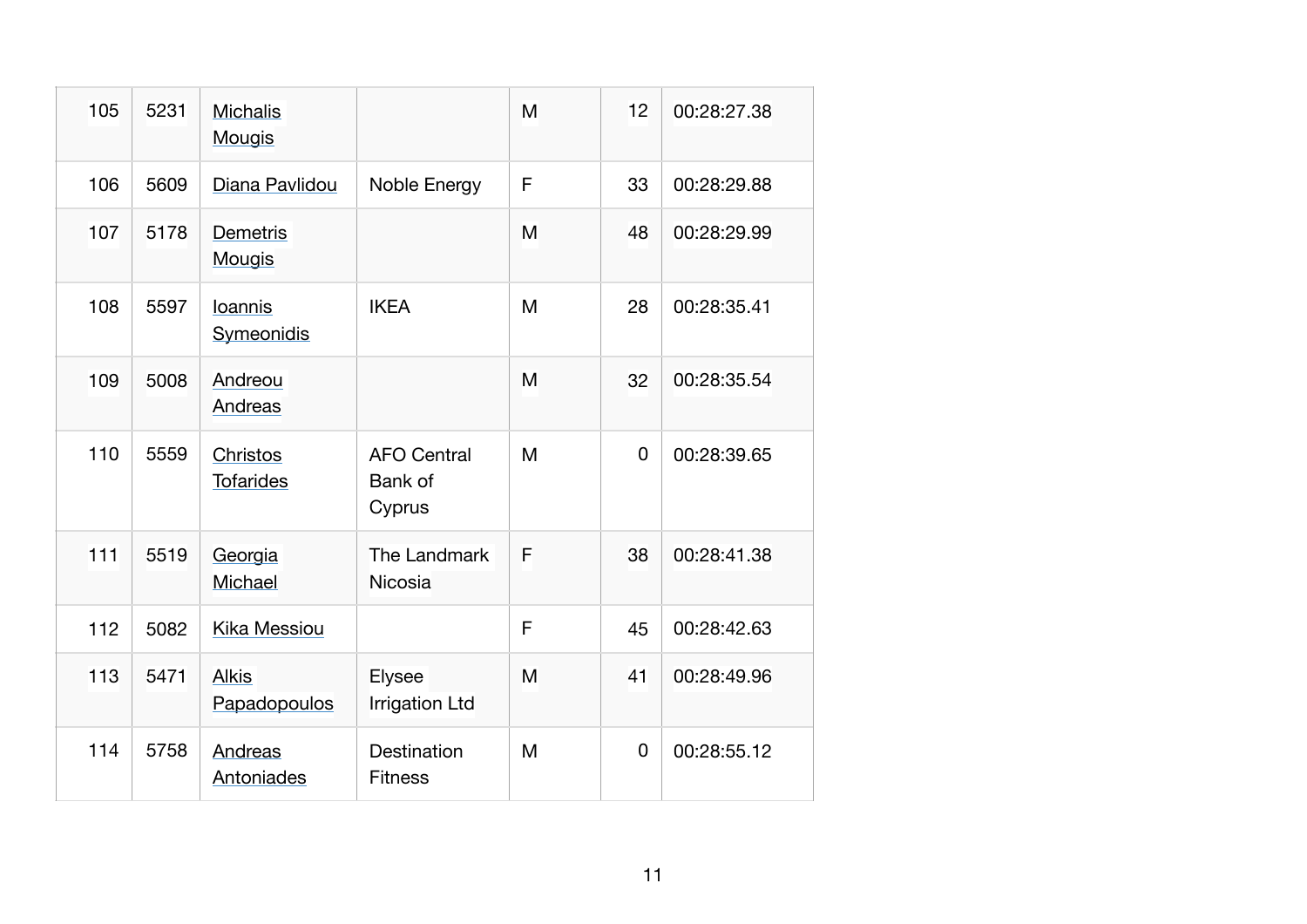| | | | | | | |
|---|---|---|---|---|---|---|
| 105 | 5231 | Michalis Mougis | | M | 12 | 00:28:27.38 |
| 106 | 5609 | Diana Pavlidou | Noble Energy | F | 33 | 00:28:29.88 |
| 107 | 5178 | Demetris Mougis | | M | 48 | 00:28:29.99 |
| 108 | 5597 | Ioannis Symeonidis | IKEA | M | 28 | 00:28:35.41 |
| 109 | 5008 | Andreou Andreas | | M | 32 | 00:28:35.54 |
| 110 | 5559 | Christos Tofarides | AFO Central Bank of Cyprus | M | 0 | 00:28:39.65 |
| 111 | 5519 | Georgia Michael | The Landmark Nicosia | F | 38 | 00:28:41.38 |
| 112 | 5082 | Kika Messiou | | F | 45 | 00:28:42.63 |
| 113 | 5471 | Alkis Papadopoulos | Elysee Irrigation Ltd | M | 41 | 00:28:49.96 |
| 114 | 5758 | Andreas Antoniades | Destination Fitness | M | 0 | 00:28:55.12 |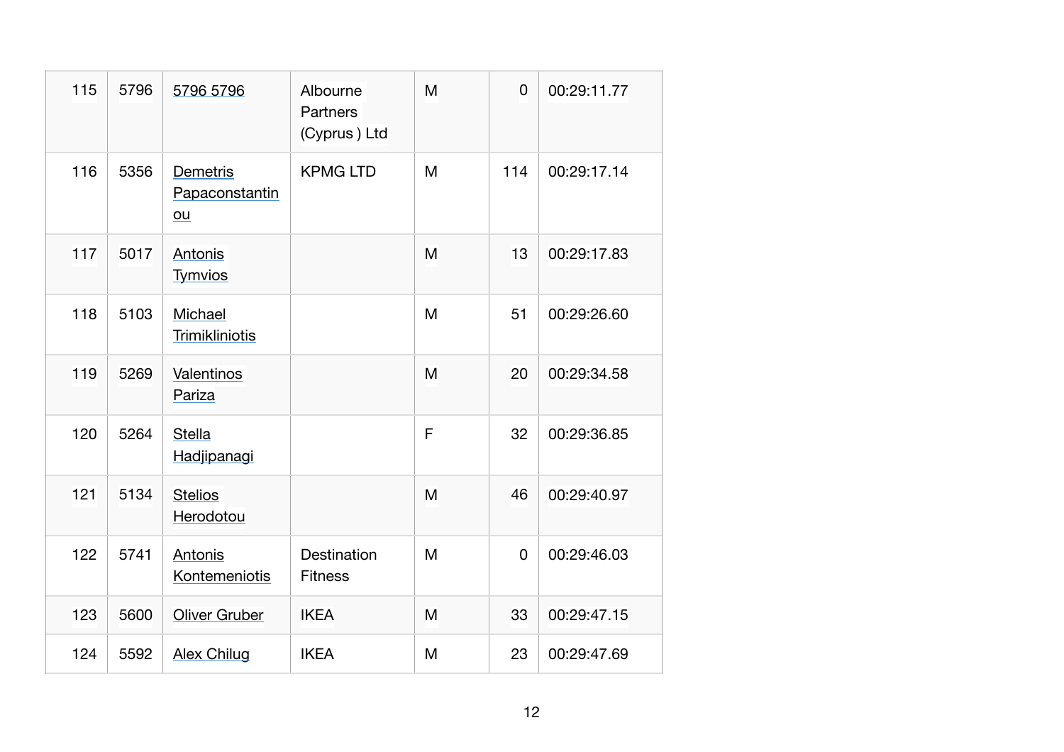| | | | | | | |
|---|---|---|---|---|---|---|
| 115 | 5796 | 5796 5796 | Albourne Partners (Cyprus ) Ltd | M | 0 | 00:29:11.77 |
| 116 | 5356 | Demetris Papaconstantinou | KPMG LTD | M | 114 | 00:29:17.14 |
| 117 | 5017 | Antonis Tymvios | | M | 13 | 00:29:17.83 |
| 118 | 5103 | Michael Trimikliniotis | | M | 51 | 00:29:26.60 |
| 119 | 5269 | Valentinos Pariza | | M | 20 | 00:29:34.58 |
| 120 | 5264 | Stella Hadjipanagi | | F | 32 | 00:29:36.85 |
| 121 | 5134 | Stelios Herodotou | | M | 46 | 00:29:40.97 |
| 122 | 5741 | Antonis Kontemeniotis | Destination Fitness | M | 0 | 00:29:46.03 |
| 123 | 5600 | Oliver Gruber | IKEA | M | 33 | 00:29:47.15 |
| 124 | 5592 | Alex Chilug | IKEA | M | 23 | 00:29:47.69 |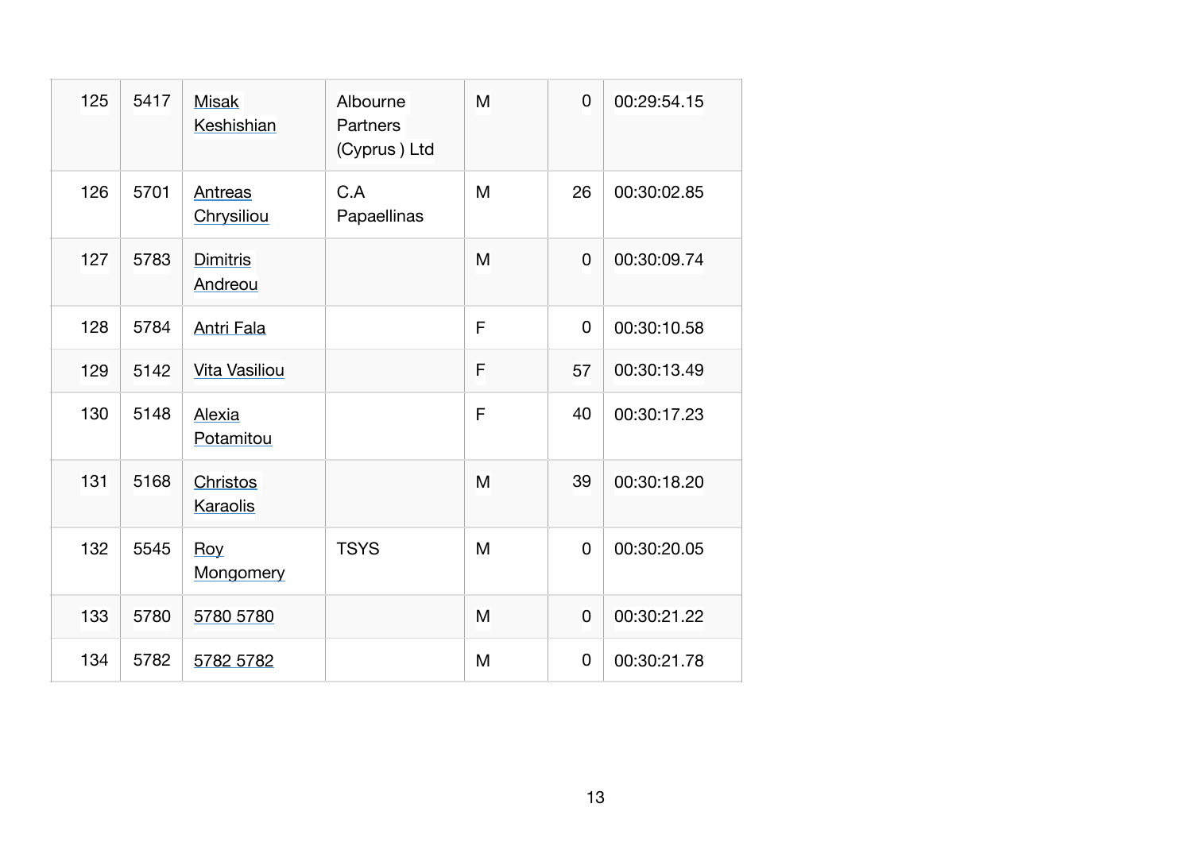| | | | | | | |
|---|---|---|---|---|---|---|
| 125 | 5417 | Misak Keshishian | Albourne Partners (Cyprus ) Ltd | M | 0 | 00:29:54.15 |
| 126 | 5701 | Antreas Chrysiliou | C.A Papaellinas | M | 26 | 00:30:02.85 |
| 127 | 5783 | Dimitris Andreou | | M | 0 | 00:30:09.74 |
| 128 | 5784 | Antri Fala | | F | 0 | 00:30:10.58 |
| 129 | 5142 | Vita Vasiliou | | F | 57 | 00:30:13.49 |
| 130 | 5148 | Alexia Potamitou | | F | 40 | 00:30:17.23 |
| 131 | 5168 | Christos Karaolis | | M | 39 | 00:30:18.20 |
| 132 | 5545 | Roy Mongomery | TSYS | M | 0 | 00:30:20.05 |
| 133 | 5780 | 5780 5780 | | M | 0 | 00:30:21.22 |
| 134 | 5782 | 5782 5782 | | M | 0 | 00:30:21.78 |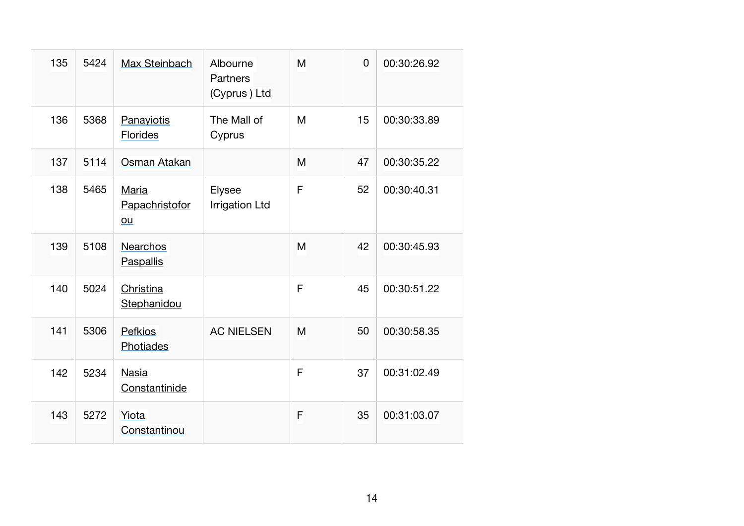| 135 | 5424 | Max Steinbach | Albourne Partners (Cyprus ) Ltd | M | 0 | 00:30:26.92 |
|---|---|---|---|---|---|---|
| 136 | 5368 | Panayiotis Florides | The Mall of Cyprus | M | 15 | 00:30:33.89 |
| 137 | 5114 | Osman Atakan | | M | 47 | 00:30:35.22 |
| 138 | 5465 | Maria Papachristoforou | Elysee Irrigation Ltd | F | 52 | 00:30:40.31 |
| 139 | 5108 | Nearchos Paspallis | | M | 42 | 00:30:45.93 |
| 140 | 5024 | Christina Stephanidou | | F | 45 | 00:30:51.22 |
| 141 | 5306 | Pefkios Photiades | AC NIELSEN | M | 50 | 00:30:58.35 |
| 142 | 5234 | Nasia Constantinide | | F | 37 | 00:31:02.49 |
| 143 | 5272 | Yiota Constantinou | | F | 35 | 00:31:03.07 |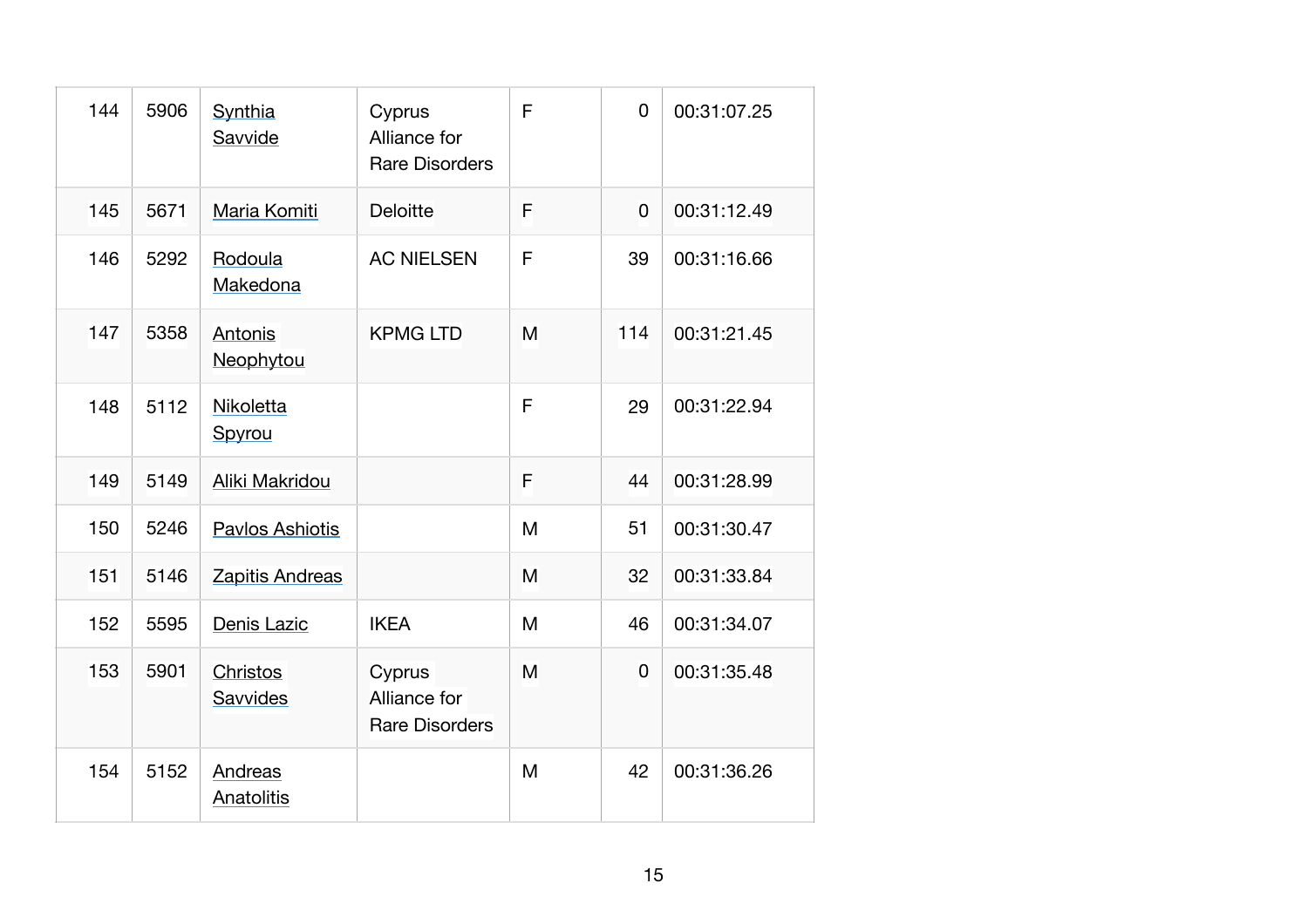| | | | | | | |
|---|---|---|---|---|---|---|
| 144 | 5906 | Synthia Savvide | Cyprus Alliance for Rare Disorders | F | 0 | 00:31:07.25 |
| 145 | 5671 | Maria Komiti | Deloitte | F | 0 | 00:31:12.49 |
| 146 | 5292 | Rodoula Makedona | AC NIELSEN | F | 39 | 00:31:16.66 |
| 147 | 5358 | Antonis Neophytou | KPMG LTD | M | 114 | 00:31:21.45 |
| 148 | 5112 | Nikoletta Spyrou | | F | 29 | 00:31:22.94 |
| 149 | 5149 | Aliki Makridou | | F | 44 | 00:31:28.99 |
| 150 | 5246 | Pavlos Ashiotis | | M | 51 | 00:31:30.47 |
| 151 | 5146 | Zapitis Andreas | | M | 32 | 00:31:33.84 |
| 152 | 5595 | Denis Lazic | IKEA | M | 46 | 00:31:34.07 |
| 153 | 5901 | Christos Savvides | Cyprus Alliance for Rare Disorders | M | 0 | 00:31:35.48 |
| 154 | 5152 | Andreas Anatolitis | | M | 42 | 00:31:36.26 |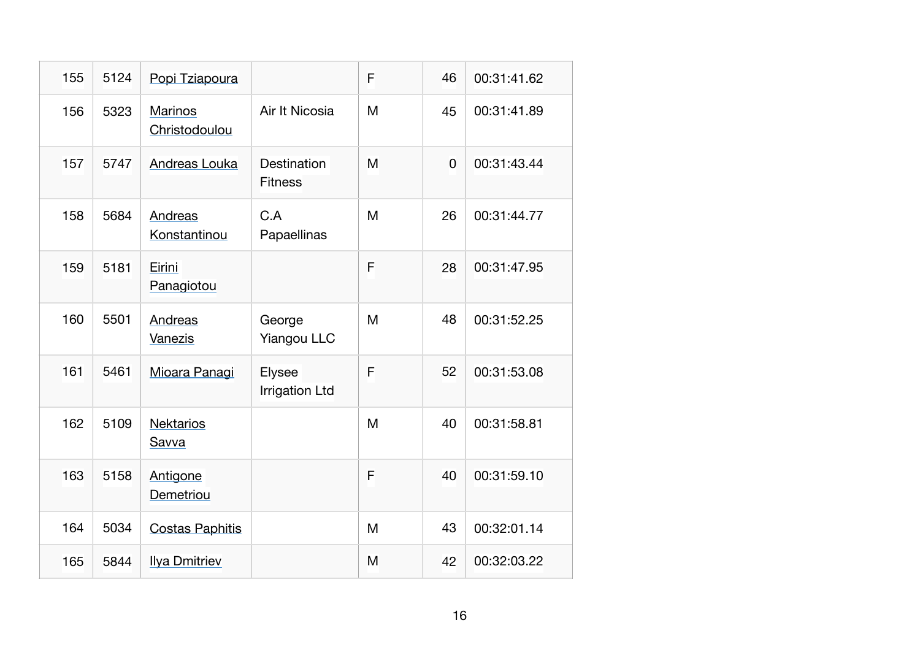| | | | | | | |
|---|---|---|---|---|---|---|
| 155 | 5124 | Popi Tziapoura | | F | 46 | 00:31:41.62 |
| 156 | 5323 | Marinos Christodoulou | Air It Nicosia | M | 45 | 00:31:41.89 |
| 157 | 5747 | Andreas Louka | Destination Fitness | M | 0 | 00:31:43.44 |
| 158 | 5684 | Andreas Konstantinou | C.A Papaellinas | M | 26 | 00:31:44.77 |
| 159 | 5181 | Eirini Panagiotou | | F | 28 | 00:31:47.95 |
| 160 | 5501 | Andreas Vanezis | George Yiangou LLC | M | 48 | 00:31:52.25 |
| 161 | 5461 | Mioara Panagi | Elysee Irrigation Ltd | F | 52 | 00:31:53.08 |
| 162 | 5109 | Nektarios Savva | | M | 40 | 00:31:58.81 |
| 163 | 5158 | Antigone Demetriou | | F | 40 | 00:31:59.10 |
| 164 | 5034 | Costas Paphitis | | M | 43 | 00:32:01.14 |
| 165 | 5844 | Ilya Dmitriev | | M | 42 | 00:32:03.22 |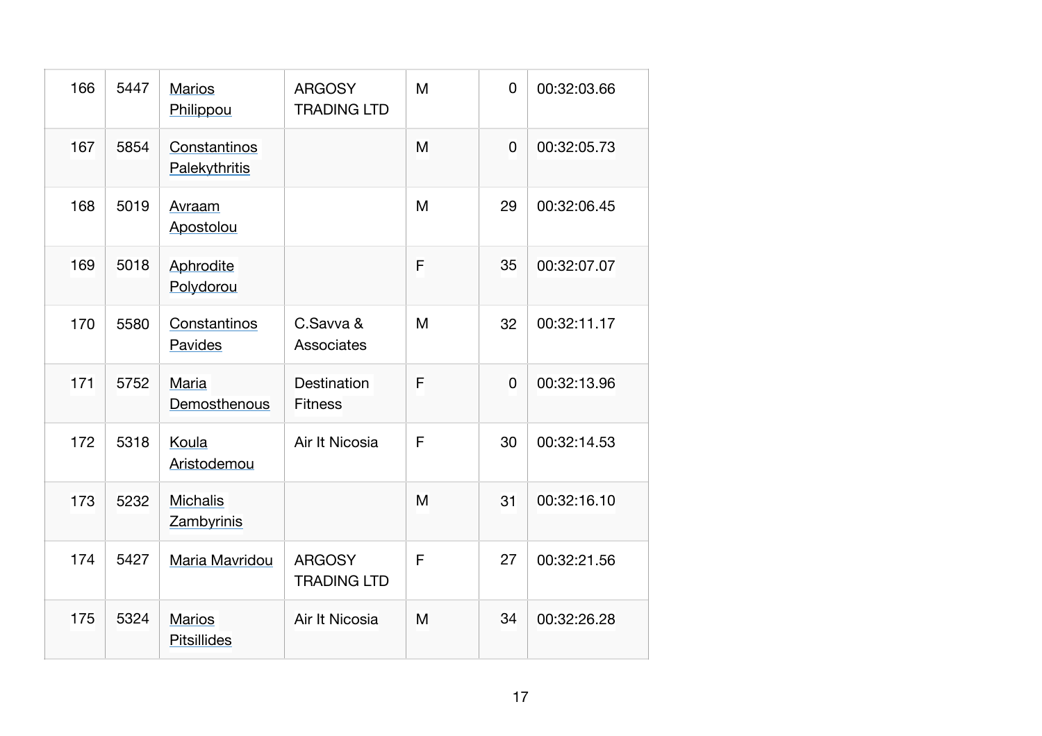| | | | | | | |
|---|---|---|---|---|---|---|
| 166 | 5447 | Marios Philippou | ARGOSY TRADING LTD | M | 0 | 00:32:03.66 |
| 167 | 5854 | Constantinos Palekythritis | | M | 0 | 00:32:05.73 |
| 168 | 5019 | Avraam Apostolou | | M | 29 | 00:32:06.45 |
| 169 | 5018 | Aphrodite Polydorou | | F | 35 | 00:32:07.07 |
| 170 | 5580 | Constantinos Pavides | C.Savva & Associates | M | 32 | 00:32:11.17 |
| 171 | 5752 | Maria Demosthenous | Destination Fitness | F | 0 | 00:32:13.96 |
| 172 | 5318 | Koula Aristodemou | Air It Nicosia | F | 30 | 00:32:14.53 |
| 173 | 5232 | Michalis Zambyrinis | | M | 31 | 00:32:16.10 |
| 174 | 5427 | Maria Mavridou | ARGOSY TRADING LTD | F | 27 | 00:32:21.56 |
| 175 | 5324 | Marios Pitsillides | Air It Nicosia | M | 34 | 00:32:26.28 |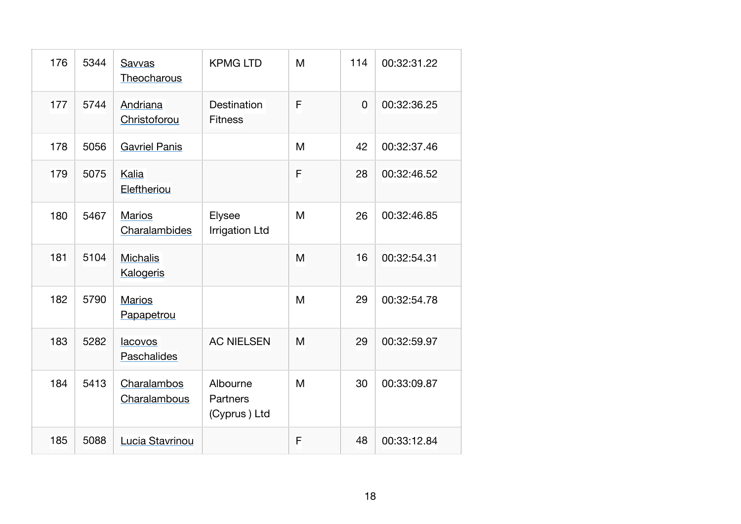| | | | | | | |
|---|---|---|---|---|---|---|
| 176 | 5344 | Savvas Theocharous | KPMG LTD | M | 114 | 00:32:31.22 |
| 177 | 5744 | Andriana Christoforou | Destination Fitness | F | 0 | 00:32:36.25 |
| 178 | 5056 | Gavriel Panis | | M | 42 | 00:32:37.46 |
| 179 | 5075 | Kalia Eleftheriou | | F | 28 | 00:32:46.52 |
| 180 | 5467 | Marios Charalambides | Elysee Irrigation Ltd | M | 26 | 00:32:46.85 |
| 181 | 5104 | Michalis Kalogeris | | M | 16 | 00:32:54.31 |
| 182 | 5790 | Marios Papapetrou | | M | 29 | 00:32:54.78 |
| 183 | 5282 | Iacovos Paschalides | AC NIELSEN | M | 29 | 00:32:59.97 |
| 184 | 5413 | Charalambos Charalambous | Albourne Partners (Cyprus ) Ltd | M | 30 | 00:33:09.87 |
| 185 | 5088 | Lucia Stavrinou | | F | 48 | 00:33:12.84 |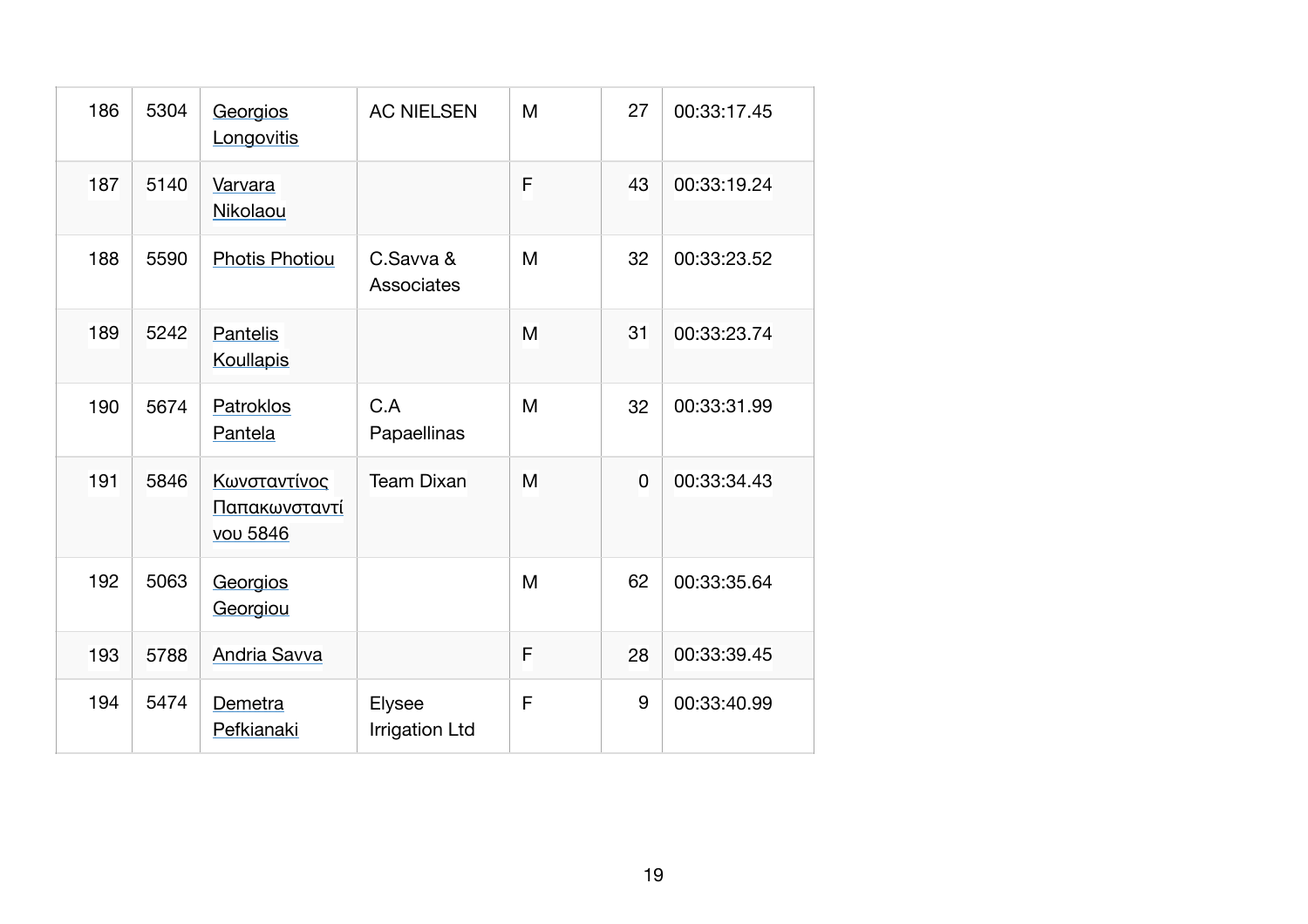| 186 | 5304 | Georgios Longovitis | AC NIELSEN | M | 27 | 00:33:17.45 |
|---|---|---|---|---|---|---|
| 187 | 5140 | Varvara Nikolaou | | F | 43 | 00:33:19.24 |
| 188 | 5590 | Photis Photiou | C.Savva & Associates | M | 32 | 00:33:23.52 |
| 189 | 5242 | Pantelis Koullapis | | M | 31 | 00:33:23.74 |
| 190 | 5674 | Patroklos Pantela | C.A Papaellinas | M | 32 | 00:33:31.99 |
| 191 | 5846 | Κωνσταντίνος Παπακωνσταντίνου 5846 | Team Dixan | M | 0 | 00:33:34.43 |
| 192 | 5063 | Georgios Georgiou | | M | 62 | 00:33:35.64 |
| 193 | 5788 | Andria Savva | | F | 28 | 00:33:39.45 |
| 194 | 5474 | Demetra Pefkianaki | Elysee Irrigation Ltd | F | 9 | 00:33:40.99 |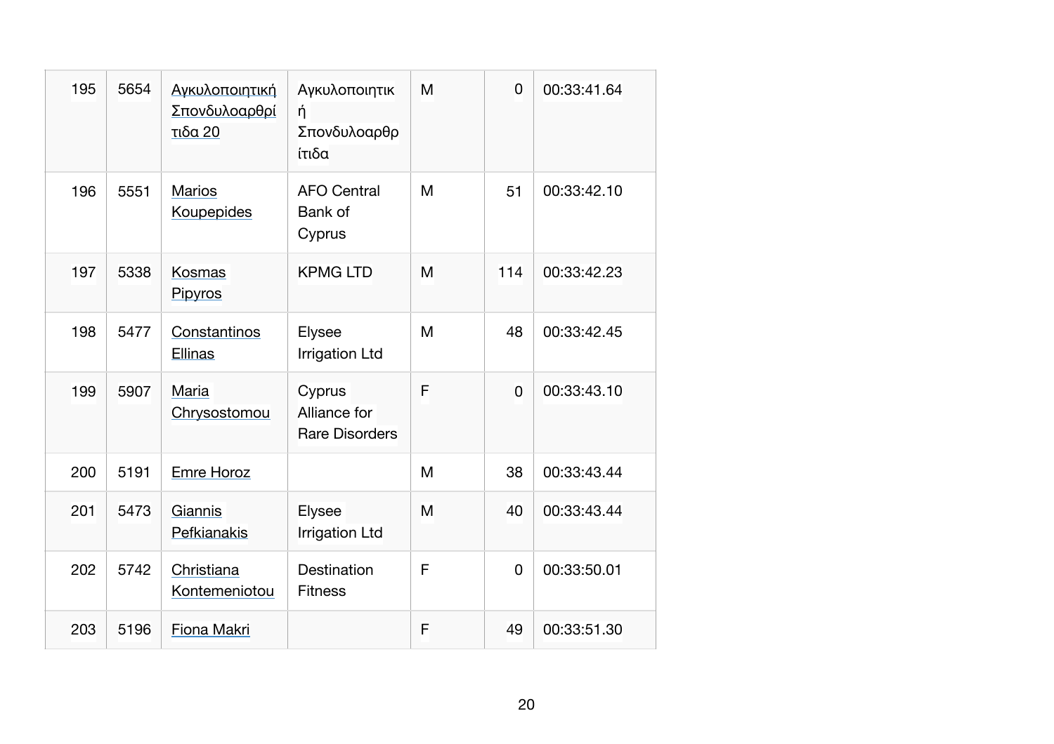| | | | | | | |
|---|---|---|---|---|---|---|
| 195 | 5654 | Αγκυλοποιητική Σπονδυλοαρθρίτιδα 20 | Αγκυλοποιητική Σπονδυλοαρθρίτιδα | M | 0 | 00:33:41.64 |
| 196 | 5551 | Marios Koupepides | AFO Central Bank of Cyprus | M | 51 | 00:33:42.10 |
| 197 | 5338 | Kosmas Pipyros | KPMG LTD | M | 114 | 00:33:42.23 |
| 198 | 5477 | Constantinos Ellinas | Elysee Irrigation Ltd | M | 48 | 00:33:42.45 |
| 199 | 5907 | Maria Chrysostomou | Cyprus Alliance for Rare Disorders | F | 0 | 00:33:43.10 |
| 200 | 5191 | Emre Horoz | | M | 38 | 00:33:43.44 |
| 201 | 5473 | Giannis Pefkianakis | Elysee Irrigation Ltd | M | 40 | 00:33:43.44 |
| 202 | 5742 | Christiana Kontemeniotou | Destination Fitness | F | 0 | 00:33:50.01 |
| 203 | 5196 | Fiona Makri | | F | 49 | 00:33:51.30 |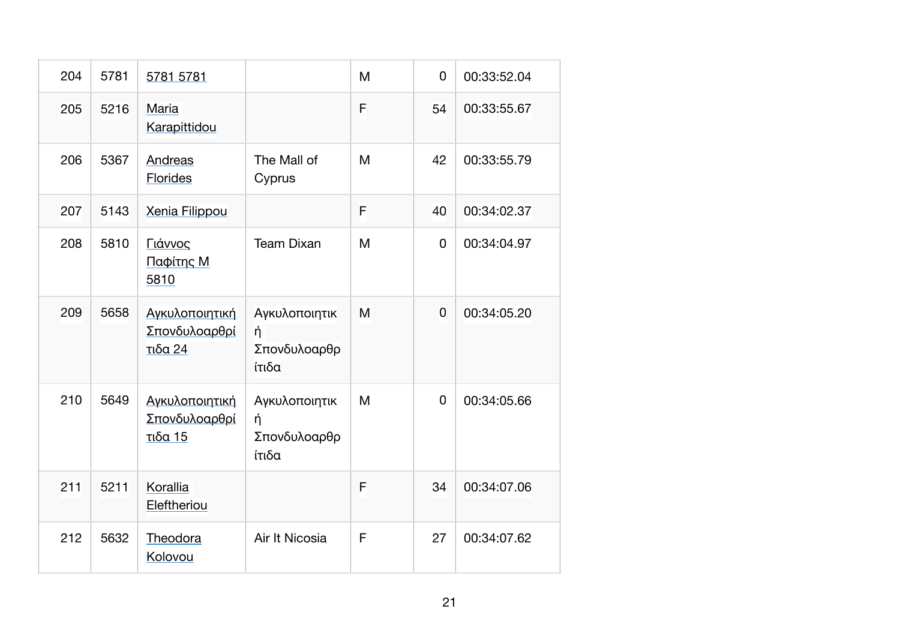| 204 | 5781 | 5781 5781 | | M | 0 | 00:33:52.04 |
|---|---|---|---|---|---|---|
| 205 | 5216 | Maria Karapittidou | | F | 54 | 00:33:55.67 |
| 206 | 5367 | Andreas Florides | The Mall of Cyprus | M | 42 | 00:33:55.79 |
| 207 | 5143 | Xenia Filippou | | F | 40 | 00:34:02.37 |
| 208 | 5810 | Γιάννος Παφίτης M 5810 | Team Dixan | M | 0 | 00:34:04.97 |
| 209 | 5658 | Αγκυλοποιητική Σπονδυλοαρθρίτιδα 24 | Αγκυλοποιητική Σπονδυλοαρθρίτιδα | M | 0 | 00:34:05.20 |
| 210 | 5649 | Αγκυλοποιητική Σπονδυλοαρθρίτιδα 15 | Αγκυλοποιητική Σπονδυλοαρθρίτιδα | M | 0 | 00:34:05.66 |
| 211 | 5211 | Korallia Eleftheriou | | F | 34 | 00:34:07.06 |
| 212 | 5632 | Theodora Kolovou | Air It Nicosia | F | 27 | 00:34:07.62 |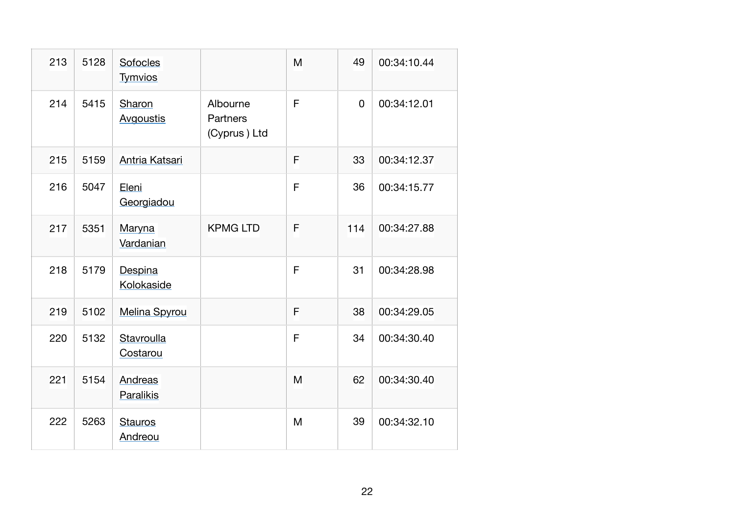| 213 | 5128 | Sofocles Tymvios | | M | 49 | 00:34:10.44 |
|---|---|---|---|---|---|---|
| 214 | 5415 | Sharon Avgoustis | Albourne Partners (Cyprus ) Ltd | F | 0 | 00:34:12.01 |
| 215 | 5159 | Antria Katsari | | F | 33 | 00:34:12.37 |
| 216 | 5047 | Eleni Georgiadou | | F | 36 | 00:34:15.77 |
| 217 | 5351 | Maryna Vardanian | KPMG LTD | F | 114 | 00:34:27.88 |
| 218 | 5179 | Despina Kolokaside | | F | 31 | 00:34:28.98 |
| 219 | 5102 | Melina Spyrou | | F | 38 | 00:34:29.05 |
| 220 | 5132 | Stavroulla Costarou | | F | 34 | 00:34:30.40 |
| 221 | 5154 | Andreas Paralikis | | M | 62 | 00:34:30.40 |
| 222 | 5263 | Stauros Andreou | | M | 39 | 00:34:32.10 |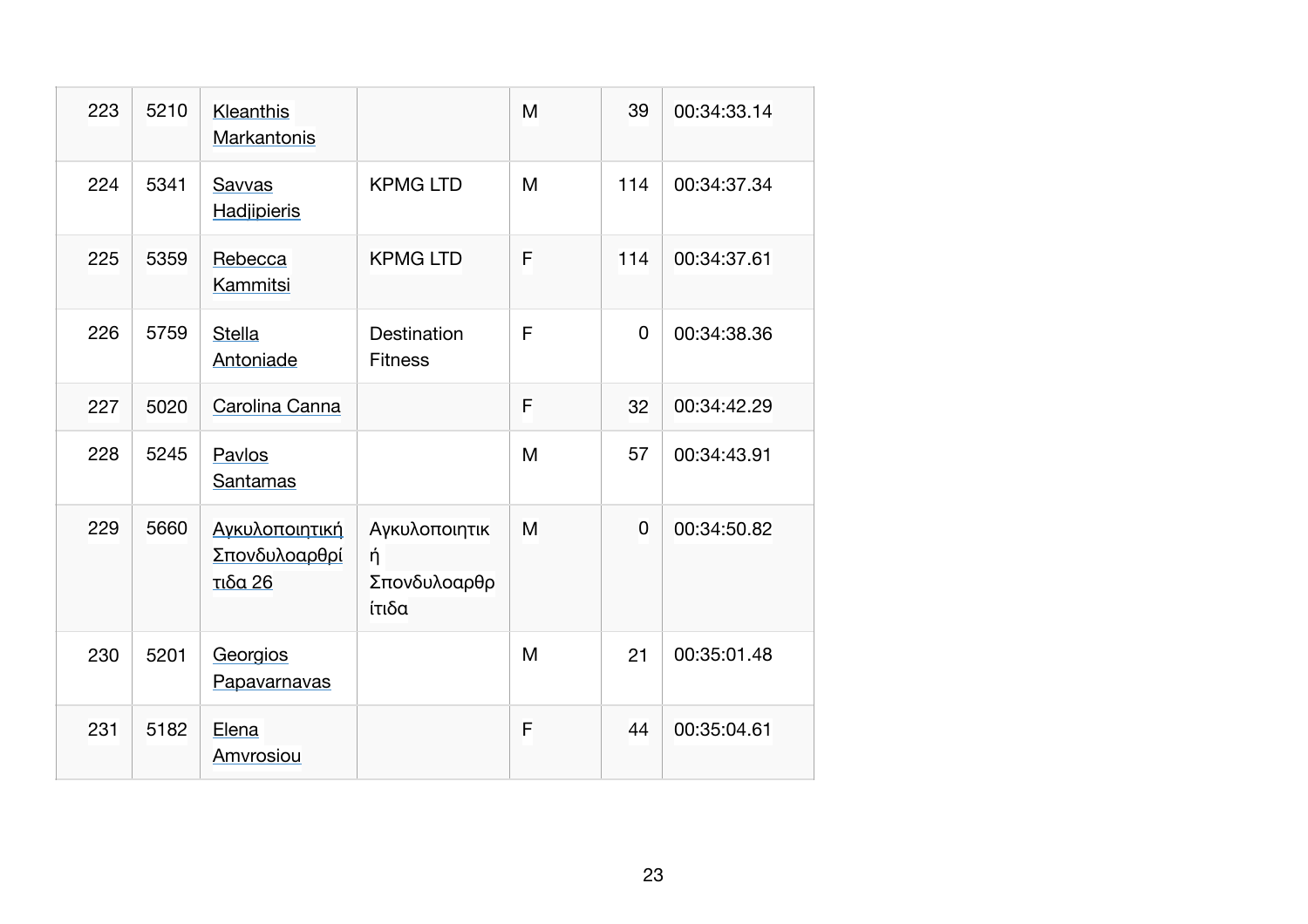| | | | | | | |
|---|---|---|---|---|---|---|
| 223 | 5210 | Kleanthis Markantonis | | M | 39 | 00:34:33.14 |
| 224 | 5341 | Savvas Hadjipieris | KPMG LTD | M | 114 | 00:34:37.34 |
| 225 | 5359 | Rebecca Kammitsi | KPMG LTD | F | 114 | 00:34:37.61 |
| 226 | 5759 | Stella Antoniade | Destination Fitness | F | 0 | 00:34:38.36 |
| 227 | 5020 | Carolina Canna | | F | 32 | 00:34:42.29 |
| 228 | 5245 | Pavlos Santamas | | M | 57 | 00:34:43.91 |
| 229 | 5660 | Αγκυλοποιητική Σπονδυλοαρθρίτιδα 26 | Αγκυλοποιητική Σπονδυλοαρθρίτιδα | M | 0 | 00:34:50.82 |
| 230 | 5201 | Georgios Papavarnavas | | M | 21 | 00:35:01.48 |
| 231 | 5182 | Elena Amvrosiou | | F | 44 | 00:35:04.61 |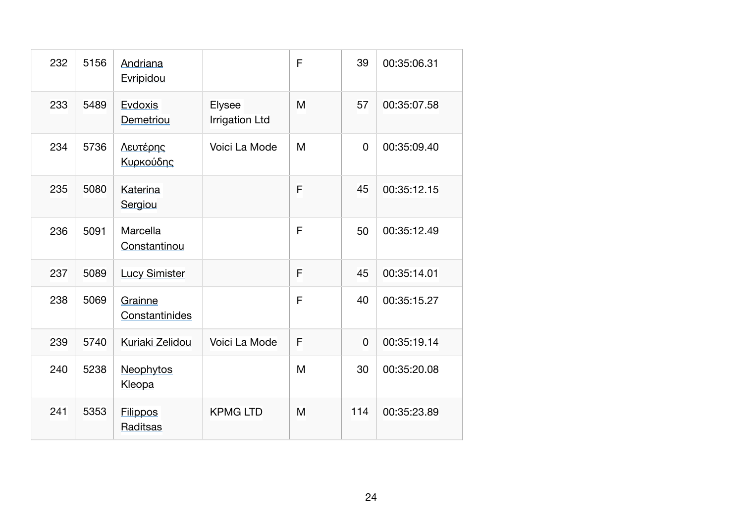| | | | | | | |
|---|---|---|---|---|---|---|
| 232 | 5156 | Andriana Evripidou | | F | 39 | 00:35:06.31 |
| 233 | 5489 | Evdoxis Demetriou | Elysee Irrigation Ltd | M | 57 | 00:35:07.58 |
| 234 | 5736 | Λευτέρης Κυρκούδης | Voici La Mode | M | 0 | 00:35:09.40 |
| 235 | 5080 | Katerina Sergiou | | F | 45 | 00:35:12.15 |
| 236 | 5091 | Marcella Constantinou | | F | 50 | 00:35:12.49 |
| 237 | 5089 | Lucy Simister | | F | 45 | 00:35:14.01 |
| 238 | 5069 | Grainne Constantinides | | F | 40 | 00:35:15.27 |
| 239 | 5740 | Kuriaki Zelidou | Voici La Mode | F | 0 | 00:35:19.14 |
| 240 | 5238 | Neophytos Kleopa | | M | 30 | 00:35:20.08 |
| 241 | 5353 | Filippos Raditsas | KPMG LTD | M | 114 | 00:35:23.89 |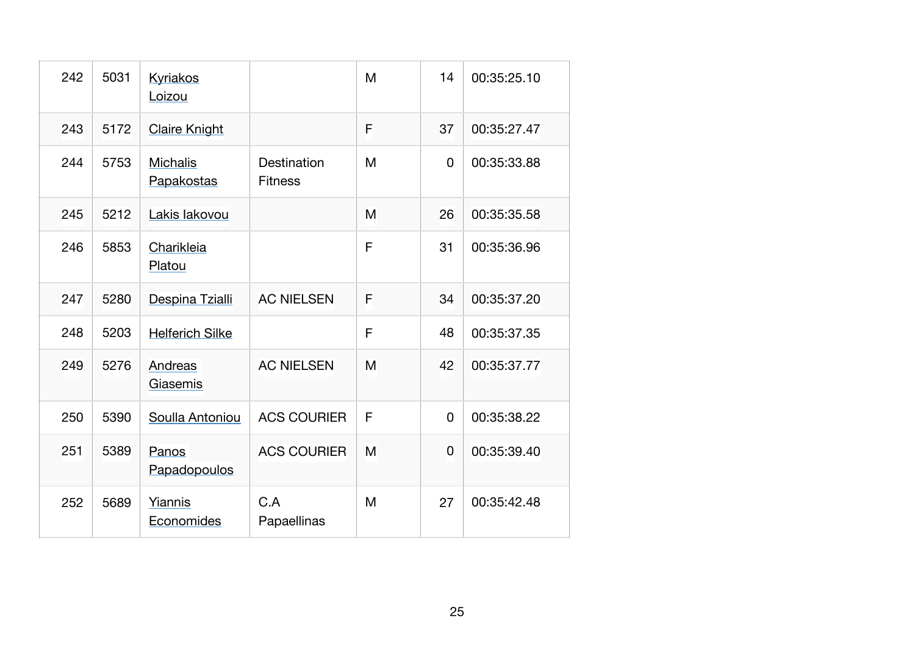| | | | | | | |
|---|---|---|---|---|---|---|
| 242 | 5031 | Kyriakos Loizou | | M | 14 | 00:35:25.10 |
| 243 | 5172 | Claire Knight | | F | 37 | 00:35:27.47 |
| 244 | 5753 | Michalis Papakostas | Destination Fitness | M | 0 | 00:35:33.88 |
| 245 | 5212 | Lakis Iakovou | | M | 26 | 00:35:35.58 |
| 246 | 5853 | Charikleia Platou | | F | 31 | 00:35:36.96 |
| 247 | 5280 | Despina Tzialli | AC NIELSEN | F | 34 | 00:35:37.20 |
| 248 | 5203 | Helferich Silke | | F | 48 | 00:35:37.35 |
| 249 | 5276 | Andreas Giasemis | AC NIELSEN | M | 42 | 00:35:37.77 |
| 250 | 5390 | Soulla Antoniou | ACS COURIER | F | 0 | 00:35:38.22 |
| 251 | 5389 | Panos Papadopoulos | ACS COURIER | M | 0 | 00:35:39.40 |
| 252 | 5689 | Yiannis Economides | C.A Papaellinas | M | 27 | 00:35:42.48 |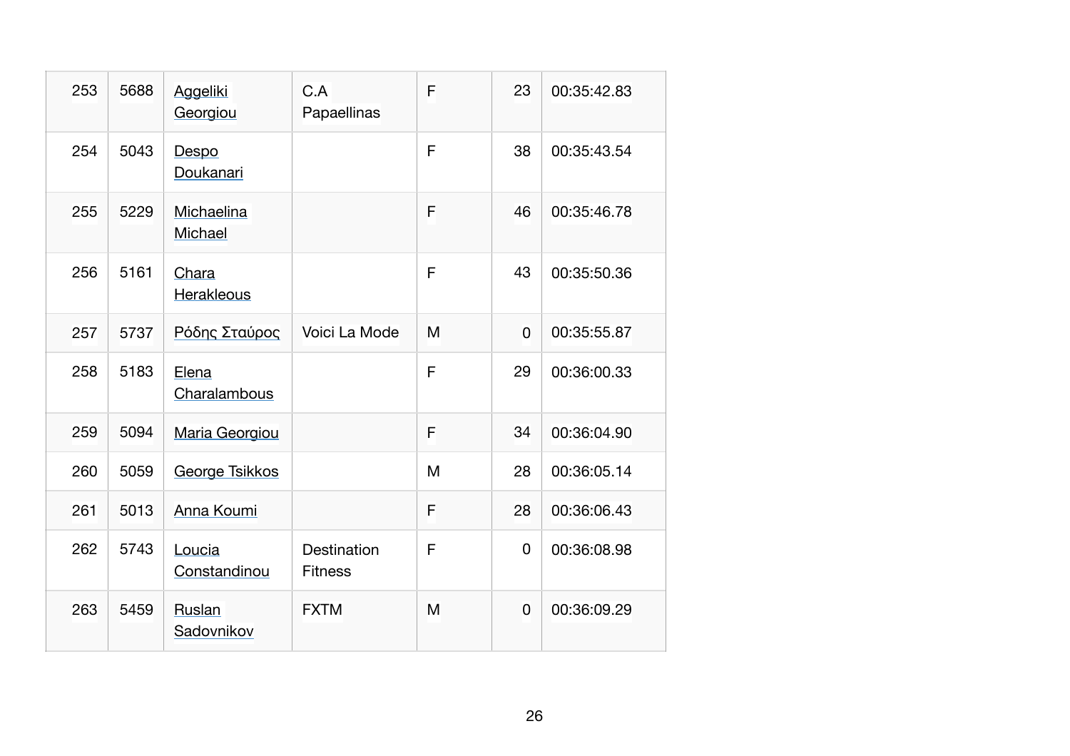| 253 | 5688 | Aggeliki Georgiou | C.A Papaellinas | F | 23 | 00:35:42.83 |
|---|---|---|---|---|---|---|
| 254 | 5043 | Despo Doukanari | | F | 38 | 00:35:43.54 |
| 255 | 5229 | Michaelina Michael | | F | 46 | 00:35:46.78 |
| 256 | 5161 | Chara Herakleous | | F | 43 | 00:35:50.36 |
| 257 | 5737 | Ρόδης Σταύρος | Voici La Mode | M | 0 | 00:35:55.87 |
| 258 | 5183 | Elena Charalambous | | F | 29 | 00:36:00.33 |
| 259 | 5094 | Maria Georgiou | | F | 34 | 00:36:04.90 |
| 260 | 5059 | George Tsikkos | | M | 28 | 00:36:05.14 |
| 261 | 5013 | Anna Koumi | | F | 28 | 00:36:06.43 |
| 262 | 5743 | Loucia Constandinou | Destination Fitness | F | 0 | 00:36:08.98 |
| 263 | 5459 | Ruslan Sadovnikov | FXTM | M | 0 | 00:36:09.29 |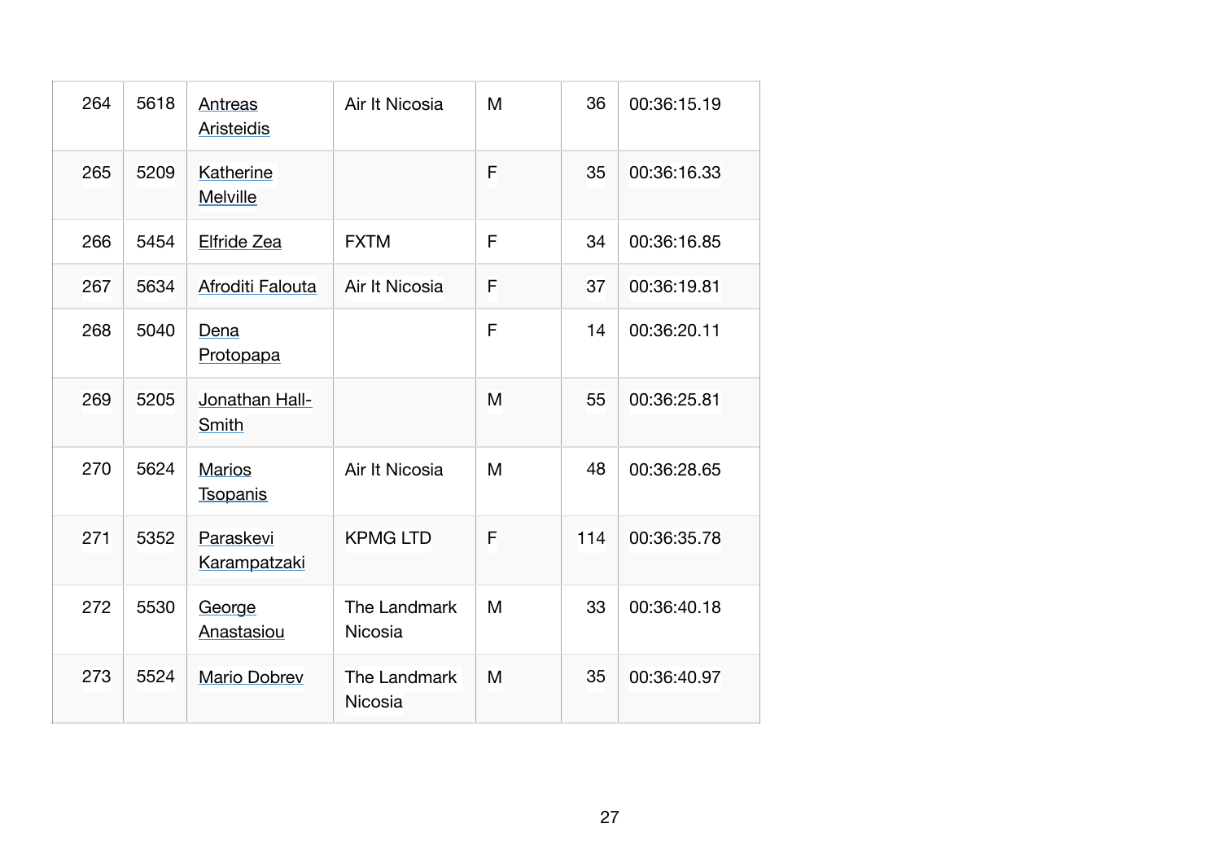| 264 | 5618 | Antreas Aristeidis | Air It Nicosia | M | 36 | 00:36:15.19 |
|---|---|---|---|---|---|---|
| 265 | 5209 | Katherine Melville | | F | 35 | 00:36:16.33 |
| 266 | 5454 | Elfride Zea | FXTM | F | 34 | 00:36:16.85 |
| 267 | 5634 | Afroditi Falouta | Air It Nicosia | F | 37 | 00:36:19.81 |
| 268 | 5040 | Dena Protopapa | | F | 14 | 00:36:20.11 |
| 269 | 5205 | Jonathan Hall-Smith | | M | 55 | 00:36:25.81 |
| 270 | 5624 | Marios Tsopanis | Air It Nicosia | M | 48 | 00:36:28.65 |
| 271 | 5352 | Paraskevi Karampatzaki | KPMG LTD | F | 114 | 00:36:35.78 |
| 272 | 5530 | George Anastasiou | The Landmark Nicosia | M | 33 | 00:36:40.18 |
| 273 | 5524 | Mario Dobrev | The Landmark Nicosia | M | 35 | 00:36:40.97 |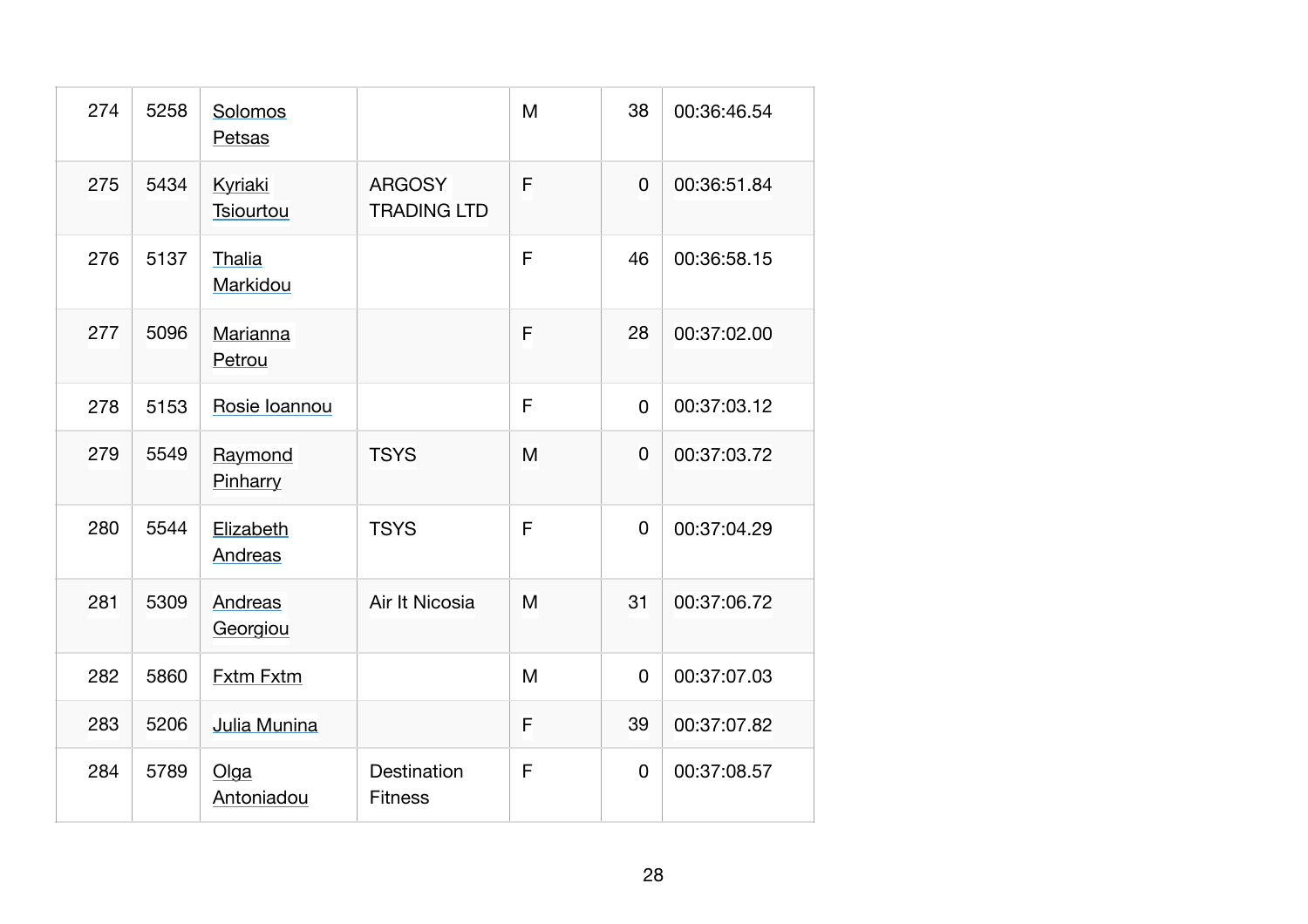| 274 | 5258 | Solomos Petsas | | M | 38 | 00:36:46.54 |
|---|---|---|---|---|---|---|
| 275 | 5434 | Kyriaki Tsiourtou | ARGOSY TRADING LTD | F | 0 | 00:36:51.84 |
| 276 | 5137 | Thalia Markidou | | F | 46 | 00:36:58.15 |
| 277 | 5096 | Marianna Petrou | | F | 28 | 00:37:02.00 |
| 278 | 5153 | Rosie Ioannou | | F | 0 | 00:37:03.12 |
| 279 | 5549 | Raymond Pinharry | TSYS | M | 0 | 00:37:03.72 |
| 280 | 5544 | Elizabeth Andreas | TSYS | F | 0 | 00:37:04.29 |
| 281 | 5309 | Andreas Georgiou | Air It Nicosia | M | 31 | 00:37:06.72 |
| 282 | 5860 | Fxtm Fxtm | | M | 0 | 00:37:07.03 |
| 283 | 5206 | Julia Munina | | F | 39 | 00:37:07.82 |
| 284 | 5789 | Olga Antoniadou | Destination Fitness | F | 0 | 00:37:08.57 |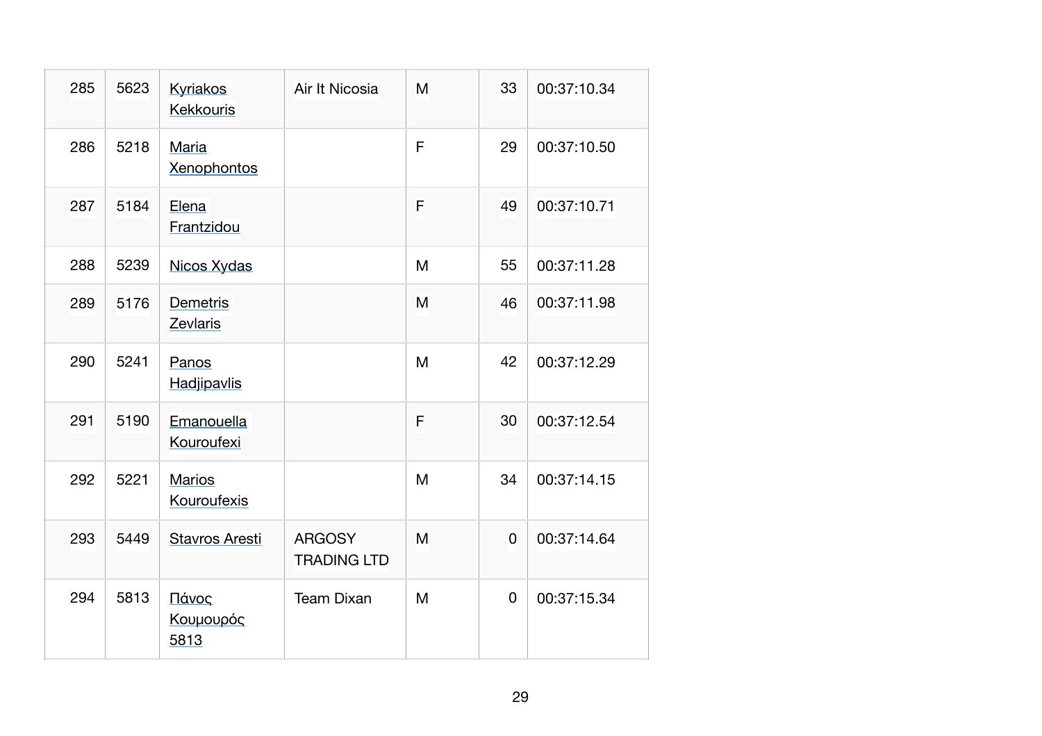| | | | | | | |
|---|---|---|---|---|---|---|
| 285 | 5623 | Kyriakos Kekkouris | Air It Nicosia | M | 33 | 00:37:10.34 |
| 286 | 5218 | Maria Xenophontos | | F | 29 | 00:37:10.50 |
| 287 | 5184 | Elena Frantzidou | | F | 49 | 00:37:10.71 |
| 288 | 5239 | Nicos Xydas | | M | 55 | 00:37:11.28 |
| 289 | 5176 | Demetris Zevlaris | | M | 46 | 00:37:11.98 |
| 290 | 5241 | Panos Hadjipavlis | | M | 42 | 00:37:12.29 |
| 291 | 5190 | Emanouella Kouroufexi | | F | 30 | 00:37:12.54 |
| 292 | 5221 | Marios Kouroufexis | | M | 34 | 00:37:14.15 |
| 293 | 5449 | Stavros Aresti | ARGOSY TRADING LTD | M | 0 | 00:37:14.64 |
| 294 | 5813 | Πάνος Κουμουρός 5813 | Team Dixan | M | 0 | 00:37:15.34 |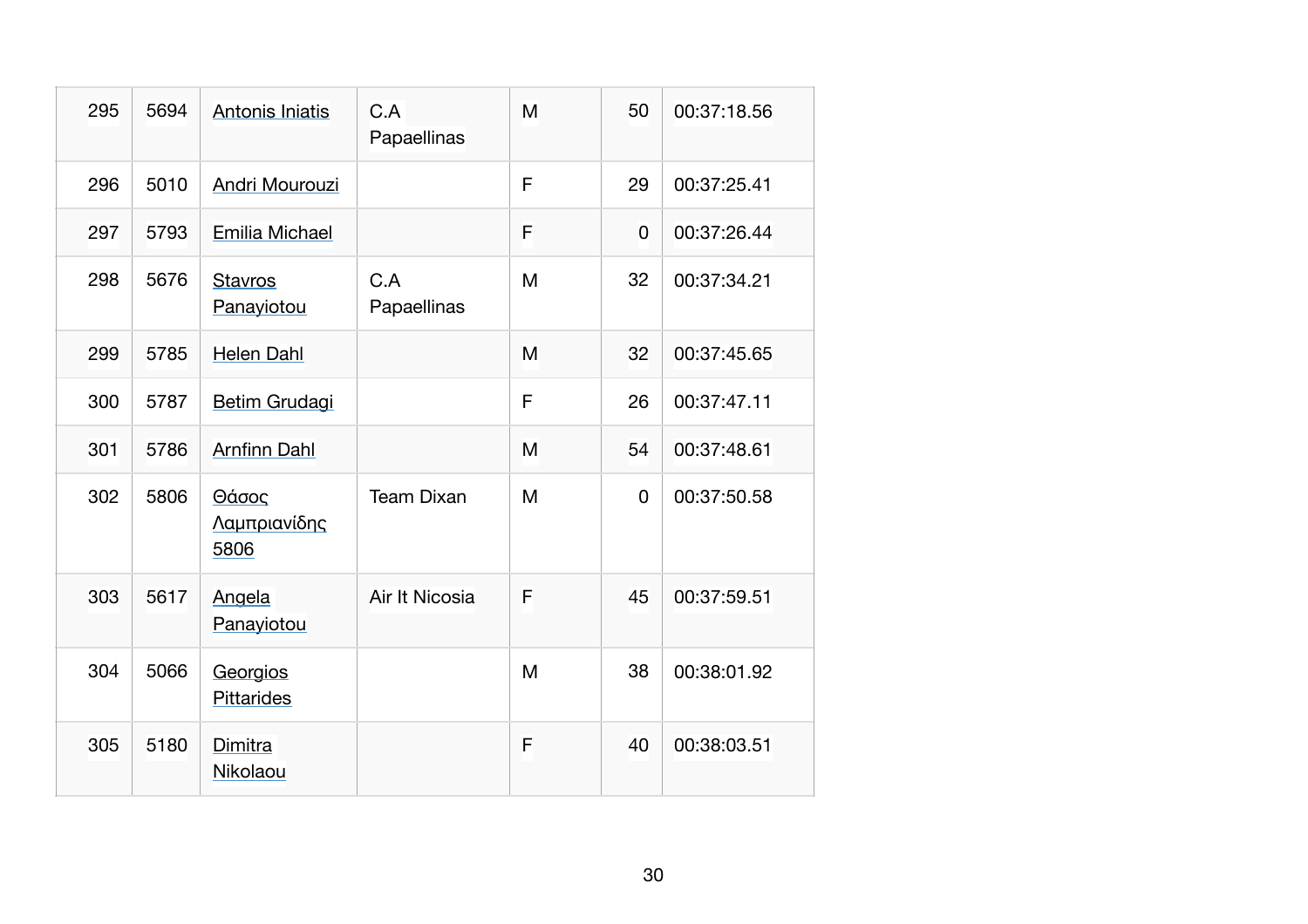| | | | | | | |
|---|---|---|---|---|---|---|
| 295 | 5694 | Antonis Iniatis | C.A Papaellinas | M | 50 | 00:37:18.56 |
| 296 | 5010 | Andri Mourouzi | | F | 29 | 00:37:25.41 |
| 297 | 5793 | Emilia Michael | | F | 0 | 00:37:26.44 |
| 298 | 5676 | Stavros Panayiotou | C.A Papaellinas | M | 32 | 00:37:34.21 |
| 299 | 5785 | Helen Dahl | | M | 32 | 00:37:45.65 |
| 300 | 5787 | Betim Grudagi | | F | 26 | 00:37:47.11 |
| 301 | 5786 | Arnfinn Dahl | | M | 54 | 00:37:48.61 |
| 302 | 5806 | Θάσος Λαμπριανίδης 5806 | Team Dixan | M | 0 | 00:37:50.58 |
| 303 | 5617 | Angela Panayiotou | Air It Nicosia | F | 45 | 00:37:59.51 |
| 304 | 5066 | Georgios Pittarides | | M | 38 | 00:38:01.92 |
| 305 | 5180 | Dimitra Nikolaou | | F | 40 | 00:38:03.51 |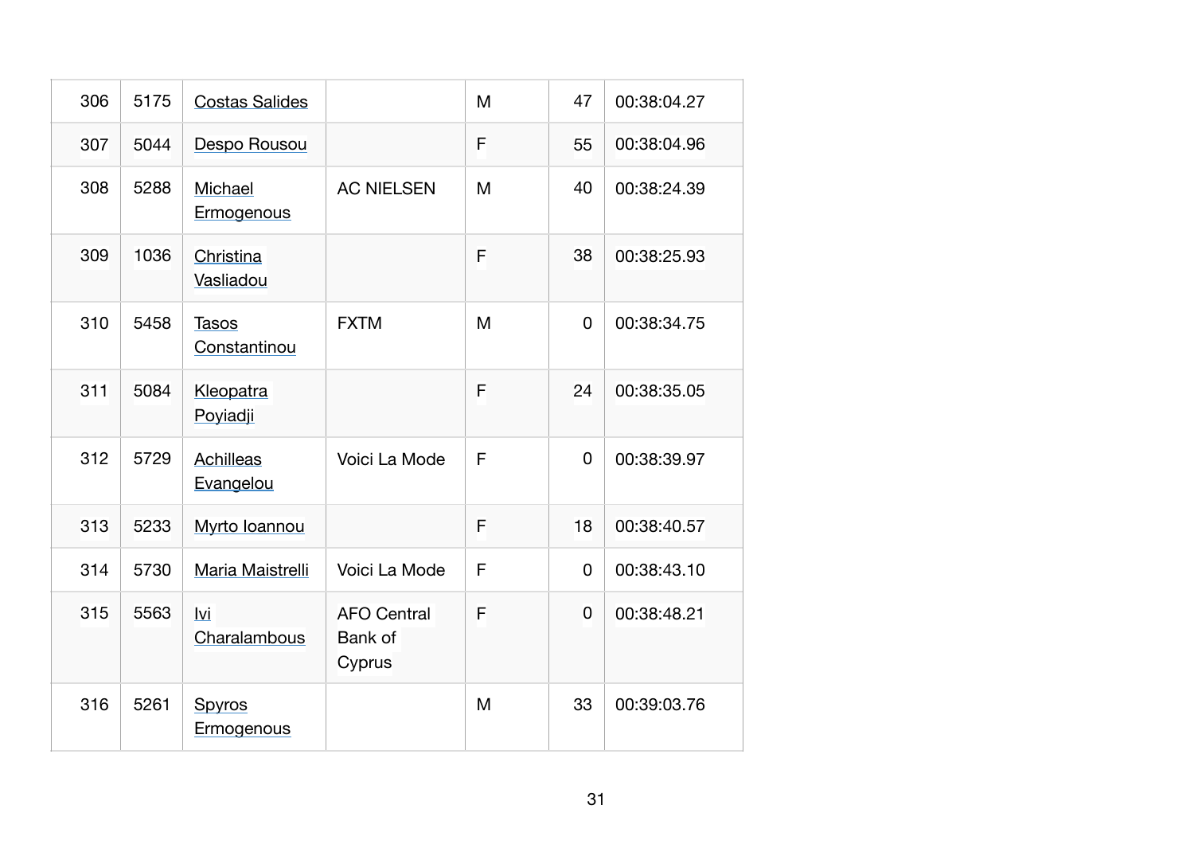| | | | | | | |
|---|---|---|---|---|---|---|
| 306 | 5175 | Costas Salides | | M | 47 | 00:38:04.27 |
| 307 | 5044 | Despo Rousou | | F | 55 | 00:38:04.96 |
| 308 | 5288 | Michael Ermogenous | AC NIELSEN | M | 40 | 00:38:24.39 |
| 309 | 1036 | Christina Vasliadou | | F | 38 | 00:38:25.93 |
| 310 | 5458 | Tasos Constantinou | FXTM | M | 0 | 00:38:34.75 |
| 311 | 5084 | Kleopatra Poyiadji | | F | 24 | 00:38:35.05 |
| 312 | 5729 | Achilleas Evangelou | Voici La Mode | F | 0 | 00:38:39.97 |
| 313 | 5233 | Myrto Ioannou | | F | 18 | 00:38:40.57 |
| 314 | 5730 | Maria Maistrelli | Voici La Mode | F | 0 | 00:38:43.10 |
| 315 | 5563 | Ivi Charalambous | AFO Central Bank of Cyprus | F | 0 | 00:38:48.21 |
| 316 | 5261 | Spyros Ermogenous | | M | 33 | 00:39:03.76 |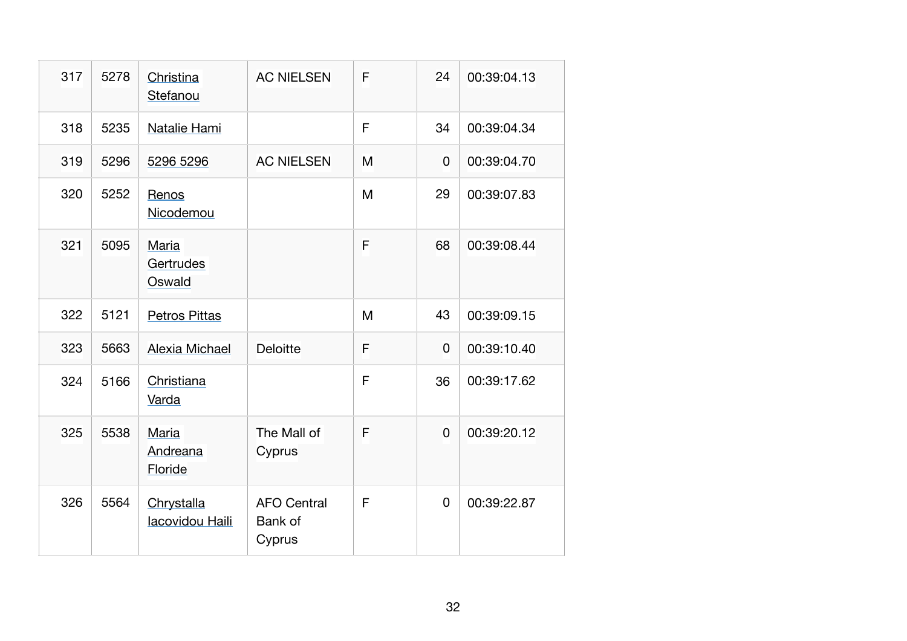| | | | | | | |
|---|---|---|---|---|---|---|
| 317 | 5278 | Christina Stefanou | AC NIELSEN | F | 24 | 00:39:04.13 |
| 318 | 5235 | Natalie Hami | | F | 34 | 00:39:04.34 |
| 319 | 5296 | 5296 5296 | AC NIELSEN | M | 0 | 00:39:04.70 |
| 320 | 5252 | Renos Nicodemou | | M | 29 | 00:39:07.83 |
| 321 | 5095 | Maria Gertrudes Oswald | | F | 68 | 00:39:08.44 |
| 322 | 5121 | Petros Pittas | | M | 43 | 00:39:09.15 |
| 323 | 5663 | Alexia Michael | Deloitte | F | 0 | 00:39:10.40 |
| 324 | 5166 | Christiana Varda | | F | 36 | 00:39:17.62 |
| 325 | 5538 | Maria Andreana Floride | The Mall of Cyprus | F | 0 | 00:39:20.12 |
| 326 | 5564 | Chrystalla Iacovidou Haili | AFO Central Bank of Cyprus | F | 0 | 00:39:22.87 |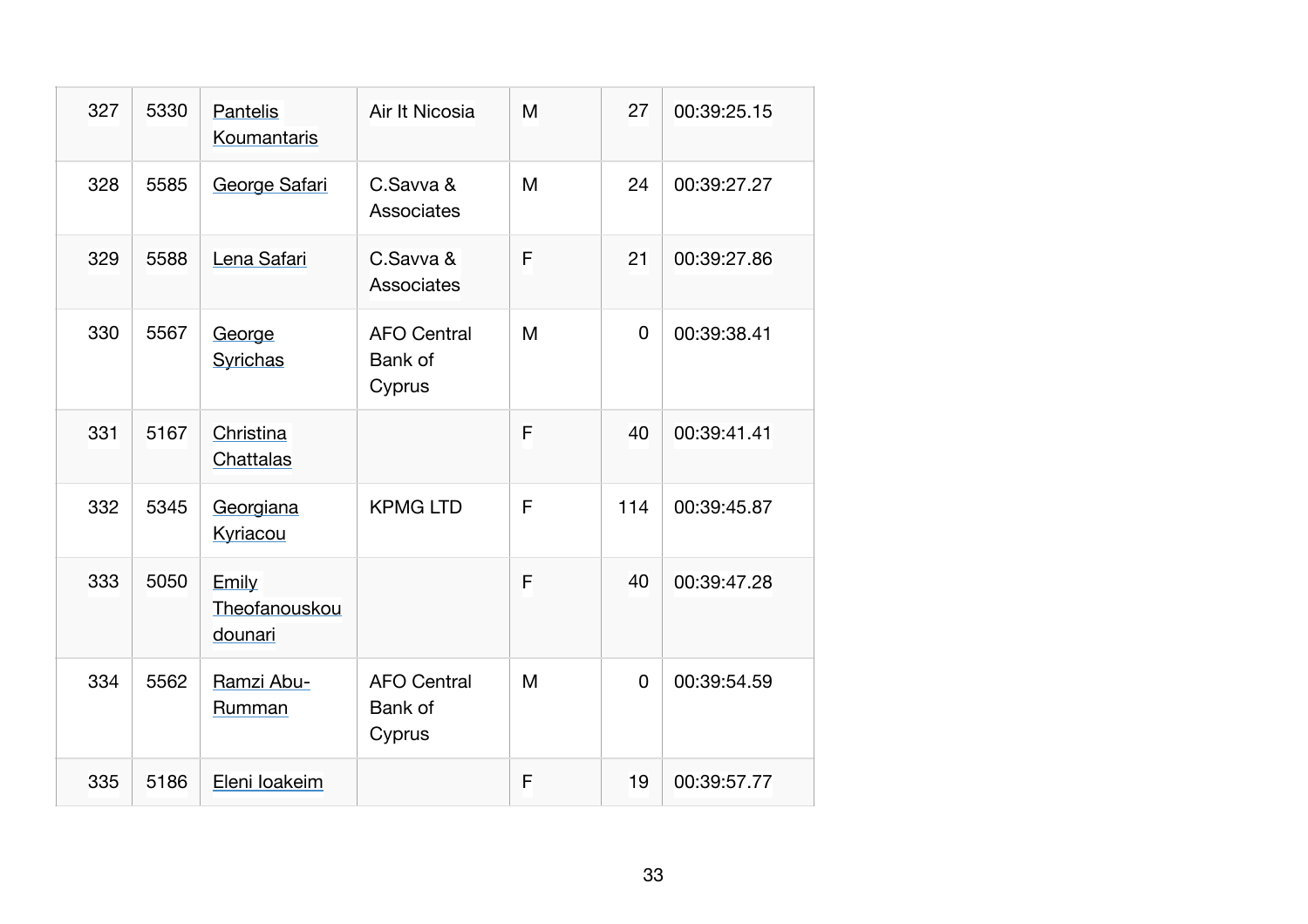| | | | | | | |
|---|---|---|---|---|---|---|
| 327 | 5330 | Pantelis Koumantaris | Air It Nicosia | M | 27 | 00:39:25.15 |
| 328 | 5585 | George Safari | C.Savva & Associates | M | 24 | 00:39:27.27 |
| 329 | 5588 | Lena Safari | C.Savva & Associates | F | 21 | 00:39:27.86 |
| 330 | 5567 | George Syrichas | AFO Central Bank of Cyprus | M | 0 | 00:39:38.41 |
| 331 | 5167 | Christina Chattalas | | F | 40 | 00:39:41.41 |
| 332 | 5345 | Georgiana Kyriacou | KPMG LTD | F | 114 | 00:39:45.87 |
| 333 | 5050 | Emily Theofanouskoudounari | | F | 40 | 00:39:47.28 |
| 334 | 5562 | Ramzi Abu-Rumman | AFO Central Bank of Cyprus | M | 0 | 00:39:54.59 |
| 335 | 5186 | Eleni Ioakeim | | F | 19 | 00:39:57.77 |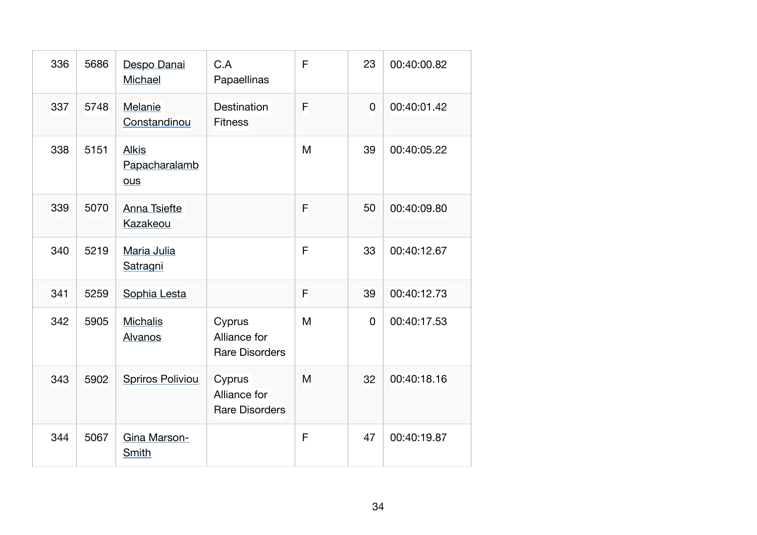| | | | | | | |
|---|---|---|---|---|---|---|
| 336 | 5686 | Despo Danai Michael | C.A Papaellinas | F | 23 | 00:40:00.82 |
| 337 | 5748 | Melanie Constandinou | Destination Fitness | F | 0 | 00:40:01.42 |
| 338 | 5151 | Alkis Papacharalambous | | M | 39 | 00:40:05.22 |
| 339 | 5070 | Anna Tsiefte Kazakeou | | F | 50 | 00:40:09.80 |
| 340 | 5219 | Maria Julia Satragni | | F | 33 | 00:40:12.67 |
| 341 | 5259 | Sophia Lesta | | F | 39 | 00:40:12.73 |
| 342 | 5905 | Michalis Alvanos | Cyprus Alliance for Rare Disorders | M | 0 | 00:40:17.53 |
| 343 | 5902 | Spriros Poliviou | Cyprus Alliance for Rare Disorders | M | 32 | 00:40:18.16 |
| 344 | 5067 | Gina Marson-Smith | | F | 47 | 00:40:19.87 |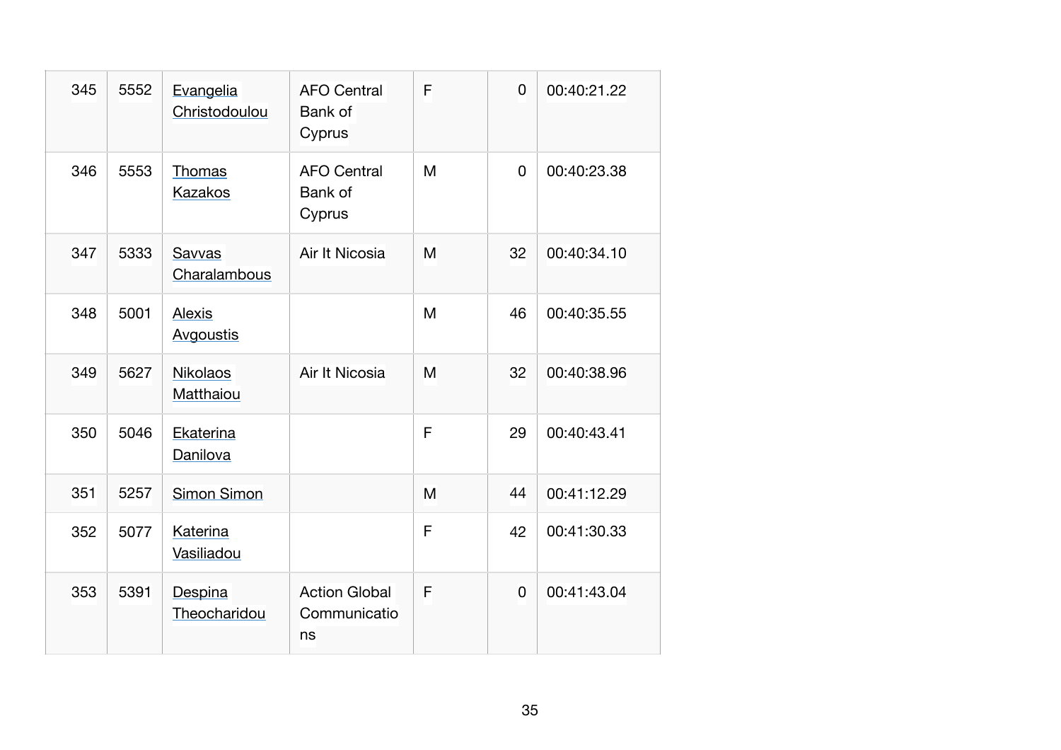| 345 | 5552 | Evangelia Christodoulou | AFO Central Bank of Cyprus | F | 0 | 00:40:21.22 |
|---|---|---|---|---|---|---|
| 346 | 5553 | Thomas Kazakos | AFO Central Bank of Cyprus | M | 0 | 00:40:23.38 |
| 347 | 5333 | Savvas Charalambous | Air It Nicosia | M | 32 | 00:40:34.10 |
| 348 | 5001 | Alexis Avgoustis | | M | 46 | 00:40:35.55 |
| 349 | 5627 | Nikolaos Matthaiou | Air It Nicosia | M | 32 | 00:40:38.96 |
| 350 | 5046 | Ekaterina Danilova | | F | 29 | 00:40:43.41 |
| 351 | 5257 | Simon Simon | | M | 44 | 00:41:12.29 |
| 352 | 5077 | Katerina Vasiliadou | | F | 42 | 00:41:30.33 |
| 353 | 5391 | Despina Theocharidou | Action Global Communications | F | 0 | 00:41:43.04 |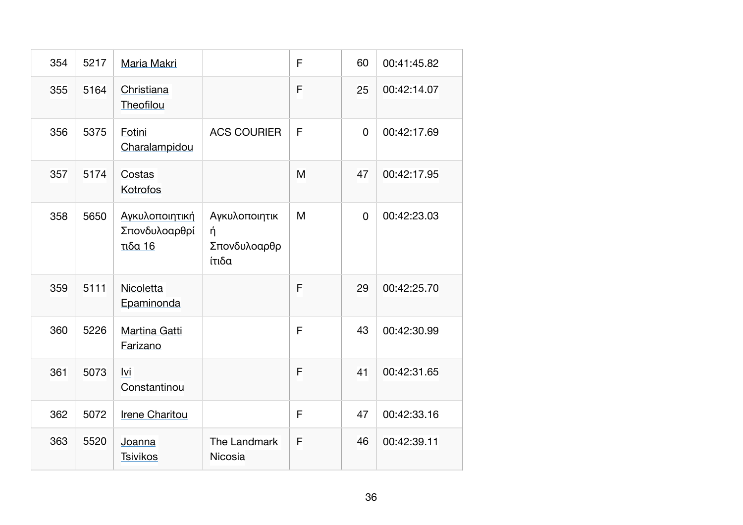| | | | | | | |
|---|---|---|---|---|---|---|
| 354 | 5217 | Maria Makri | | F | 60 | 00:41:45.82 |
| 355 | 5164 | Christiana Theofilou | | F | 25 | 00:42:14.07 |
| 356 | 5375 | Fotini Charalampidou | ACS COURIER | F | 0 | 00:42:17.69 |
| 357 | 5174 | Costas Kotrofos | | M | 47 | 00:42:17.95 |
| 358 | 5650 | Αγκυλοποιητική Σπονδυλοαρθρίτιδα 16 | Αγκυλοποιητική Σπονδυλοαρθρίτιδα | M | 0 | 00:42:23.03 |
| 359 | 5111 | Nicoletta Epaminonda | | F | 29 | 00:42:25.70 |
| 360 | 5226 | Martina Gatti Farizano | | F | 43 | 00:42:30.99 |
| 361 | 5073 | Ivi Constantinou | | F | 41 | 00:42:31.65 |
| 362 | 5072 | Irene Charitou | | F | 47 | 00:42:33.16 |
| 363 | 5520 | Joanna Tsivikos | The Landmark Nicosia | F | 46 | 00:42:39.11 |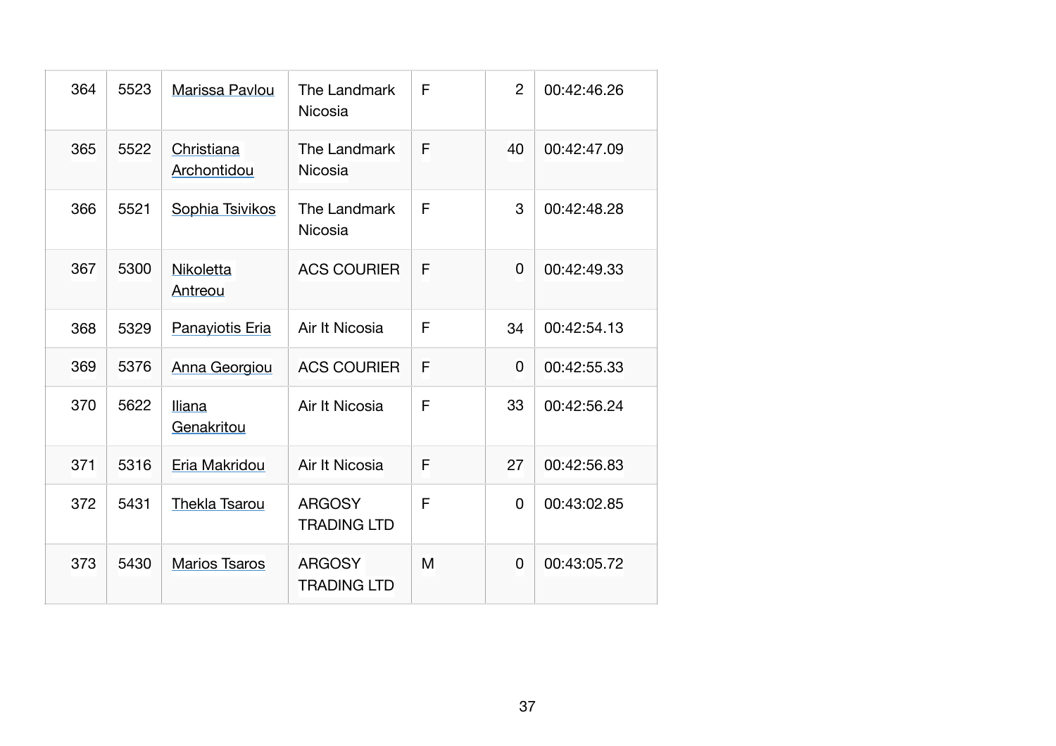| 364 | 5523 | Marissa Pavlou | The Landmark Nicosia | F | 2 | 00:42:46.26 |
|---|---|---|---|---|---|---|
| 365 | 5522 | Christiana Archontidou | The Landmark Nicosia | F | 40 | 00:42:47.09 |
| 366 | 5521 | Sophia Tsivikos | The Landmark Nicosia | F | 3 | 00:42:48.28 |
| 367 | 5300 | Nikoletta Antreou | ACS COURIER | F | 0 | 00:42:49.33 |
| 368 | 5329 | Panayiotis Eria | Air It Nicosia | F | 34 | 00:42:54.13 |
| 369 | 5376 | Anna Georgiou | ACS COURIER | F | 0 | 00:42:55.33 |
| 370 | 5622 | Iliana Genakritou | Air It Nicosia | F | 33 | 00:42:56.24 |
| 371 | 5316 | Eria Makridou | Air It Nicosia | F | 27 | 00:42:56.83 |
| 372 | 5431 | Thekla Tsarou | ARGOSY TRADING LTD | F | 0 | 00:43:02.85 |
| 373 | 5430 | Marios Tsaros | ARGOSY TRADING LTD | M | 0 | 00:43:05.72 |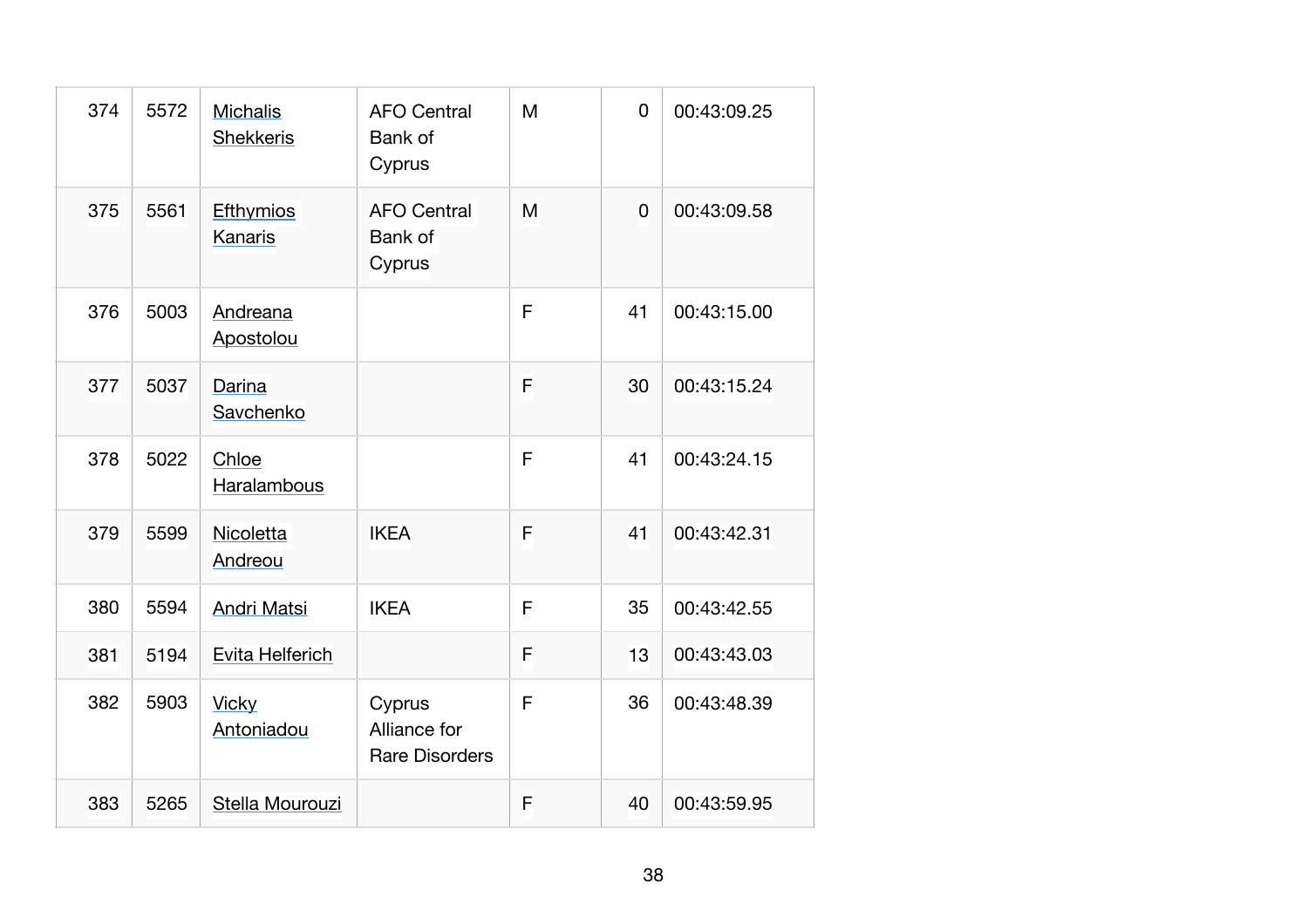| 374 | 5572 | Michalis Shekkeris | AFO Central Bank of Cyprus | M | 0 | 00:43:09.25 |
|---|---|---|---|---|---|---|
| 375 | 5561 | Efthymios Kanaris | AFO Central Bank of Cyprus | M | 0 | 00:43:09.58 |
| 376 | 5003 | Andreana Apostolou | | F | 41 | 00:43:15.00 |
| 377 | 5037 | Darina Savchenko | | F | 30 | 00:43:15.24 |
| 378 | 5022 | Chloe Haralambous | | F | 41 | 00:43:24.15 |
| 379 | 5599 | Nicoletta Andreou | IKEA | F | 41 | 00:43:42.31 |
| 380 | 5594 | Andri Matsi | IKEA | F | 35 | 00:43:42.55 |
| 381 | 5194 | Evita Helferich | | F | 13 | 00:43:43.03 |
| 382 | 5903 | Vicky Antoniadou | Cyprus Alliance for Rare Disorders | F | 36 | 00:43:48.39 |
| 383 | 5265 | Stella Mourouzi | | F | 40 | 00:43:59.95 |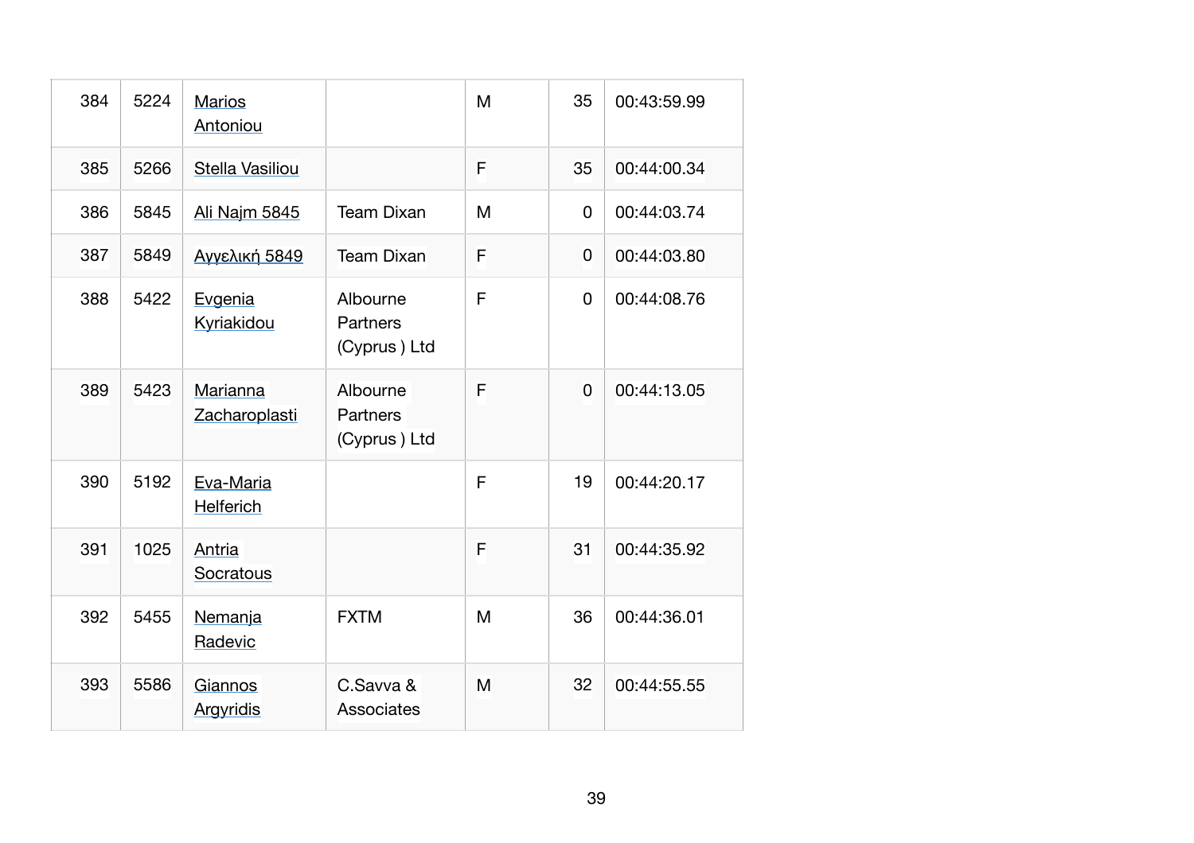| | | | | | | |
|---|---|---|---|---|---|---|
| 384 | 5224 | Marios Antoniou | | M | 35 | 00:43:59.99 |
| 385 | 5266 | Stella Vasiliou | | F | 35 | 00:44:00.34 |
| 386 | 5845 | Ali Najm 5845 | Team Dixan | M | 0 | 00:44:03.74 |
| 387 | 5849 | Αγγελική 5849 | Team Dixan | F | 0 | 00:44:03.80 |
| 388 | 5422 | Evgenia Kyriakidou | Albourne Partners (Cyprus ) Ltd | F | 0 | 00:44:08.76 |
| 389 | 5423 | Marianna Zacharoplasti | Albourne Partners (Cyprus ) Ltd | F | 0 | 00:44:13.05 |
| 390 | 5192 | Eva-Maria Helferich | | F | 19 | 00:44:20.17 |
| 391 | 1025 | Antria Socratous | | F | 31 | 00:44:35.92 |
| 392 | 5455 | Nemanja Radevic | FXTM | M | 36 | 00:44:36.01 |
| 393 | 5586 | Giannos Argyridis | C.Savva & Associates | M | 32 | 00:44:55.55 |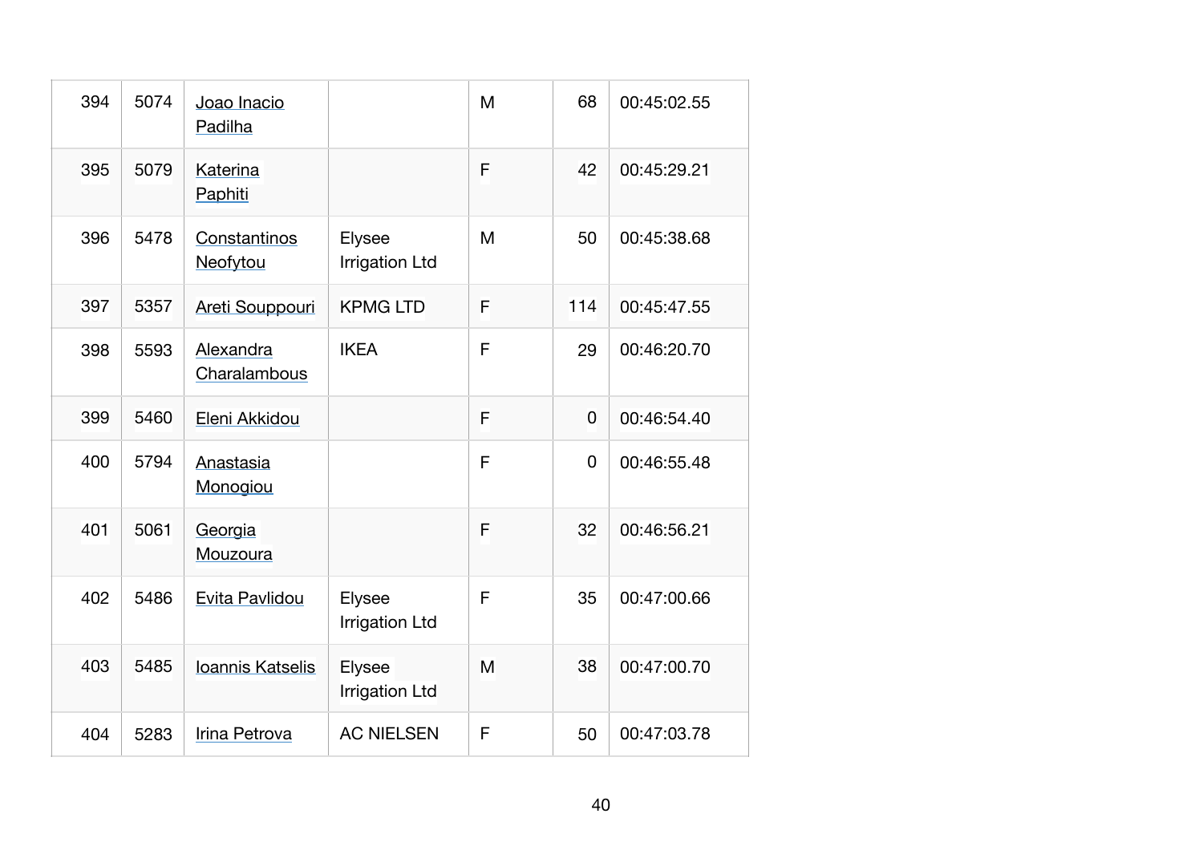| 394 | 5074 | Joao Inacio Padilha | | M | 68 | 00:45:02.55 |
|---|---|---|---|---|---|---|
| 395 | 5079 | Katerina Paphiti | | F | 42 | 00:45:29.21 |
| 396 | 5478 | Constantinos Neofytou | Elysee Irrigation Ltd | M | 50 | 00:45:38.68 |
| 397 | 5357 | Areti Souppouri | KPMG LTD | F | 114 | 00:45:47.55 |
| 398 | 5593 | Alexandra Charalambous | IKEA | F | 29 | 00:46:20.70 |
| 399 | 5460 | Eleni Akkidou | | F | 0 | 00:46:54.40 |
| 400 | 5794 | Anastasia Monogiou | | F | 0 | 00:46:55.48 |
| 401 | 5061 | Georgia Mouzoura | | F | 32 | 00:46:56.21 |
| 402 | 5486 | Evita Pavlidou | Elysee Irrigation Ltd | F | 35 | 00:47:00.66 |
| 403 | 5485 | Ioannis Katselis | Elysee Irrigation Ltd | M | 38 | 00:47:00.70 |
| 404 | 5283 | Irina Petrova | AC NIELSEN | F | 50 | 00:47:03.78 |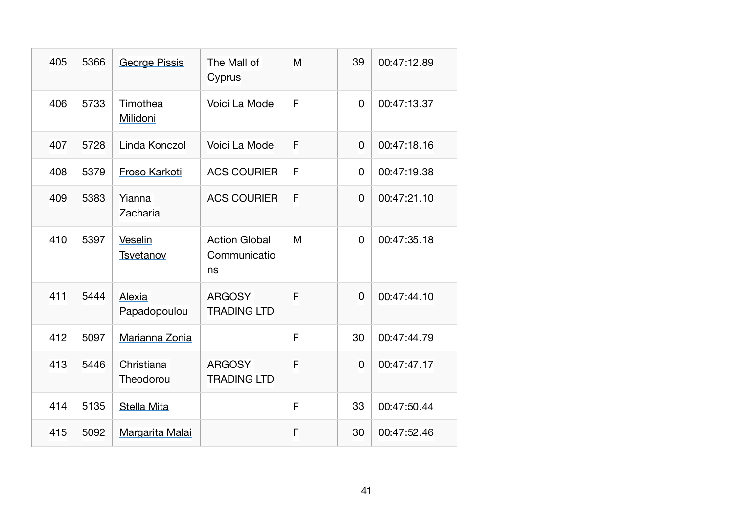| 405 | 5366 | George Pissis | The Mall of Cyprus | M | 39 | 00:47:12.89 |
|---|---|---|---|---|---|---|
| 406 | 5733 | Timothea Milidoni | Voici La Mode | F | 0 | 00:47:13.37 |
| 407 | 5728 | Linda Konczol | Voici La Mode | F | 0 | 00:47:18.16 |
| 408 | 5379 | Froso Karkoti | ACS COURIER | F | 0 | 00:47:19.38 |
| 409 | 5383 | Yianna Zacharia | ACS COURIER | F | 0 | 00:47:21.10 |
| 410 | 5397 | Veselin Tsvetanov | Action Global Communications | M | 0 | 00:47:35.18 |
| 411 | 5444 | Alexia Papadopoulou | ARGOSY TRADING LTD | F | 0 | 00:47:44.10 |
| 412 | 5097 | Marianna Zonia | | F | 30 | 00:47:44.79 |
| 413 | 5446 | Christiana Theodorou | ARGOSY TRADING LTD | F | 0 | 00:47:47.17 |
| 414 | 5135 | Stella Mita | | F | 33 | 00:47:50.44 |
| 415 | 5092 | Margarita Malai | | F | 30 | 00:47:52.46 |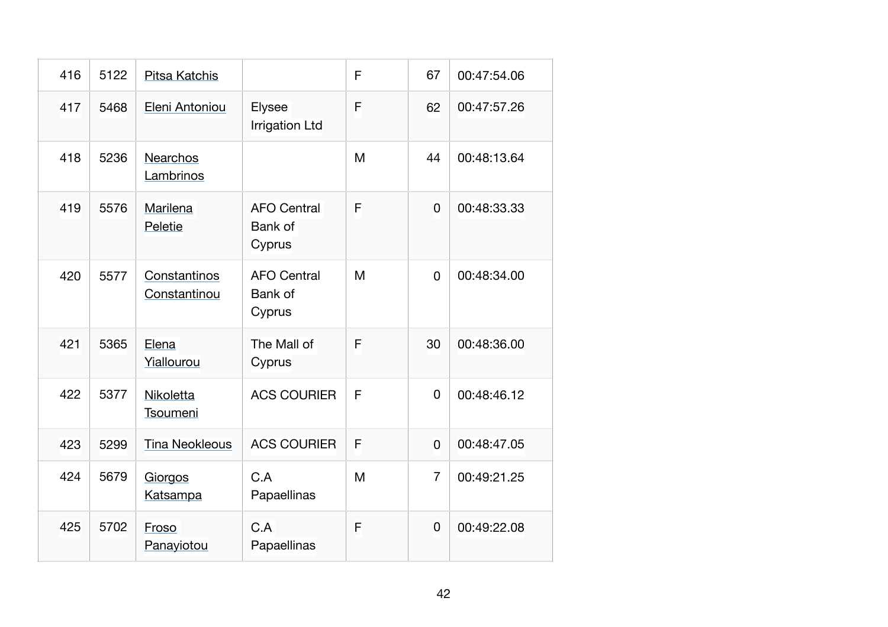| | | | | | | |
|---|---|---|---|---|---|---|
| 416 | 5122 | Pitsa Katchis | | F | 67 | 00:47:54.06 |
| 417 | 5468 | Eleni Antoniou | Elysee Irrigation Ltd | F | 62 | 00:47:57.26 |
| 418 | 5236 | Nearchos Lambrinos | | M | 44 | 00:48:13.64 |
| 419 | 5576 | Marilena Peletie | AFO Central Bank of Cyprus | F | 0 | 00:48:33.33 |
| 420 | 5577 | Constantinos Constantinou | AFO Central Bank of Cyprus | M | 0 | 00:48:34.00 |
| 421 | 5365 | Elena Yiallourou | The Mall of Cyprus | F | 30 | 00:48:36.00 |
| 422 | 5377 | Nikoletta Tsoumeni | ACS COURIER | F | 0 | 00:48:46.12 |
| 423 | 5299 | Tina Neokleous | ACS COURIER | F | 0 | 00:48:47.05 |
| 424 | 5679 | Giorgos Katsampa | C.A Papaellinas | M | 7 | 00:49:21.25 |
| 425 | 5702 | Froso Panayiotou | C.A Papaellinas | F | 0 | 00:49:22.08 |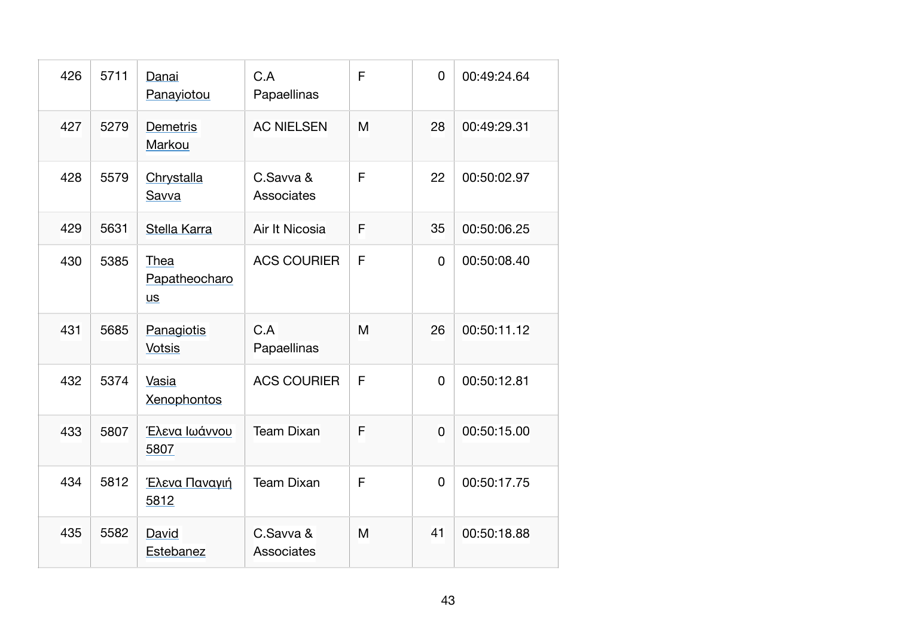| | | | | | | |
|---|---|---|---|---|---|---|
| 426 | 5711 | Danai Panayiotou | C.A Papaellinas | F | 0 | 00:49:24.64 |
| 427 | 5279 | Demetris Markou | AC NIELSEN | M | 28 | 00:49:29.31 |
| 428 | 5579 | Chrystalla Savva | C.Savva & Associates | F | 22 | 00:50:02.97 |
| 429 | 5631 | Stella Karra | Air It Nicosia | F | 35 | 00:50:06.25 |
| 430 | 5385 | Thea Papatheocharous | ACS COURIER | F | 0 | 00:50:08.40 |
| 431 | 5685 | Panagiotis Votsis | C.A Papaellinas | M | 26 | 00:50:11.12 |
| 432 | 5374 | Vasia Xenophontos | ACS COURIER | F | 0 | 00:50:12.81 |
| 433 | 5807 | Έλενα Ιωάννου 5807 | Team Dixan | F | 0 | 00:50:15.00 |
| 434 | 5812 | Έλενα Παναγιή 5812 | Team Dixan | F | 0 | 00:50:17.75 |
| 435 | 5582 | David Estebanez | C.Savva & Associates | M | 41 | 00:50:18.88 |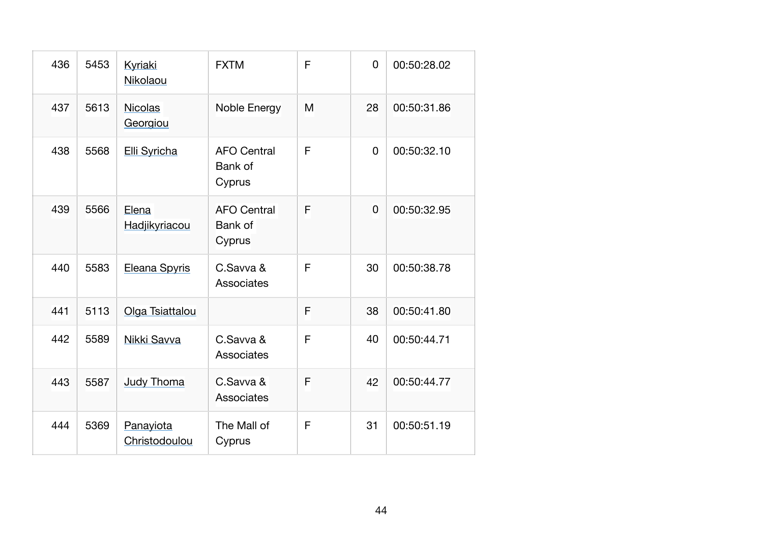| | | | | | | |
|---|---|---|---|---|---|---|
| 436 | 5453 | Kyriaki Nikolaou | FXTM | F | 0 | 00:50:28.02 |
| 437 | 5613 | Nicolas Georgiou | Noble Energy | M | 28 | 00:50:31.86 |
| 438 | 5568 | Elli Syricha | AFO Central Bank of Cyprus | F | 0 | 00:50:32.10 |
| 439 | 5566 | Elena Hadjikyriacou | AFO Central Bank of Cyprus | F | 0 | 00:50:32.95 |
| 440 | 5583 | Eleana Spyris | C.Savva & Associates | F | 30 | 00:50:38.78 |
| 441 | 5113 | Olga Tsiattalou | | F | 38 | 00:50:41.80 |
| 442 | 5589 | Nikki Savva | C.Savva & Associates | F | 40 | 00:50:44.71 |
| 443 | 5587 | Judy Thoma | C.Savva & Associates | F | 42 | 00:50:44.77 |
| 444 | 5369 | Panayiota Christodoulou | The Mall of Cyprus | F | 31 | 00:50:51.19 |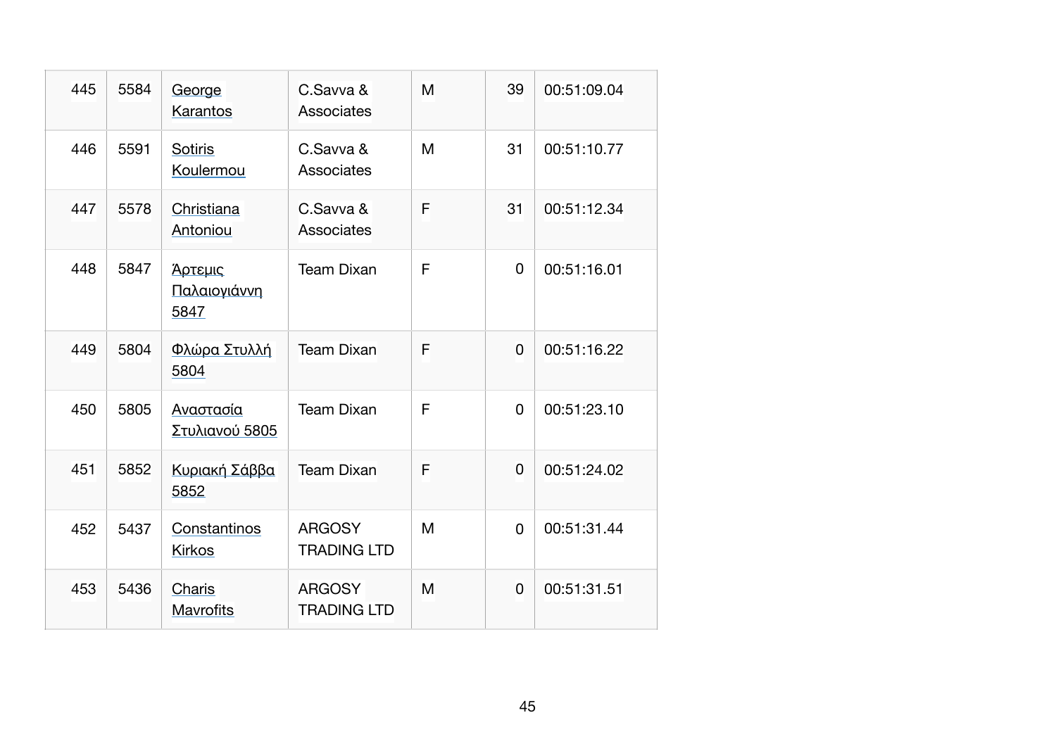| | | | | | | |
|---|---|---|---|---|---|---|
| 445 | 5584 | George Karantos | C.Savva & Associates | M | 39 | 00:51:09.04 |
| 446 | 5591 | Sotiris Koulermou | C.Savva & Associates | M | 31 | 00:51:10.77 |
| 447 | 5578 | Christiana Antoniou | C.Savva & Associates | F | 31 | 00:51:12.34 |
| 448 | 5847 | Άρτεμις Παλαιογιάννη 5847 | Team Dixan | F | 0 | 00:51:16.01 |
| 449 | 5804 | Φλώρα Στυλλή 5804 | Team Dixan | F | 0 | 00:51:16.22 |
| 450 | 5805 | Αναστασία Στυλιανού 5805 | Team Dixan | F | 0 | 00:51:23.10 |
| 451 | 5852 | Κυριακή Σάββα 5852 | Team Dixan | F | 0 | 00:51:24.02 |
| 452 | 5437 | Constantinos Kirkos | ARGOSY TRADING LTD | M | 0 | 00:51:31.44 |
| 453 | 5436 | Charis Mavrofits | ARGOSY TRADING LTD | M | 0 | 00:51:31.51 |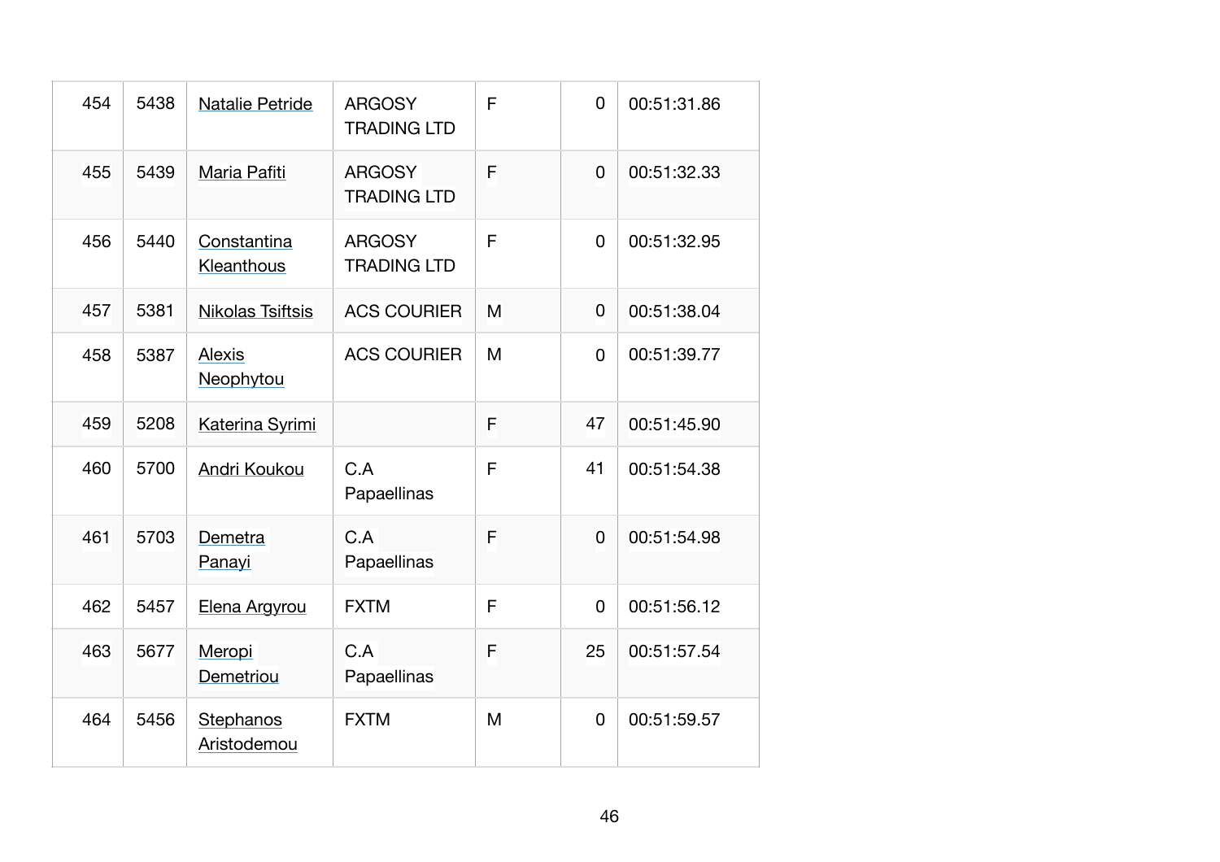| | | | | | | |
|---|---|---|---|---|---|---|
| 454 | 5438 | Natalie Petride | ARGOSY TRADING LTD | F | 0 | 00:51:31.86 |
| 455 | 5439 | Maria Pafiti | ARGOSY TRADING LTD | F | 0 | 00:51:32.33 |
| 456 | 5440 | Constantina Kleanthous | ARGOSY TRADING LTD | F | 0 | 00:51:32.95 |
| 457 | 5381 | Nikolas Tsiftsis | ACS COURIER | M | 0 | 00:51:38.04 |
| 458 | 5387 | Alexis Neophytou | ACS COURIER | M | 0 | 00:51:39.77 |
| 459 | 5208 | Katerina Syrimi | | F | 47 | 00:51:45.90 |
| 460 | 5700 | Andri Koukou | C.A Papaellinas | F | 41 | 00:51:54.38 |
| 461 | 5703 | Demetra Panayi | C.A Papaellinas | F | 0 | 00:51:54.98 |
| 462 | 5457 | Elena Argyrou | FXTM | F | 0 | 00:51:56.12 |
| 463 | 5677 | Meropi Demetriou | C.A Papaellinas | F | 25 | 00:51:57.54 |
| 464 | 5456 | Stephanos Aristodemou | FXTM | M | 0 | 00:51:59.57 |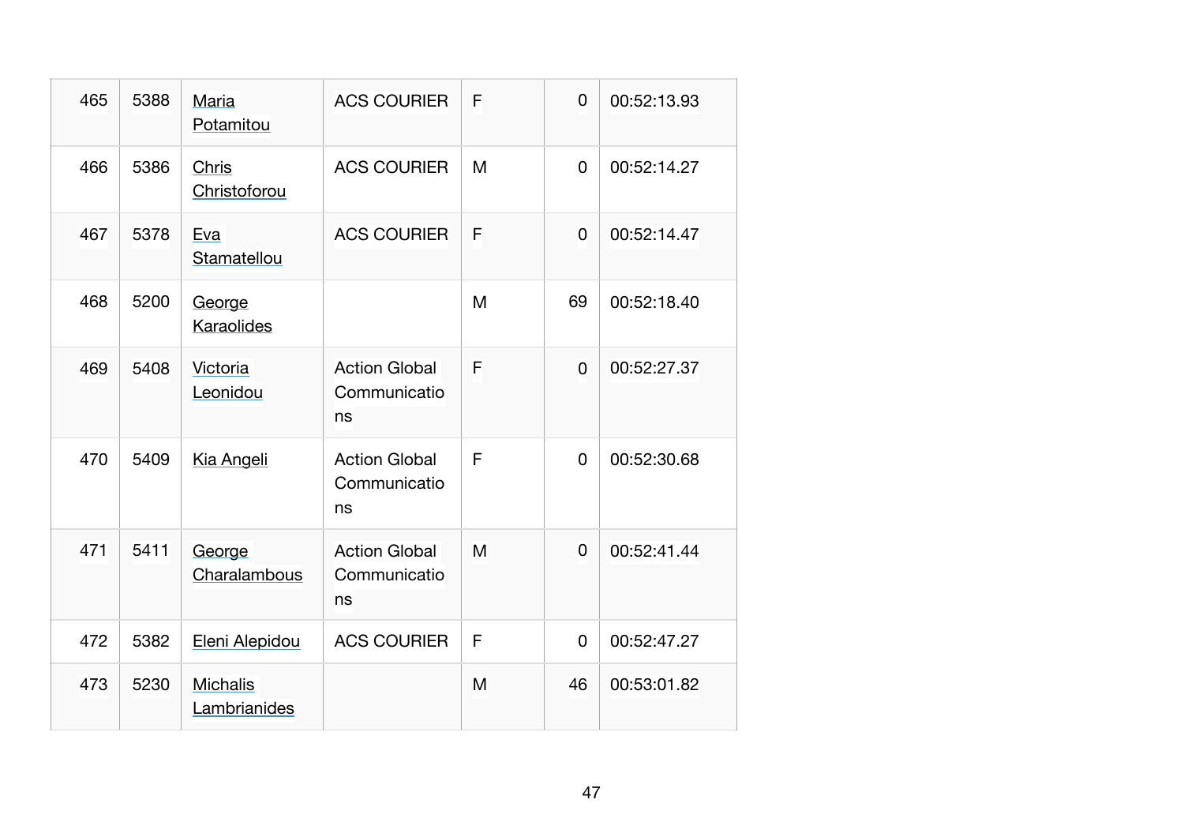| 465 | 5388 | Maria Potamitou | ACS COURIER | F | 0 | 00:52:13.93 |
|---|---|---|---|---|---|---|
| 466 | 5386 | Chris Christoforou | ACS COURIER | M | 0 | 00:52:14.27 |
| 467 | 5378 | Eva Stamatellou | ACS COURIER | F | 0 | 00:52:14.47 |
| 468 | 5200 | George Karaolides | | M | 69 | 00:52:18.40 |
| 469 | 5408 | Victoria Leonidou | Action Global Communications | F | 0 | 00:52:27.37 |
| 470 | 5409 | Kia Angeli | Action Global Communications | F | 0 | 00:52:30.68 |
| 471 | 5411 | George Charalambous | Action Global Communications | M | 0 | 00:52:41.44 |
| 472 | 5382 | Eleni Alepidou | ACS COURIER | F | 0 | 00:52:47.27 |
| 473 | 5230 | Michalis Lambrianides | | M | 46 | 00:53:01.82 |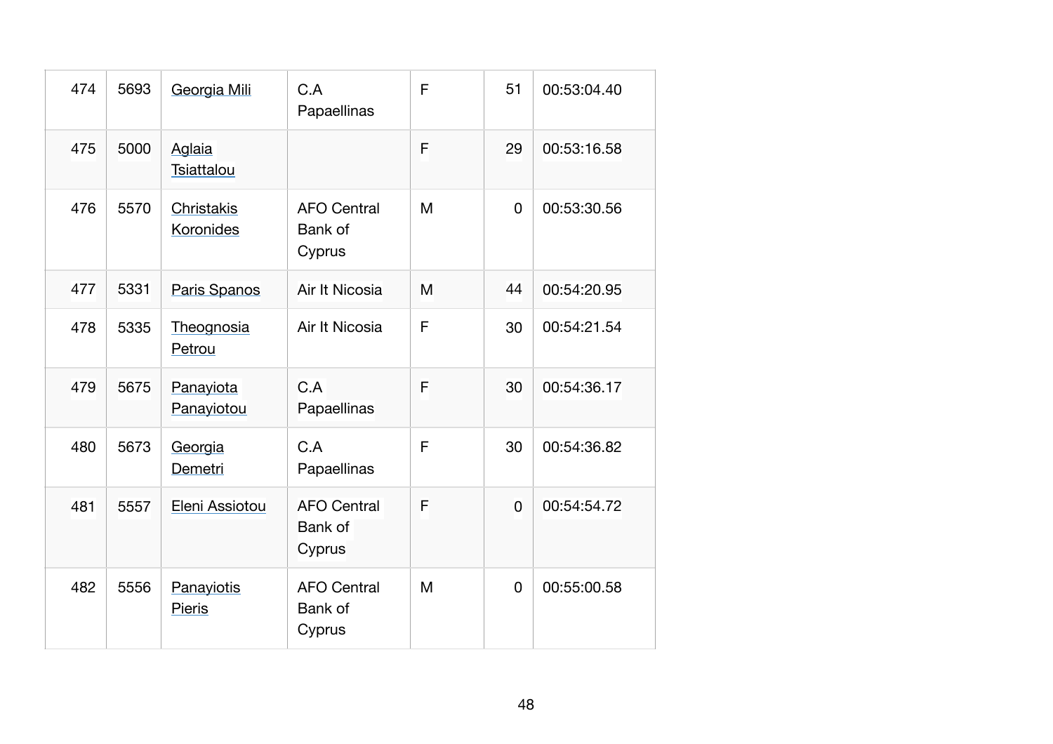| 474 | 5693 | Georgia Mili | C.A Papaellinas | F | 51 | 00:53:04.40 |
|---|---|---|---|---|---|---|
| 475 | 5000 | Aglaia Tsiattalou | | F | 29 | 00:53:16.58 |
| 476 | 5570 | Christakis Koronides | AFO Central Bank of Cyprus | M | 0 | 00:53:30.56 |
| 477 | 5331 | Paris Spanos | Air It Nicosia | M | 44 | 00:54:20.95 |
| 478 | 5335 | Theognosia Petrou | Air It Nicosia | F | 30 | 00:54:21.54 |
| 479 | 5675 | Panayiota Panayiotou | C.A Papaellinas | F | 30 | 00:54:36.17 |
| 480 | 5673 | Georgia Demetri | C.A Papaellinas | F | 30 | 00:54:36.82 |
| 481 | 5557 | Eleni Assiotou | AFO Central Bank of Cyprus | F | 0 | 00:54:54.72 |
| 482 | 5556 | Panayiotis Pieris | AFO Central Bank of Cyprus | M | 0 | 00:55:00.58 |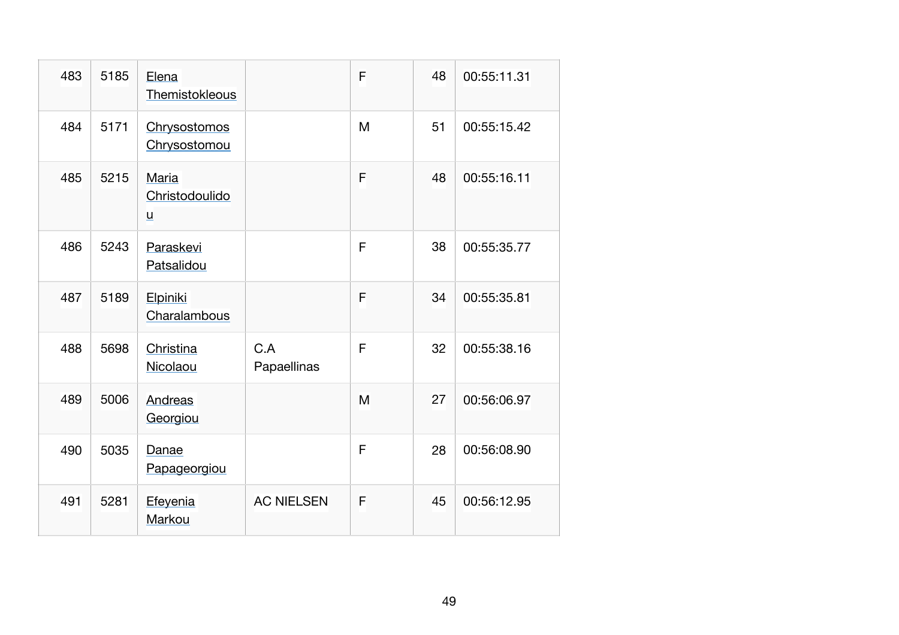| | | | | | | |
|---|---|---|---|---|---|---|
| 483 | 5185 | Elena Themistokleous | | F | 48 | 00:55:11.31 |
| 484 | 5171 | Chrysostomos Chrysostomou | | M | 51 | 00:55:15.42 |
| 485 | 5215 | Maria Christodoulidou | | F | 48 | 00:55:16.11 |
| 486 | 5243 | Paraskevi Patsalidou | | F | 38 | 00:55:35.77 |
| 487 | 5189 | Elpiniki Charalambous | | F | 34 | 00:55:35.81 |
| 488 | 5698 | Christina Nicolaou | C.A Papaellinas | F | 32 | 00:55:38.16 |
| 489 | 5006 | Andreas Georgiou | | M | 27 | 00:56:06.97 |
| 490 | 5035 | Danae Papageorgiou | | F | 28 | 00:56:08.90 |
| 491 | 5281 | Efeyenia Markou | AC NIELSEN | F | 45 | 00:56:12.95 |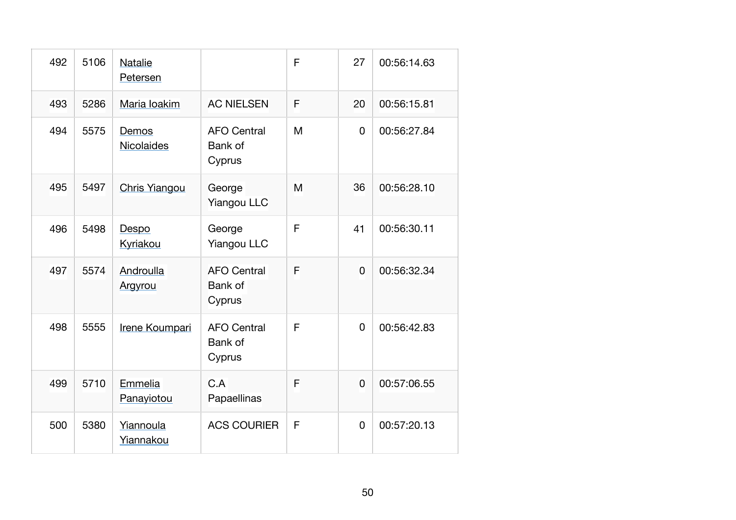| | | | | | | |
|---|---|---|---|---|---|---|
| 492 | 5106 | Natalie Petersen | | F | 27 | 00:56:14.63 |
| 493 | 5286 | Maria Ioakim | AC NIELSEN | F | 20 | 00:56:15.81 |
| 494 | 5575 | Demos Nicolaides | AFO Central Bank of Cyprus | M | 0 | 00:56:27.84 |
| 495 | 5497 | Chris Yiangou | George Yiangou LLC | M | 36 | 00:56:28.10 |
| 496 | 5498 | Despo Kyriakou | George Yiangou LLC | F | 41 | 00:56:30.11 |
| 497 | 5574 | Androulla Argyrou | AFO Central Bank of Cyprus | F | 0 | 00:56:32.34 |
| 498 | 5555 | Irene Koumpari | AFO Central Bank of Cyprus | F | 0 | 00:56:42.83 |
| 499 | 5710 | Emmelia Panayiotou | C.A Papaellinas | F | 0 | 00:57:06.55 |
| 500 | 5380 | Yiannoula Yiannakou | ACS COURIER | F | 0 | 00:57:20.13 |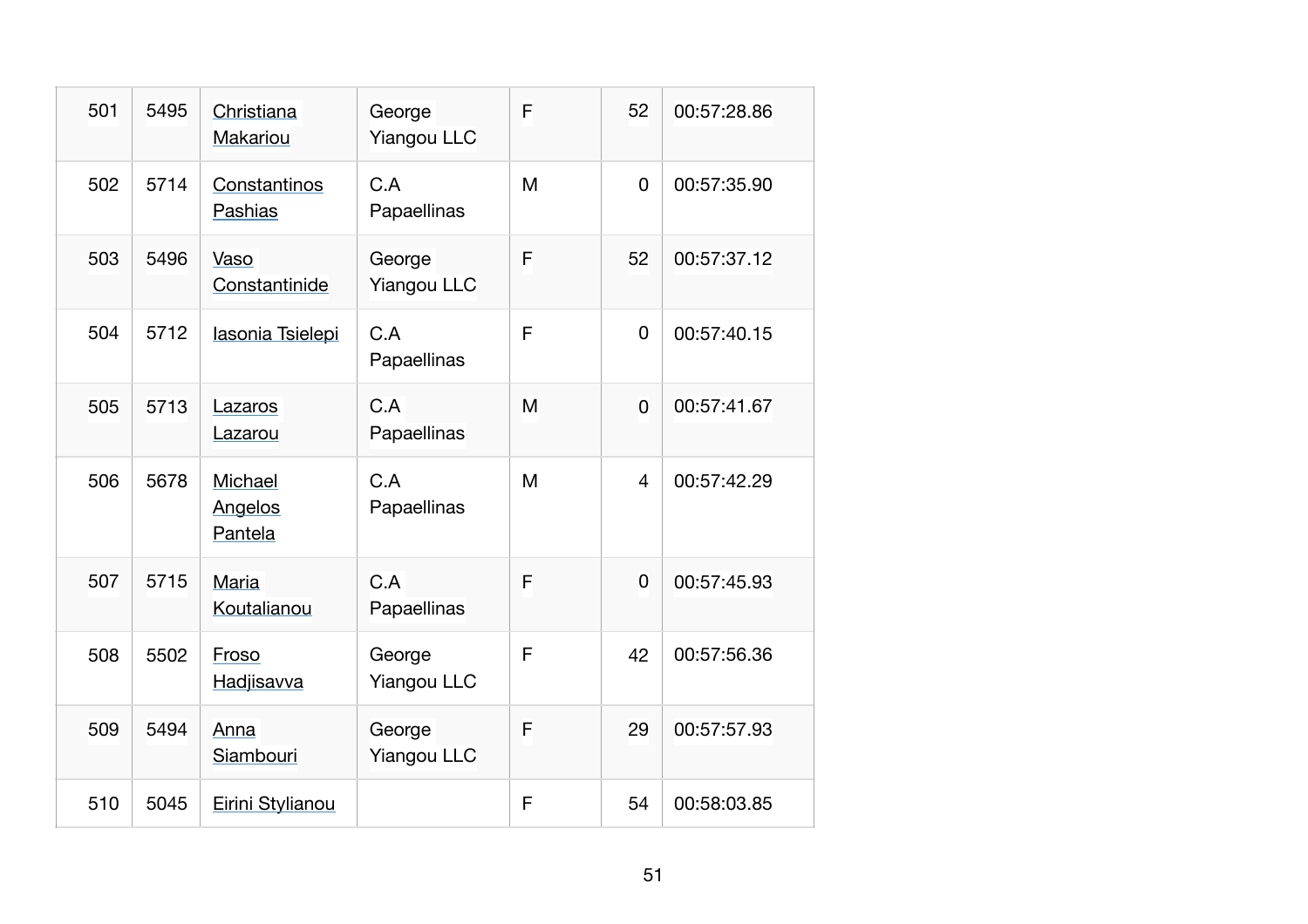| | | | | | | |
|---|---|---|---|---|---|---|
| 501 | 5495 | Christiana Makariou | George Yiangou LLC | F | 52 | 00:57:28.86 |
| 502 | 5714 | Constantinos Pashias | C.A Papaellinas | M | 0 | 00:57:35.90 |
| 503 | 5496 | Vaso Constantinide | George Yiangou LLC | F | 52 | 00:57:37.12 |
| 504 | 5712 | Iasonia Tsielepi | C.A Papaellinas | F | 0 | 00:57:40.15 |
| 505 | 5713 | Lazaros Lazarou | C.A Papaellinas | M | 0 | 00:57:41.67 |
| 506 | 5678 | Michael Angelos Pantela | C.A Papaellinas | M | 4 | 00:57:42.29 |
| 507 | 5715 | Maria Koutalianou | C.A Papaellinas | F | 0 | 00:57:45.93 |
| 508 | 5502 | Froso Hadjisavva | George Yiangou LLC | F | 42 | 00:57:56.36 |
| 509 | 5494 | Anna Siambouri | George Yiangou LLC | F | 29 | 00:57:57.93 |
| 510 | 5045 | Eirini Stylianou | | F | 54 | 00:58:03.85 |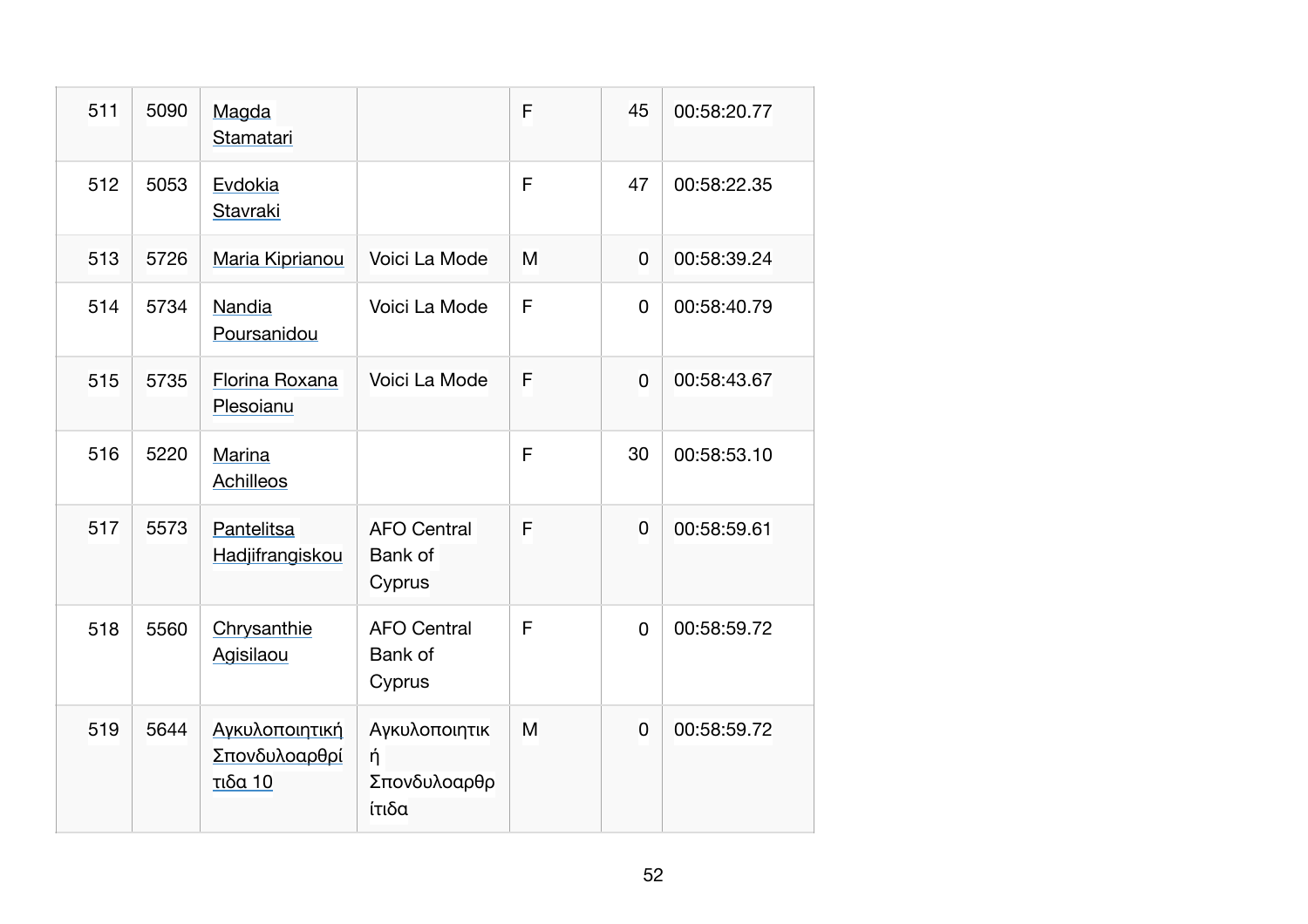| 511 | 5090 | Magda Stamatari | | F | 45 | 00:58:20.77 |
|---|---|---|---|---|---|---|
| 512 | 5053 | Evdokia Stavraki | | F | 47 | 00:58:22.35 |
| 513 | 5726 | Maria Kiprianou | Voici La Mode | M | 0 | 00:58:39.24 |
| 514 | 5734 | Nandia Poursanidou | Voici La Mode | F | 0 | 00:58:40.79 |
| 515 | 5735 | Florina Roxana Plesoianu | Voici La Mode | F | 0 | 00:58:43.67 |
| 516 | 5220 | Marina Achilleos | | F | 30 | 00:58:53.10 |
| 517 | 5573 | Pantelitsa Hadjifrangiskou | AFO Central Bank of Cyprus | F | 0 | 00:58:59.61 |
| 518 | 5560 | Chrysanthie Agisilaou | AFO Central Bank of Cyprus | F | 0 | 00:58:59.72 |
| 519 | 5644 | Αγκυλοποιητική Σπονδυλοαρθρίτιδα 10 | Αγκυλοποιητική Σπονδυλοαρθρίτιδα | M | 0 | 00:58:59.72 |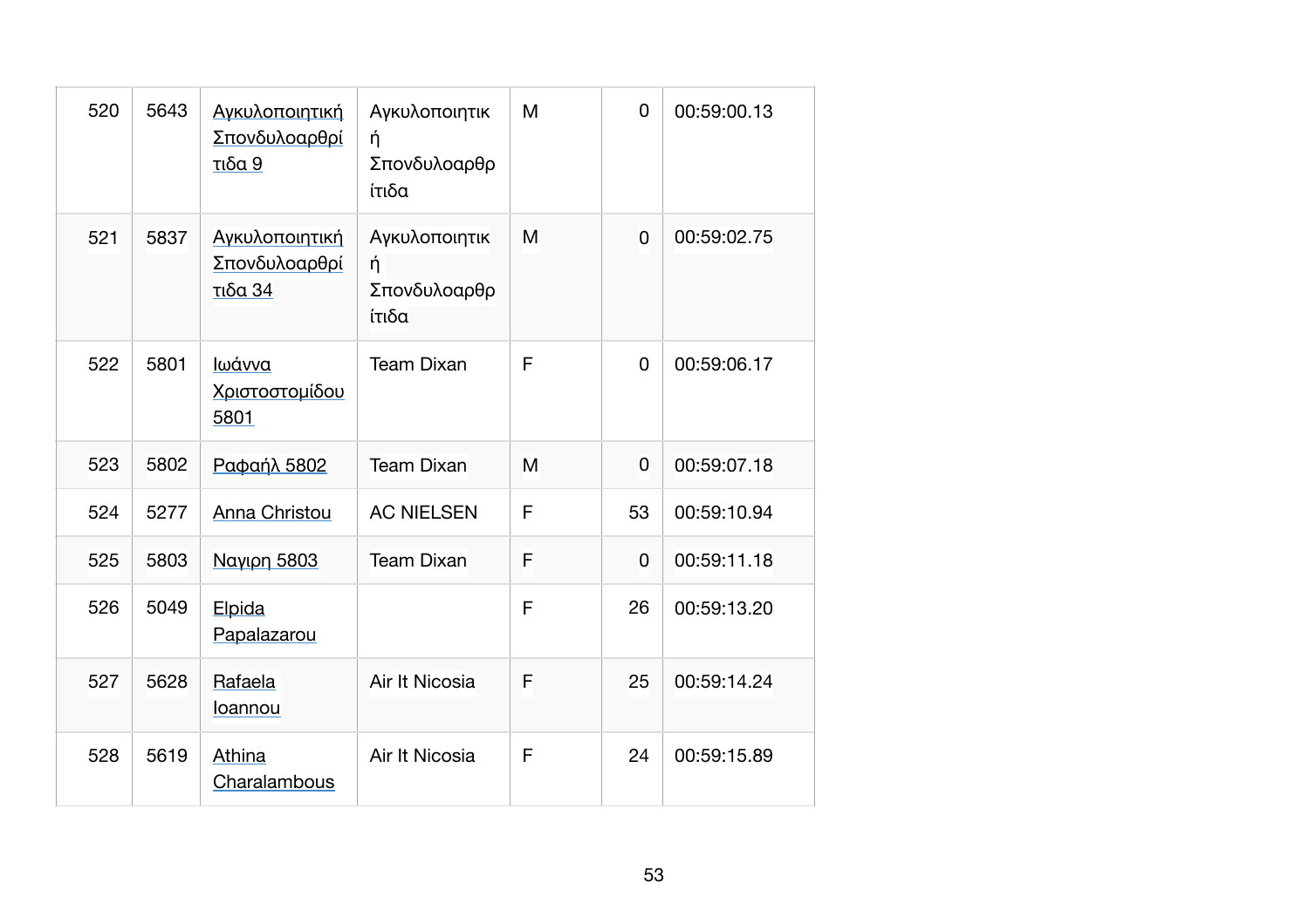| | | | | | | |
|---|---|---|---|---|---|---|
| 520 | 5643 | Αγκυλοποιητική Σπονδυλοαρθρίτιδα 9 | Αγκυλοποιητική Σπονδυλοαρθρίτιδα | M | 0 | 00:59:00.13 |
| 521 | 5837 | Αγκυλοποιητική Σπονδυλοαρθρίτιδα 34 | Αγκυλοποιητική Σπονδυλοαρθρίτιδα | M | 0 | 00:59:02.75 |
| 522 | 5801 | Ιωάννα Χριστοστομίδου 5801 | Team Dixan | F | 0 | 00:59:06.17 |
| 523 | 5802 | Ραφαήλ 5802 | Team Dixan | M | 0 | 00:59:07.18 |
| 524 | 5277 | Anna Christou | AC NIELSEN | F | 53 | 00:59:10.94 |
| 525 | 5803 | Ναγιρη 5803 | Team Dixan | F | 0 | 00:59:11.18 |
| 526 | 5049 | Elpida Papalazarou | | F | 26 | 00:59:13.20 |
| 527 | 5628 | Rafaela Ioannou | Air It Nicosia | F | 25 | 00:59:14.24 |
| 528 | 5619 | Athina Charalambous | Air It Nicosia | F | 24 | 00:59:15.89 |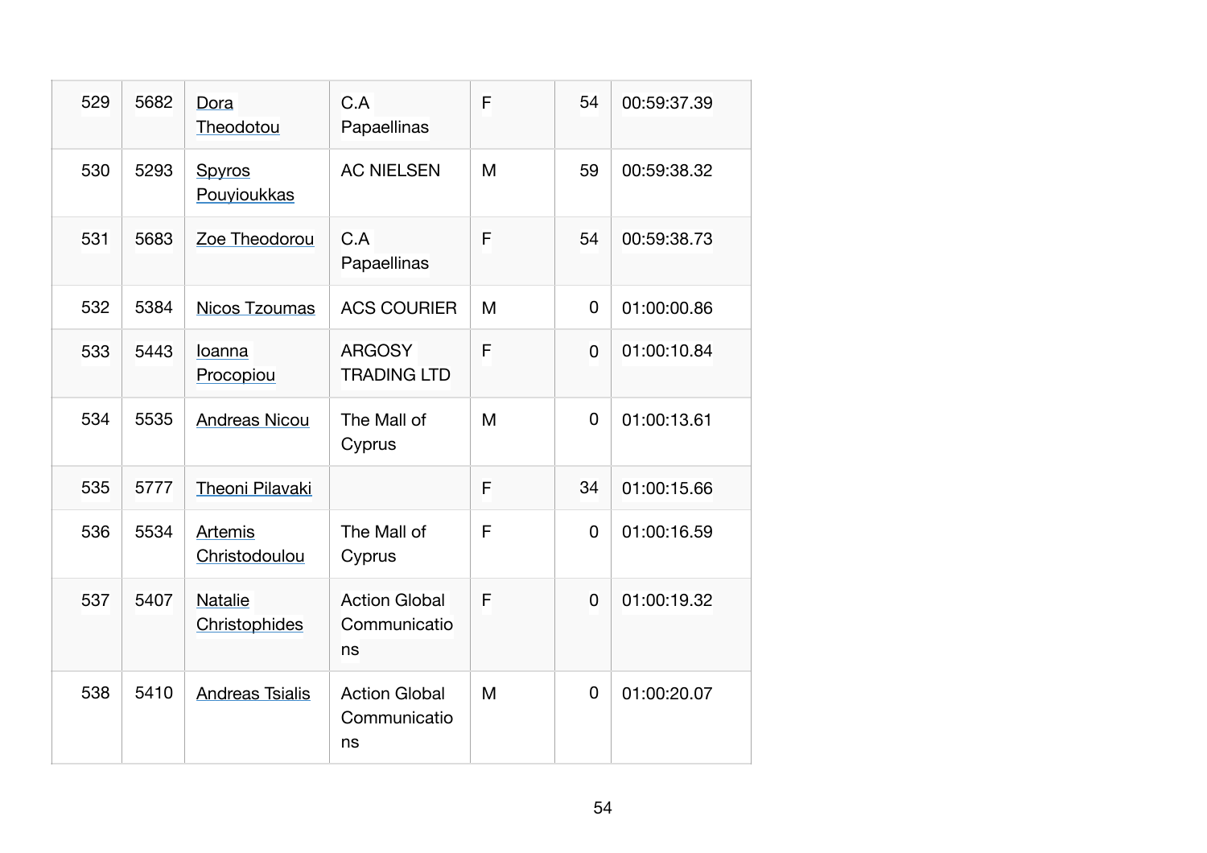| 529 | 5682 | Dora Theodotou | C.A Papaellinas | F | 54 | 00:59:37.39 |
|---|---|---|---|---|---|---|
| 530 | 5293 | Spyros Pouyioukkas | AC NIELSEN | M | 59 | 00:59:38.32 |
| 531 | 5683 | Zoe Theodorou | C.A Papaellinas | F | 54 | 00:59:38.73 |
| 532 | 5384 | Nicos Tzoumas | ACS COURIER | M | 0 | 01:00:00.86 |
| 533 | 5443 | Ioanna Procopiou | ARGOSY TRADING LTD | F | 0 | 01:00:10.84 |
| 534 | 5535 | Andreas Nicou | The Mall of Cyprus | M | 0 | 01:00:13.61 |
| 535 | 5777 | Theoni Pilavaki | | F | 34 | 01:00:15.66 |
| 536 | 5534 | Artemis Christodoulou | The Mall of Cyprus | F | 0 | 01:00:16.59 |
| 537 | 5407 | Natalie Christophides | Action Global Communications | F | 0 | 01:00:19.32 |
| 538 | 5410 | Andreas Tsialis | Action Global Communications | M | 0 | 01:00:20.07 |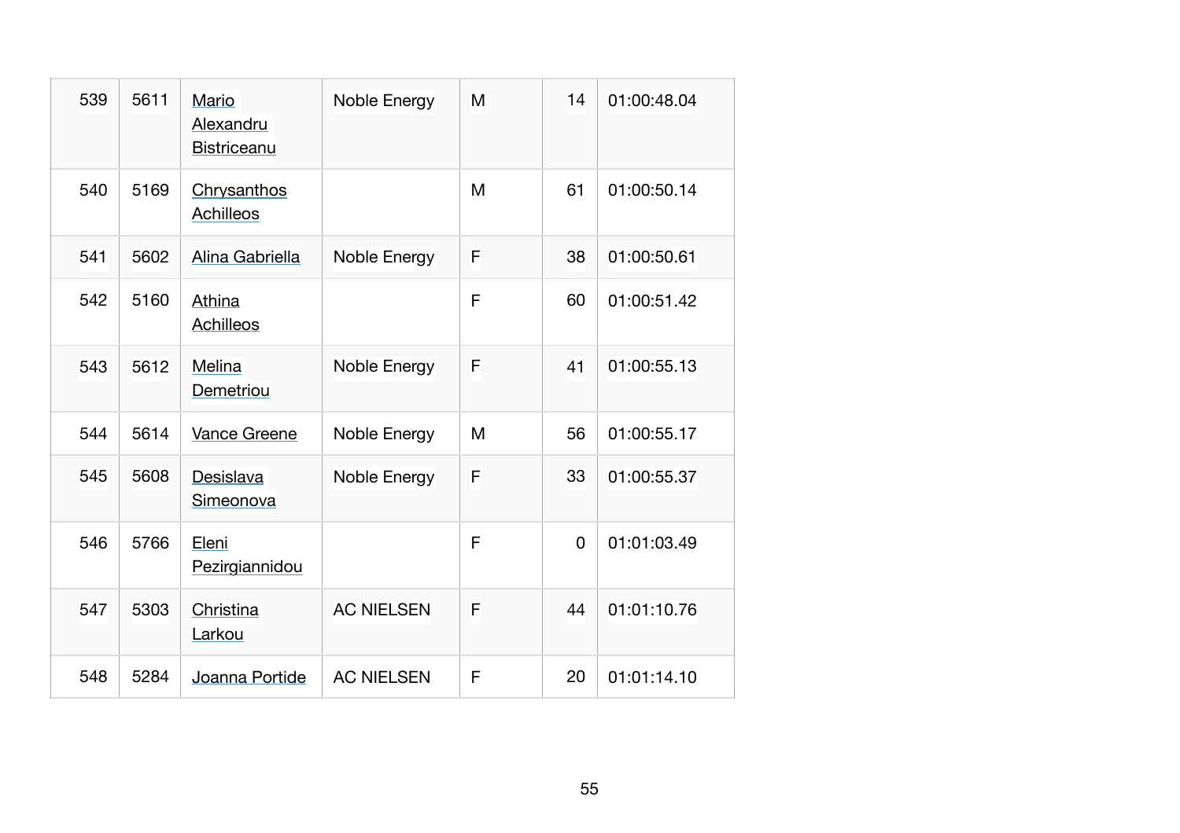| 539 | 5611 | Mario Alexandru Bistriceanu | Noble Energy | M | 14 | 01:00:48.04 |
|---|---|---|---|---|---|---|
| 540 | 5169 | Chrysanthos Achilleos | | M | 61 | 01:00:50.14 |
| 541 | 5602 | Alina Gabriella | Noble Energy | F | 38 | 01:00:50.61 |
| 542 | 5160 | Athina Achilleos | | F | 60 | 01:00:51.42 |
| 543 | 5612 | Melina Demetriou | Noble Energy | F | 41 | 01:00:55.13 |
| 544 | 5614 | Vance Greene | Noble Energy | M | 56 | 01:00:55.17 |
| 545 | 5608 | Desislava Simeonova | Noble Energy | F | 33 | 01:00:55.37 |
| 546 | 5766 | Eleni Pezirgiannidou | | F | 0 | 01:01:03.49 |
| 547 | 5303 | Christina Larkou | AC NIELSEN | F | 44 | 01:01:10.76 |
| 548 | 5284 | Joanna Portide | AC NIELSEN | F | 20 | 01:01:14.10 |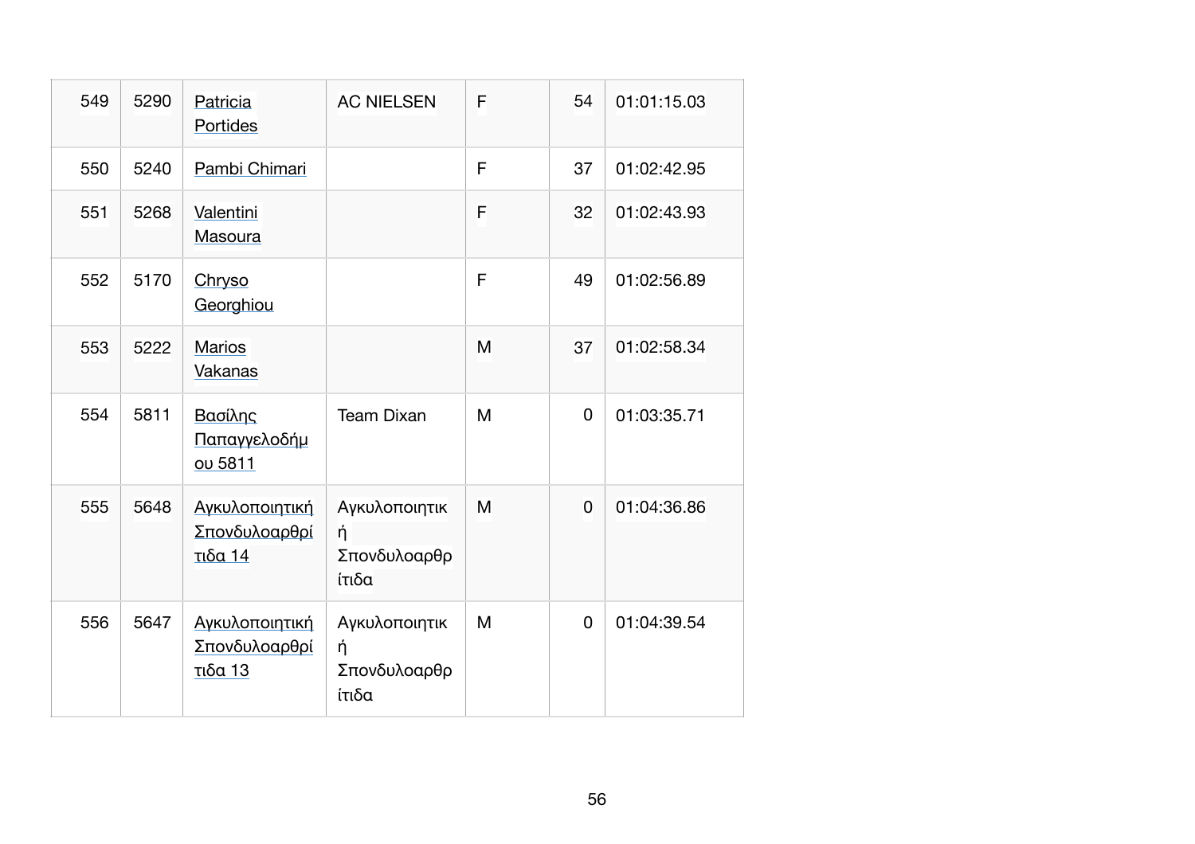| | | | | | | |
|---|---|---|---|---|---|---|
| 549 | 5290 | Patricia Portides | AC NIELSEN | F | 54 | 01:01:15.03 |
| 550 | 5240 | Pambi Chimari | | F | 37 | 01:02:42.95 |
| 551 | 5268 | Valentini Masoura | | F | 32 | 01:02:43.93 |
| 552 | 5170 | Chryso Georghiou | | F | 49 | 01:02:56.89 |
| 553 | 5222 | Marios Vakanas | | M | 37 | 01:02:58.34 |
| 554 | 5811 | Βασίλης Παπαγγελοδήμου 5811 | Team Dixan | M | 0 | 01:03:35.71 |
| 555 | 5648 | Αγκυλοποιητική Σπονδυλοαρθρίτιδα 14 | Αγκυλοποιητική Σπονδυλοαρθρίτιδα | M | 0 | 01:04:36.86 |
| 556 | 5647 | Αγκυλοποιητική Σπονδυλοαρθρίτιδα 13 | Αγκυλοποιητική Σπονδυλοαρθρίτιδα | M | 0 | 01:04:39.54 |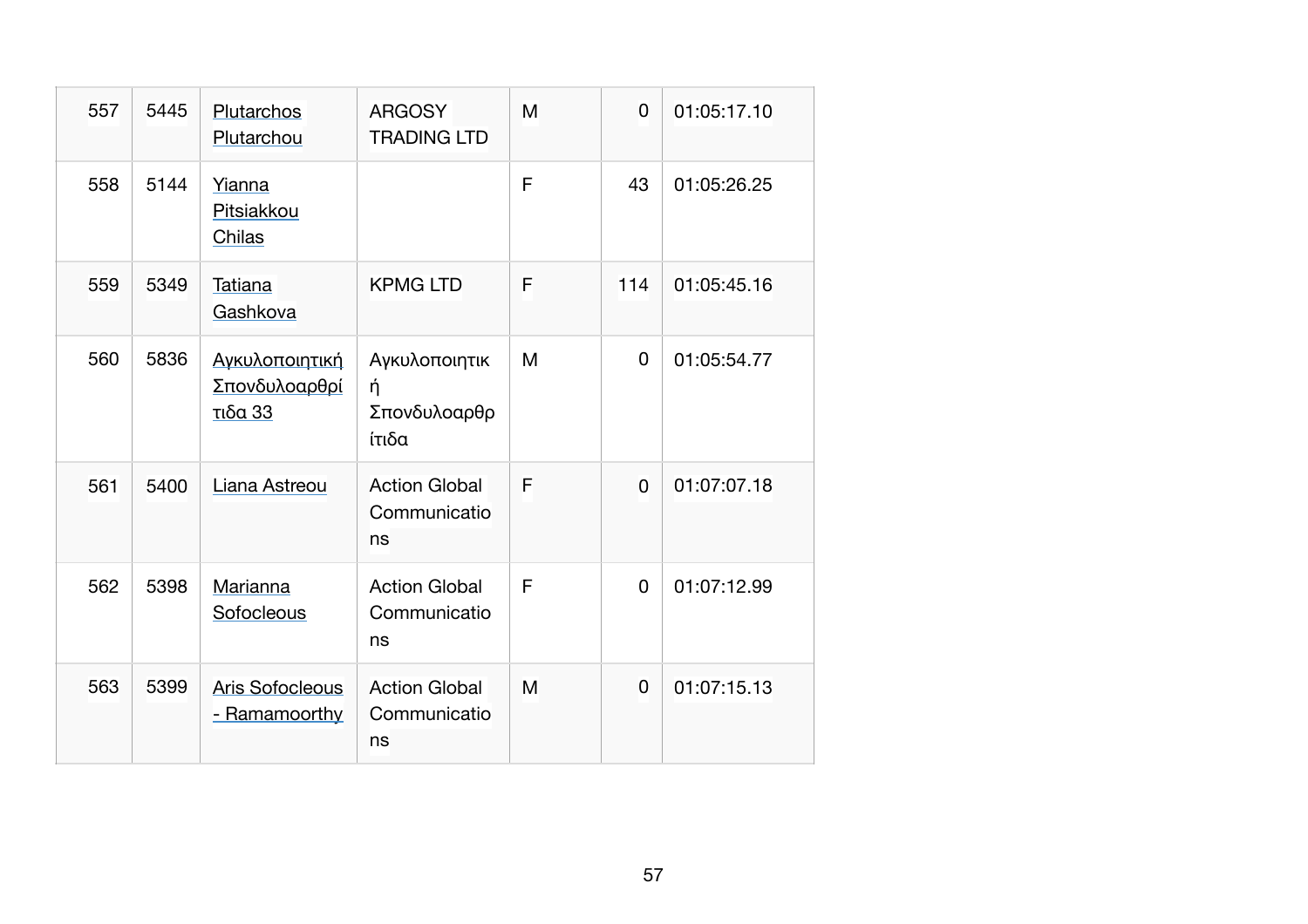| 557 | 5445 | Plutarchos Plutarchou | ARGOSY TRADING LTD | M | 0 | 01:05:17.10 |
|---|---|---|---|---|---|---|
| 558 | 5144 | Yianna Pitsiakkou Chilas | | F | 43 | 01:05:26.25 |
| 559 | 5349 | Tatiana Gashkova | KPMG LTD | F | 114 | 01:05:45.16 |
| 560 | 5836 | Αγκυλοποιητική Σπονδυλοαρθρίτιδα 33 | Αγκυλοποιητική Σπονδυλοαρθρίτιδα | M | 0 | 01:05:54.77 |
| 561 | 5400 | Liana Astreou | Action Global Communications | F | 0 | 01:07:07.18 |
| 562 | 5398 | Marianna Sofocleous | Action Global Communications | F | 0 | 01:07:12.99 |
| 563 | 5399 | Aris Sofocleous - Ramamoorthy | Action Global Communications | M | 0 | 01:07:15.13 |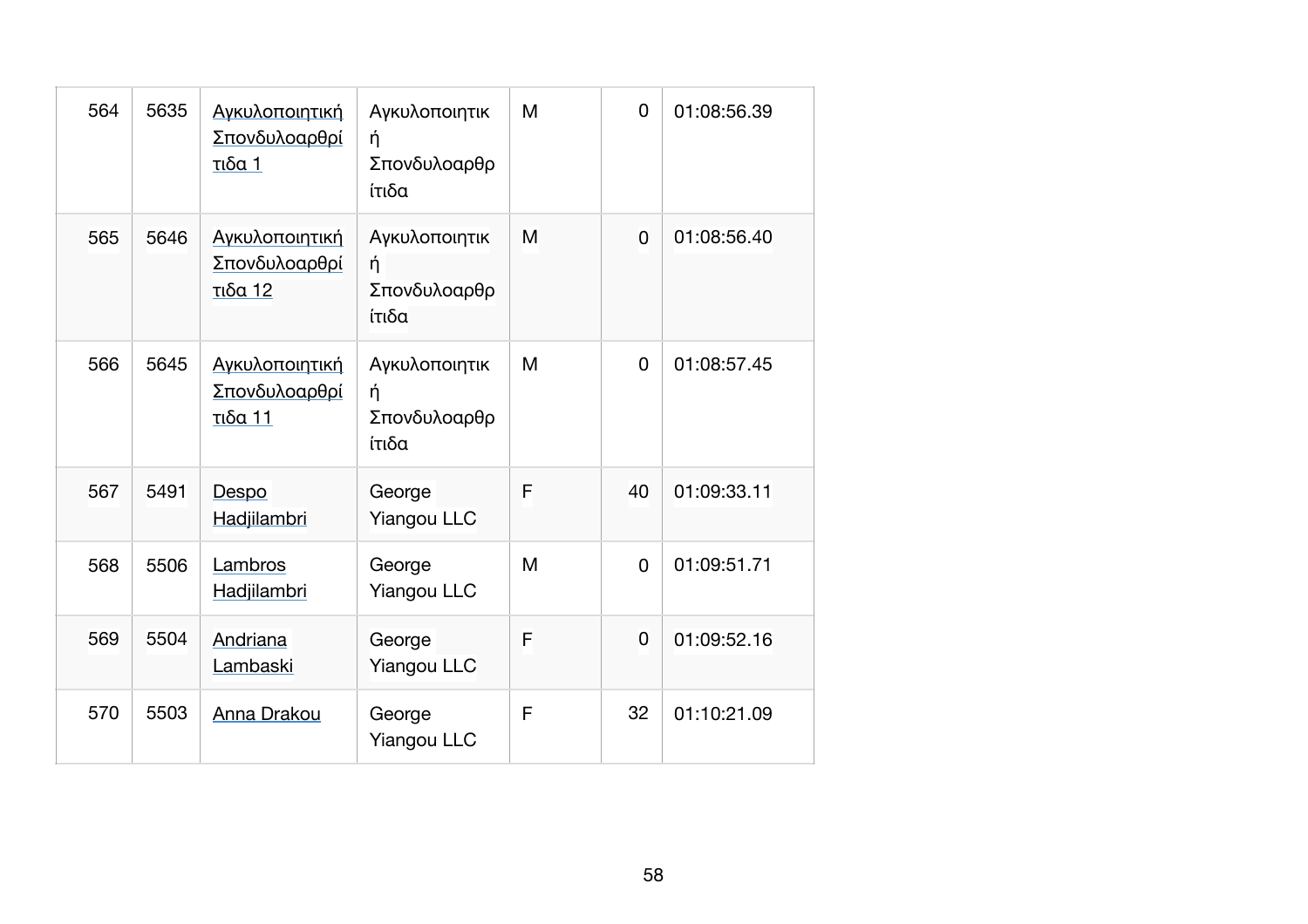| 564 | 5635 | Αγκυλοποιητική Σπονδυλοαρθρίτιδα 1 | Αγκυλοποιητική Σπονδυλοαρθρίτιδα | M | 0 | 01:08:56.39 |
|---|---|---|---|---|---|---|
| 565 | 5646 | Αγκυλοποιητική Σπονδυλοαρθρίτιδα 12 | Αγκυλοποιητική Σπονδυλοαρθρίτιδα | M | 0 | 01:08:56.40 |
| 566 | 5645 | Αγκυλοποιητική Σπονδυλοαρθρίτιδα 11 | Αγκυλοποιητική Σπονδυλοαρθρίτιδα | M | 0 | 01:08:57.45 |
| 567 | 5491 | Despo Hadjilambri | George Yiangou LLC | F | 40 | 01:09:33.11 |
| 568 | 5506 | Lambros Hadjilambri | George Yiangou LLC | M | 0 | 01:09:51.71 |
| 569 | 5504 | Andriana Lambaski | George Yiangou LLC | F | 0 | 01:09:52.16 |
| 570 | 5503 | Anna Drakou | George Yiangou LLC | F | 32 | 01:10:21.09 |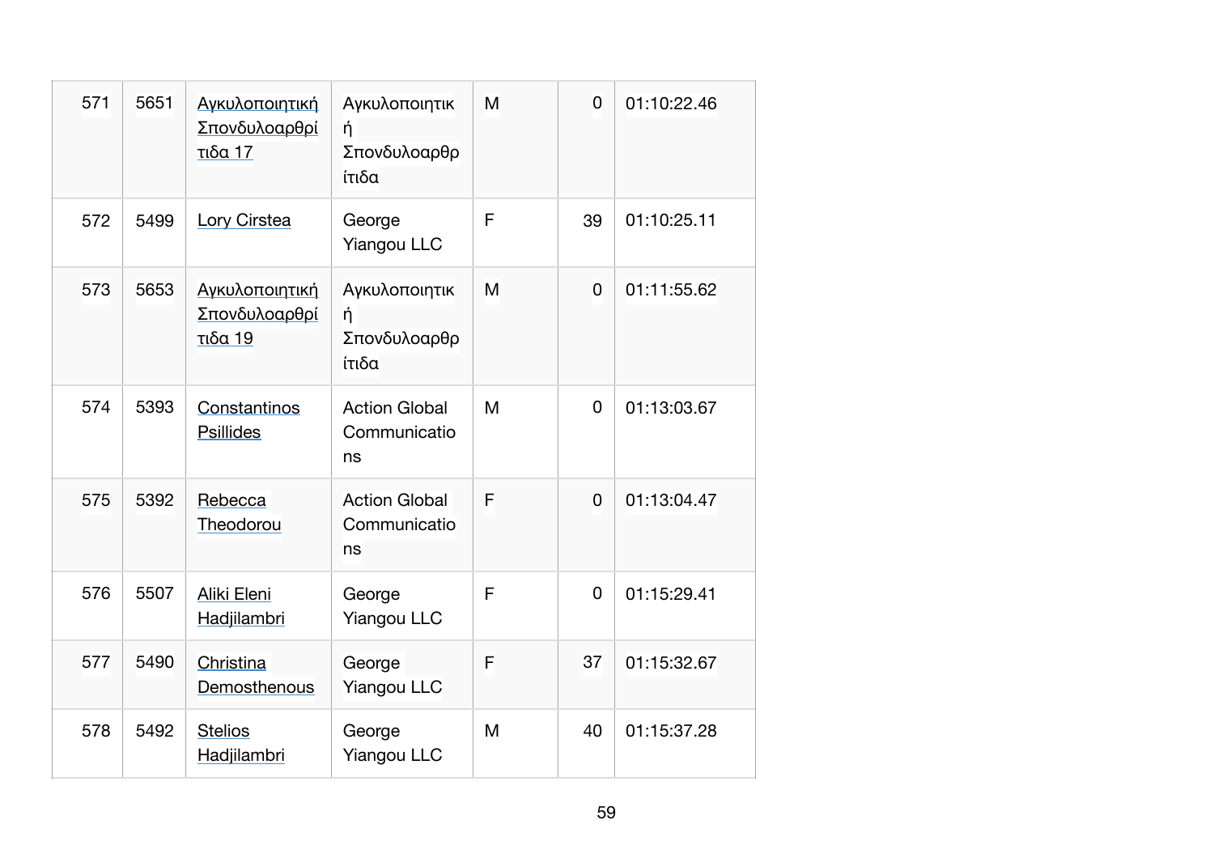| 571 | 5651 | Αγκυλοποιητική Σπονδυλοαρθρίτιδα 17 | Αγκυλοποιητική Σπονδυλοαρθρίτιδα | M | 0 | 01:10:22.46 |
|---|---|---|---|---|---|---|
| 572 | 5499 | Lory Cirstea | George Yiangou LLC | F | 39 | 01:10:25.11 |
| 573 | 5653 | Αγκυλοποιητική Σπονδυλοαρθρίτιδα 19 | Αγκυλοποιητική Σπονδυλοαρθρίτιδα | M | 0 | 01:11:55.62 |
| 574 | 5393 | Constantinos Psillides | Action Global Communications | M | 0 | 01:13:03.67 |
| 575 | 5392 | Rebecca Theodorou | Action Global Communications | F | 0 | 01:13:04.47 |
| 576 | 5507 | Aliki Eleni Hadjilambri | George Yiangou LLC | F | 0 | 01:15:29.41 |
| 577 | 5490 | Christina Demosthenous | George Yiangou LLC | F | 37 | 01:15:32.67 |
| 578 | 5492 | Stelios Hadjilambri | George Yiangou LLC | M | 40 | 01:15:37.28 |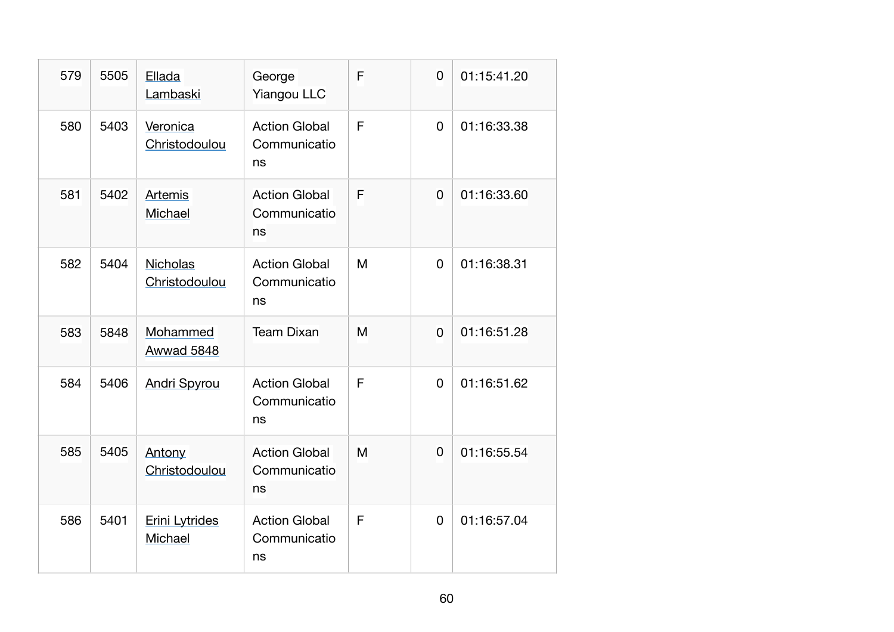| 579 | 5505 | Ellada Lambaski | George Yiangou LLC | F | 0 | 01:15:41.20 |
|---|---|---|---|---|---|---|
| 580 | 5403 | Veronica Christodoulou | Action Global Communications | F | 0 | 01:16:33.38 |
| 581 | 5402 | Artemis Michael | Action Global Communications | F | 0 | 01:16:33.60 |
| 582 | 5404 | Nicholas Christodoulou | Action Global Communications | M | 0 | 01:16:38.31 |
| 583 | 5848 | Mohammed Awwad 5848 | Team Dixan | M | 0 | 01:16:51.28 |
| 584 | 5406 | Andri Spyrou | Action Global Communications | F | 0 | 01:16:51.62 |
| 585 | 5405 | Antony Christodoulou | Action Global Communications | M | 0 | 01:16:55.54 |
| 586 | 5401 | Erini Lytrides Michael | Action Global Communications | F | 0 | 01:16:57.04 |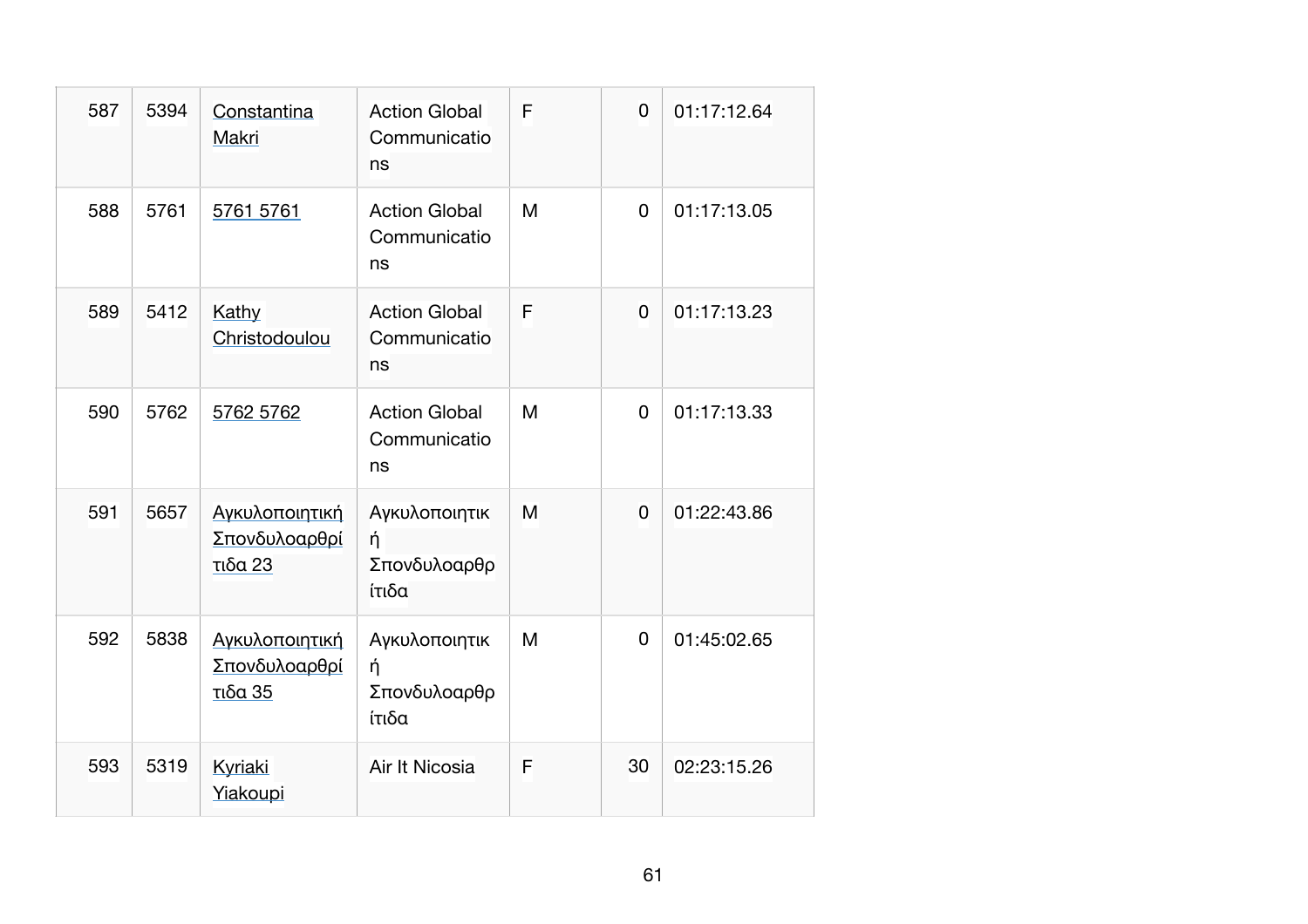| 587 | 5394 | Constantina Makri | Action Global Communications | F | 0 | 01:17:12.64 |
|---|---|---|---|---|---|---|
| 588 | 5761 | 5761 5761 | Action Global Communications | M | 0 | 01:17:13.05 |
| 589 | 5412 | Kathy Christodoulou | Action Global Communications | F | 0 | 01:17:13.23 |
| 590 | 5762 | 5762 5762 | Action Global Communications | M | 0 | 01:17:13.33 |
| 591 | 5657 | Αγκυλοποιητική Σπονδυλοαρθρίτιδα 23 | Αγκυλοποιητική Σπονδυλοαρθρίτιδα | M | 0 | 01:22:43.86 |
| 592 | 5838 | Αγκυλοποιητική Σπονδυλοαρθρίτιδα 35 | Αγκυλοποιητική Σπονδυλοαρθρίτιδα | M | 0 | 01:45:02.65 |
| 593 | 5319 | Kyriaki Yiakoupi | Air It Nicosia | F | 30 | 02:23:15.26 |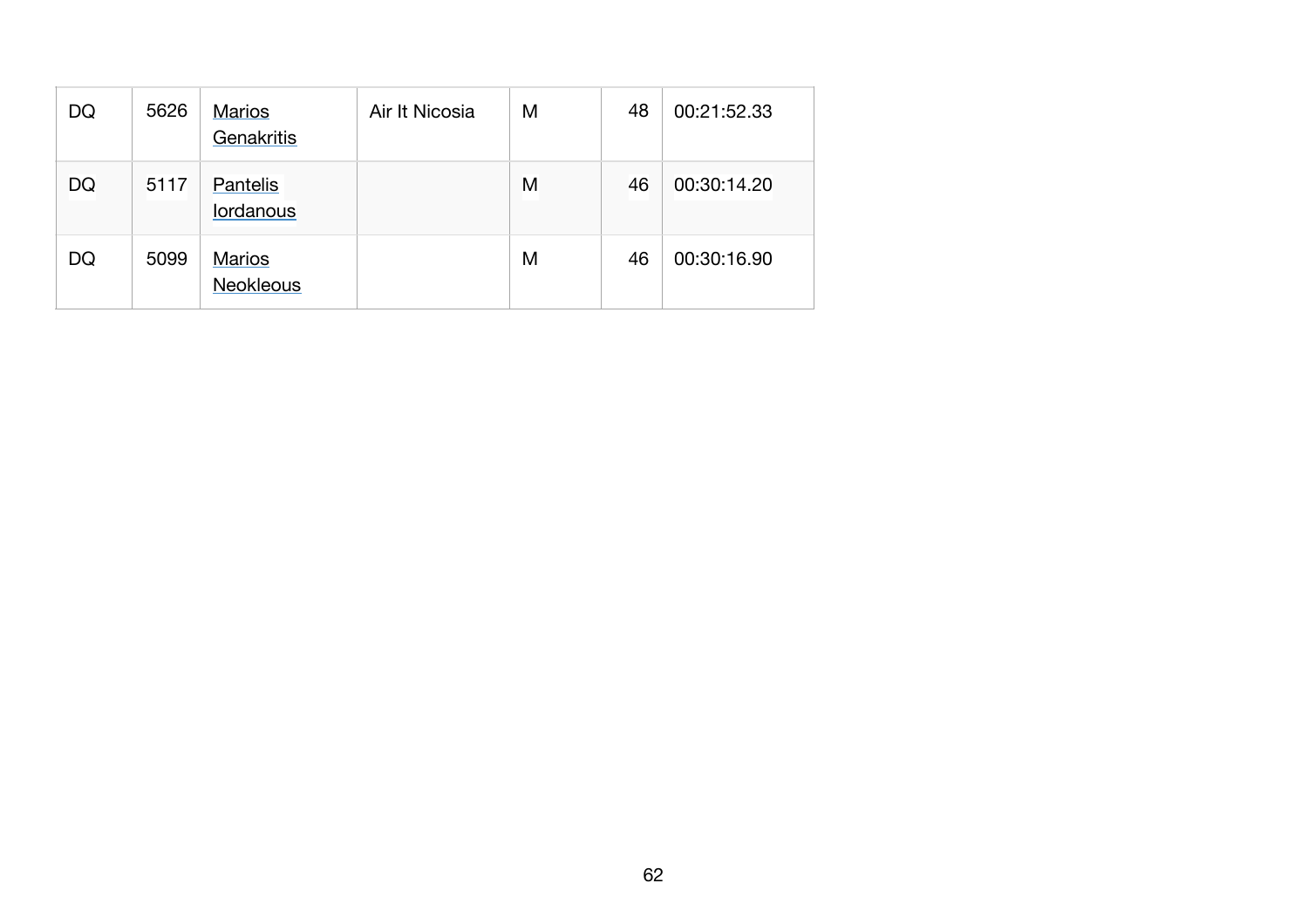| | | | | | | |
|---|---|---|---|---|---|---|
| DQ | 5626 | Marios Genakritis | Air It Nicosia | M | 48 | 00:21:52.33 |
| DQ | 5117 | Pantelis Iordanous | | M | 46 | 00:30:14.20 |
| DQ | 5099 | Marios Neokleous | | M | 46 | 00:30:16.90 |